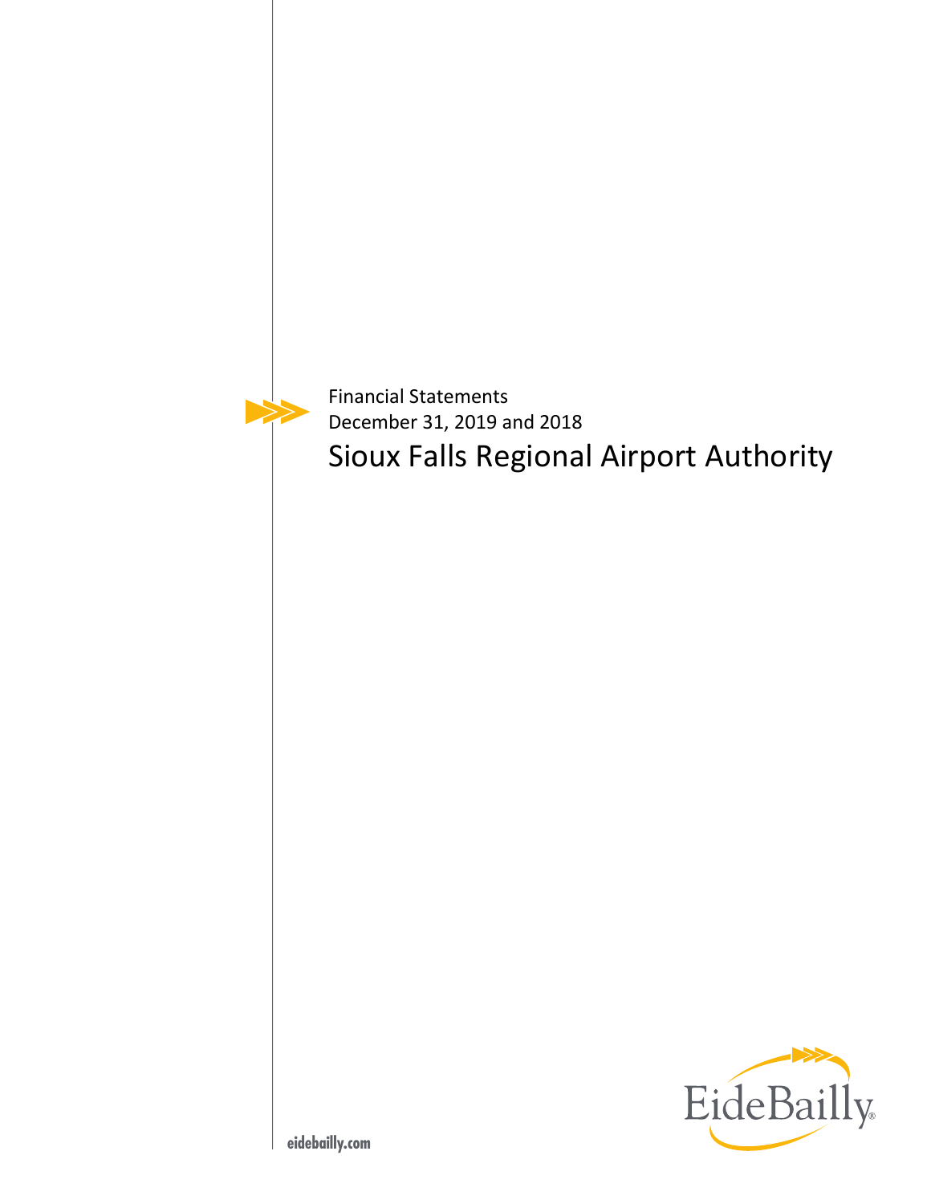Financial Statements

December 31, 2019 and 2018

# Sioux Falls Regional Airport Authority

EideBailly

eidebailly.com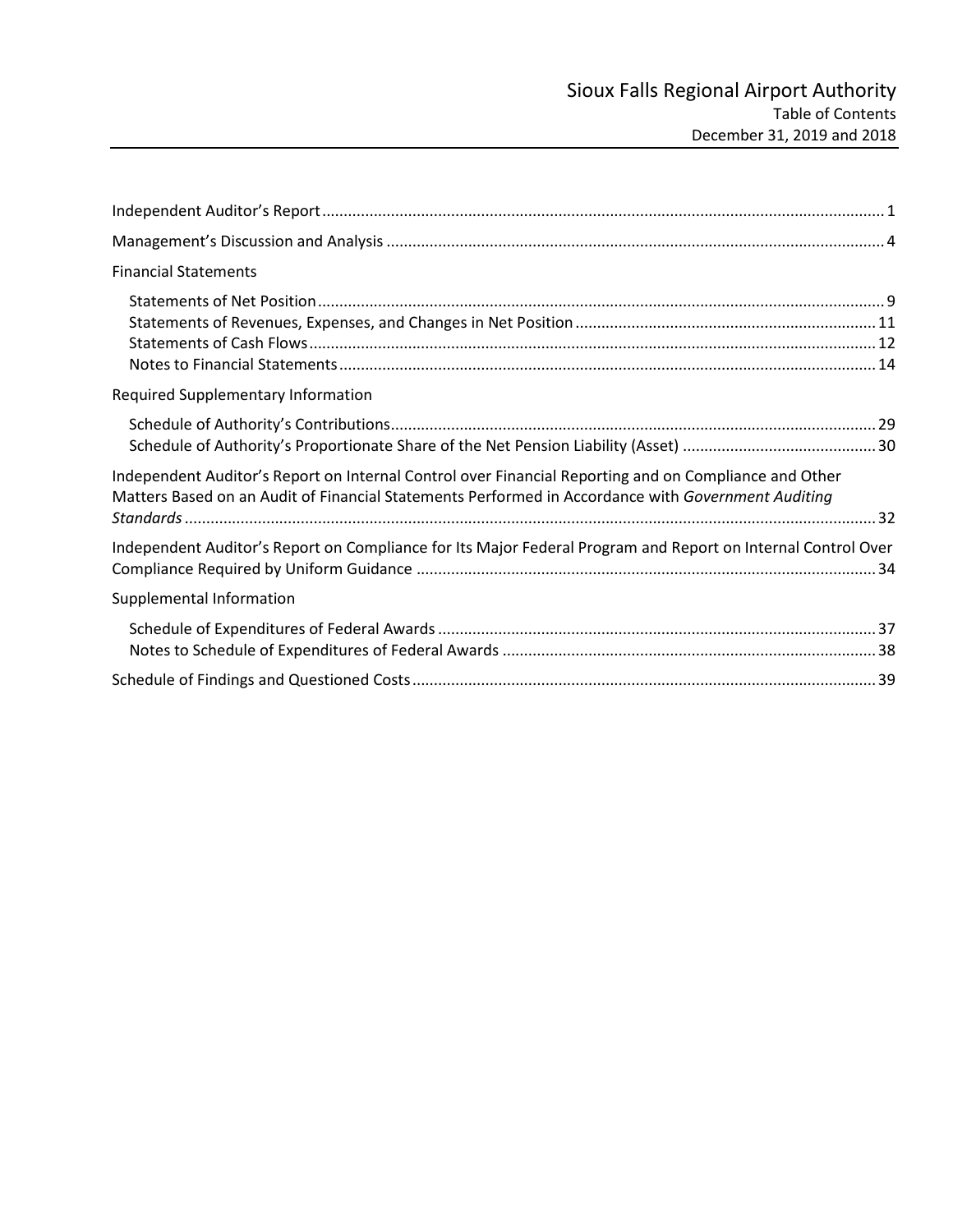# Sioux Falls Regional Airport Authority

Table of Contents

December 31, 2019 and 2018

| | |
|---|---|
| Independent Auditor's Report | 1 |
| Management's Discussion and Analysis | 4 |
| **Financial Statements** | |
| Statements of Net Position | 9 |
| Statements of Revenues, Expenses, and Changes in Net Position | 11 |
| Statements of Cash Flows | 12 |
| Notes to Financial Statements | 14 |
| **Required Supplementary Information** | |
| Schedule of Authority's Contributions | 29 |
| Schedule of Authority's Proportionate Share of the Net Pension Liability (Asset) | 30 |
| Independent Auditor's Report on Internal Control over Financial Reporting and on Compliance and Other Matters Based on an Audit of Financial Statements Performed in Accordance with *Government Auditing Standards* | 32 |
| Independent Auditor's Report on Compliance for Its Major Federal Program and Report on Internal Control Over Compliance Required by Uniform Guidance | 34 |
| **Supplemental Information** | |
| Schedule of Expenditures of Federal Awards | 37 |
| Notes to Schedule of Expenditures of Federal Awards | 38 |
| Schedule of Findings and Questioned Costs | 39 |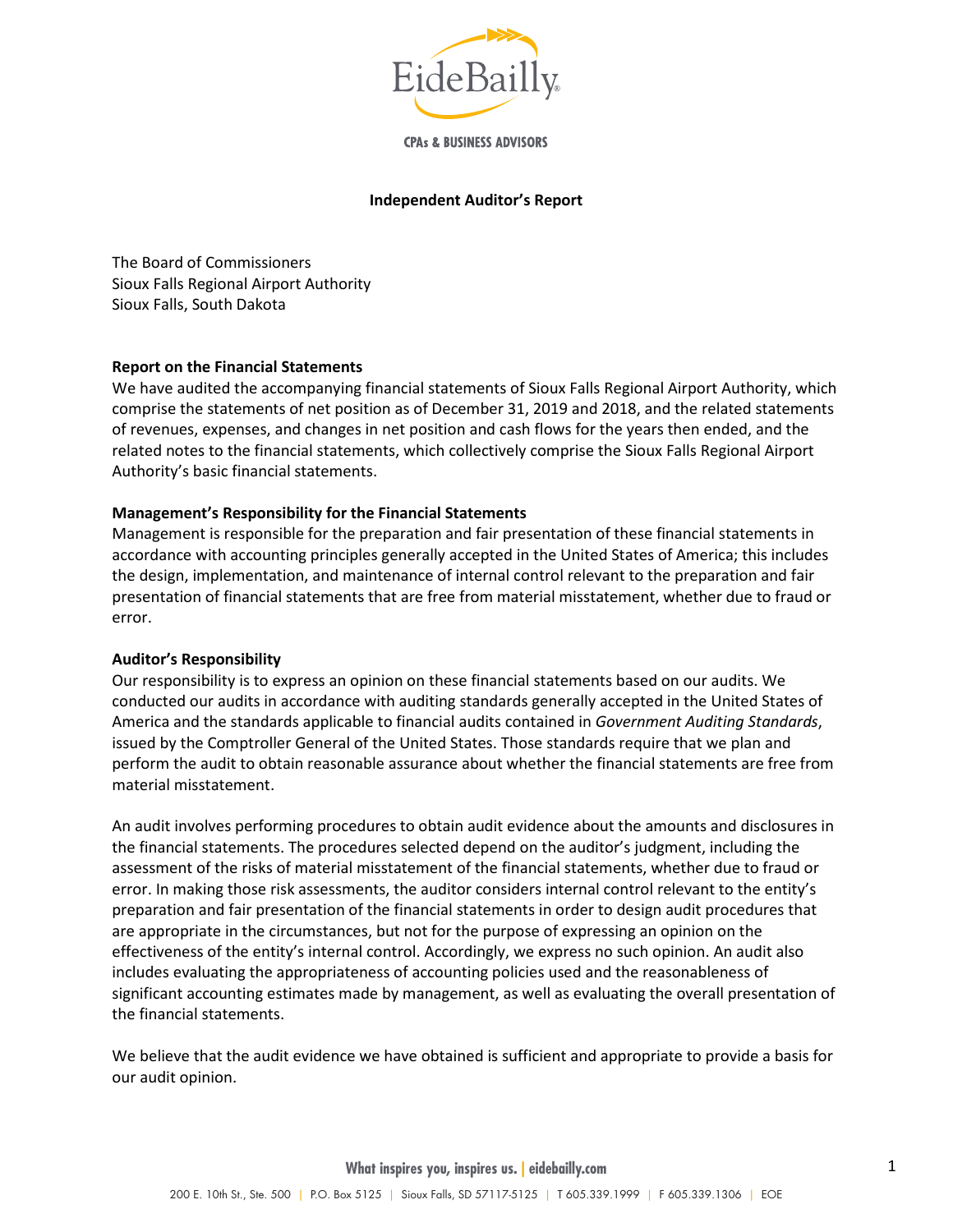EideBailly

CPAs & BUSINESS ADVISORS

# Independent Auditor's Report

The Board of Commissioners
Sioux Falls Regional Airport Authority
Sioux Falls, South Dakota

**Report on the Financial Statements**

We have audited the accompanying financial statements of Sioux Falls Regional Airport Authority, which comprise the statements of net position as of December 31, 2019 and 2018, and the related statements of revenues, expenses, and changes in net position and cash flows for the years then ended, and the related notes to the financial statements, which collectively comprise the Sioux Falls Regional Airport Authority's basic financial statements.

**Management's Responsibility for the Financial Statements**

Management is responsible for the preparation and fair presentation of these financial statements in accordance with accounting principles generally accepted in the United States of America; this includes the design, implementation, and maintenance of internal control relevant to the preparation and fair presentation of financial statements that are free from material misstatement, whether due to fraud or error.

**Auditor's Responsibility**

Our responsibility is to express an opinion on these financial statements based on our audits. We conducted our audits in accordance with auditing standards generally accepted in the United States of America and the standards applicable to financial audits contained in *Government Auditing Standards*, issued by the Comptroller General of the United States. Those standards require that we plan and perform the audit to obtain reasonable assurance about whether the financial statements are free from material misstatement.

An audit involves performing procedures to obtain audit evidence about the amounts and disclosures in the financial statements. The procedures selected depend on the auditor's judgment, including the assessment of the risks of material misstatement of the financial statements, whether due to fraud or error. In making those risk assessments, the auditor considers internal control relevant to the entity's preparation and fair presentation of the financial statements in order to design audit procedures that are appropriate in the circumstances, but not for the purpose of expressing an opinion on the effectiveness of the entity's internal control. Accordingly, we express no such opinion. An audit also includes evaluating the appropriateness of accounting policies used and the reasonableness of significant accounting estimates made by management, as well as evaluating the overall presentation of the financial statements.

We believe that the audit evidence we have obtained is sufficient and appropriate to provide a basis for our audit opinion.

What inspires you, inspires us. | eidebailly.com

200 E. 10th St., Ste. 500 | P.O. Box 5125 | Sioux Falls, SD 57117-5125 | T 605.339.1999 | F 605.339.1306 | EOE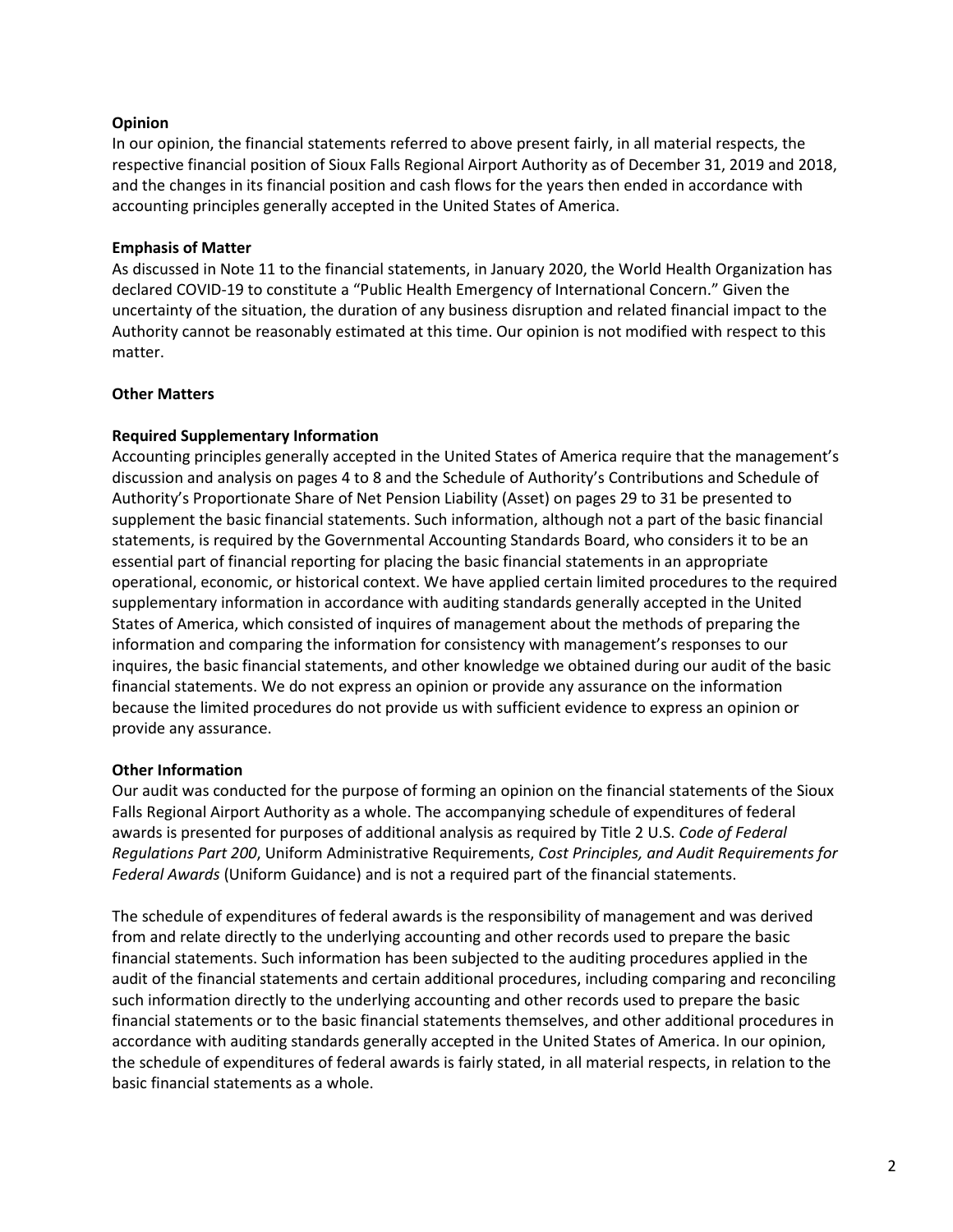**Opinion**

In our opinion, the financial statements referred to above present fairly, in all material respects, the respective financial position of Sioux Falls Regional Airport Authority as of December 31, 2019 and 2018, and the changes in its financial position and cash flows for the years then ended in accordance with accounting principles generally accepted in the United States of America.

**Emphasis of Matter**

As discussed in Note 11 to the financial statements, in January 2020, the World Health Organization has declared COVID-19 to constitute a "Public Health Emergency of International Concern." Given the uncertainty of the situation, the duration of any business disruption and related financial impact to the Authority cannot be reasonably estimated at this time. Our opinion is not modified with respect to this matter.

**Other Matters**

**Required Supplementary Information**

Accounting principles generally accepted in the United States of America require that the management's discussion and analysis on pages 4 to 8 and the Schedule of Authority's Contributions and Schedule of Authority's Proportionate Share of Net Pension Liability (Asset) on pages 29 to 31 be presented to supplement the basic financial statements. Such information, although not a part of the basic financial statements, is required by the Governmental Accounting Standards Board, who considers it to be an essential part of financial reporting for placing the basic financial statements in an appropriate operational, economic, or historical context. We have applied certain limited procedures to the required supplementary information in accordance with auditing standards generally accepted in the United States of America, which consisted of inquires of management about the methods of preparing the information and comparing the information for consistency with management's responses to our inquires, the basic financial statements, and other knowledge we obtained during our audit of the basic financial statements. We do not express an opinion or provide any assurance on the information because the limited procedures do not provide us with sufficient evidence to express an opinion or provide any assurance.

**Other Information**

Our audit was conducted for the purpose of forming an opinion on the financial statements of the Sioux Falls Regional Airport Authority as a whole. The accompanying schedule of expenditures of federal awards is presented for purposes of additional analysis as required by Title 2 U.S. *Code of Federal Regulations Part 200*, Uniform Administrative Requirements, *Cost Principles, and Audit Requirements for Federal Awards* (Uniform Guidance) and is not a required part of the financial statements.

The schedule of expenditures of federal awards is the responsibility of management and was derived from and relate directly to the underlying accounting and other records used to prepare the basic financial statements. Such information has been subjected to the auditing procedures applied in the audit of the financial statements and certain additional procedures, including comparing and reconciling such information directly to the underlying accounting and other records used to prepare the basic financial statements or to the basic financial statements themselves, and other additional procedures in accordance with auditing standards generally accepted in the United States of America. In our opinion, the schedule of expenditures of federal awards is fairly stated, in all material respects, in relation to the basic financial statements as a whole.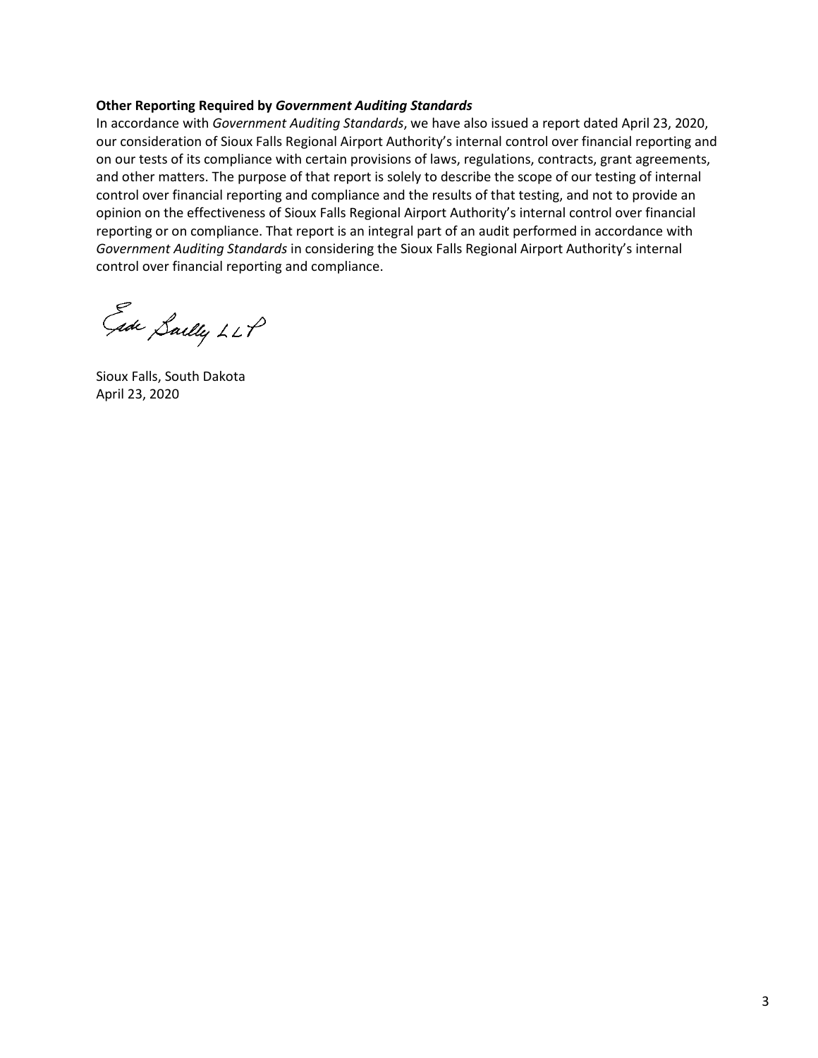**Other Reporting Required by *Government Auditing Standards***

In accordance with *Government Auditing Standards*, we have also issued a report dated April 23, 2020, our consideration of Sioux Falls Regional Airport Authority's internal control over financial reporting and on our tests of its compliance with certain provisions of laws, regulations, contracts, grant agreements, and other matters. The purpose of that report is solely to describe the scope of our testing of internal control over financial reporting and compliance and the results of that testing, and not to provide an opinion on the effectiveness of Sioux Falls Regional Airport Authority's internal control over financial reporting or on compliance. That report is an integral part of an audit performed in accordance with *Government Auditing Standards* in considering the Sioux Falls Regional Airport Authority's internal control over financial reporting and compliance.

Eide Bailly LLP

Sioux Falls, South Dakota
April 23, 2020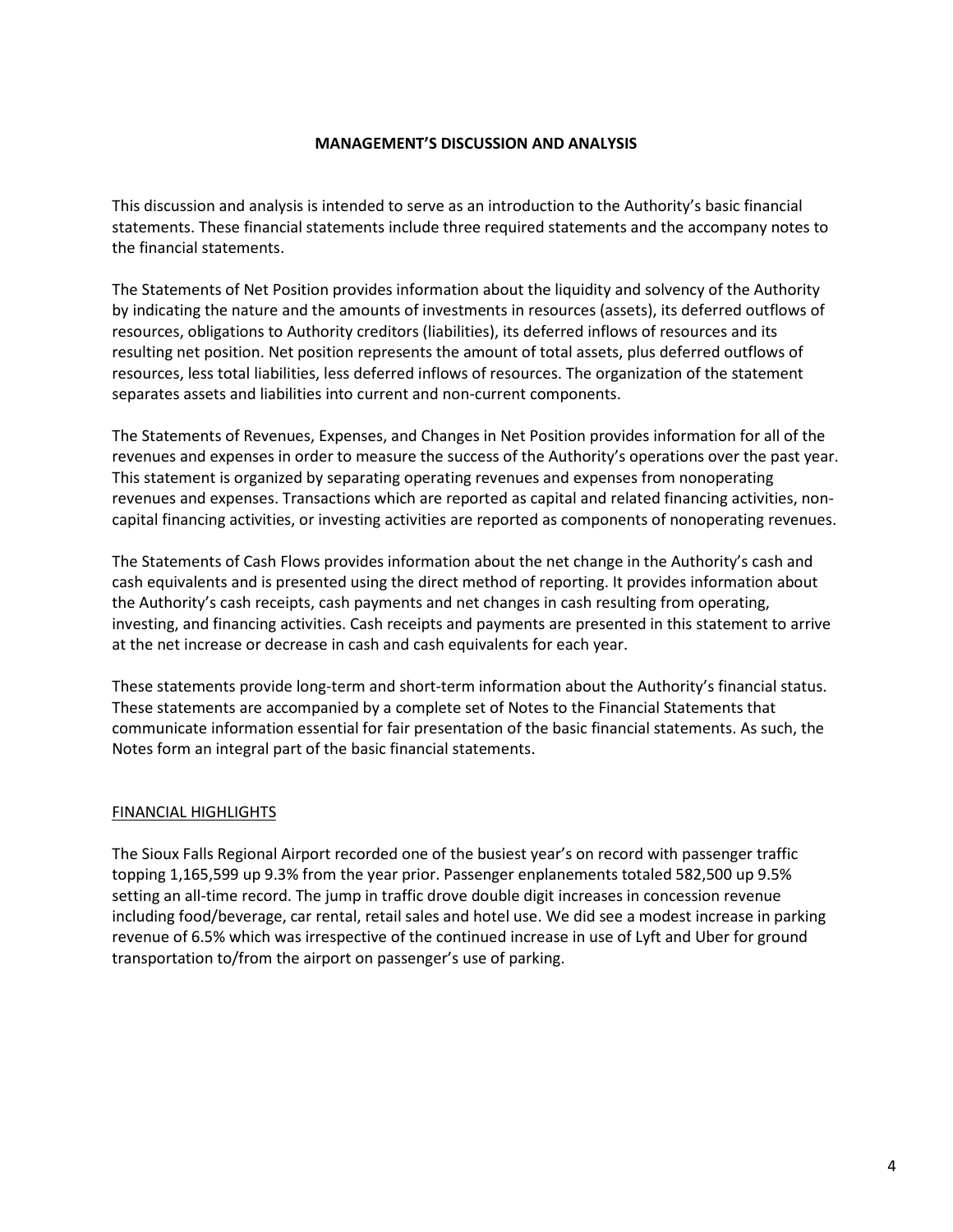# MANAGEMENT'S DISCUSSION AND ANALYSIS

This discussion and analysis is intended to serve as an introduction to the Authority's basic financial statements. These financial statements include three required statements and the accompany notes to the financial statements.

The Statements of Net Position provides information about the liquidity and solvency of the Authority by indicating the nature and the amounts of investments in resources (assets), its deferred outflows of resources, obligations to Authority creditors (liabilities), its deferred inflows of resources and its resulting net position. Net position represents the amount of total assets, plus deferred outflows of resources, less total liabilities, less deferred inflows of resources. The organization of the statement separates assets and liabilities into current and non-current components.

The Statements of Revenues, Expenses, and Changes in Net Position provides information for all of the revenues and expenses in order to measure the success of the Authority's operations over the past year. This statement is organized by separating operating revenues and expenses from nonoperating revenues and expenses. Transactions which are reported as capital and related financing activities, non-capital financing activities, or investing activities are reported as components of nonoperating revenues.

The Statements of Cash Flows provides information about the net change in the Authority's cash and cash equivalents and is presented using the direct method of reporting. It provides information about the Authority's cash receipts, cash payments and net changes in cash resulting from operating, investing, and financing activities. Cash receipts and payments are presented in this statement to arrive at the net increase or decrease in cash and cash equivalents for each year.

These statements provide long-term and short-term information about the Authority's financial status. These statements are accompanied by a complete set of Notes to the Financial Statements that communicate information essential for fair presentation of the basic financial statements. As such, the Notes form an integral part of the basic financial statements.

## FINANCIAL HIGHLIGHTS

The Sioux Falls Regional Airport recorded one of the busiest year's on record with passenger traffic topping 1,165,599 up 9.3% from the year prior. Passenger enplanements totaled 582,500 up 9.5% setting an all-time record. The jump in traffic drove double digit increases in concession revenue including food/beverage, car rental, retail sales and hotel use. We did see a modest increase in parking revenue of 6.5% which was irrespective of the continued increase in use of Lyft and Uber for ground transportation to/from the airport on passenger's use of parking.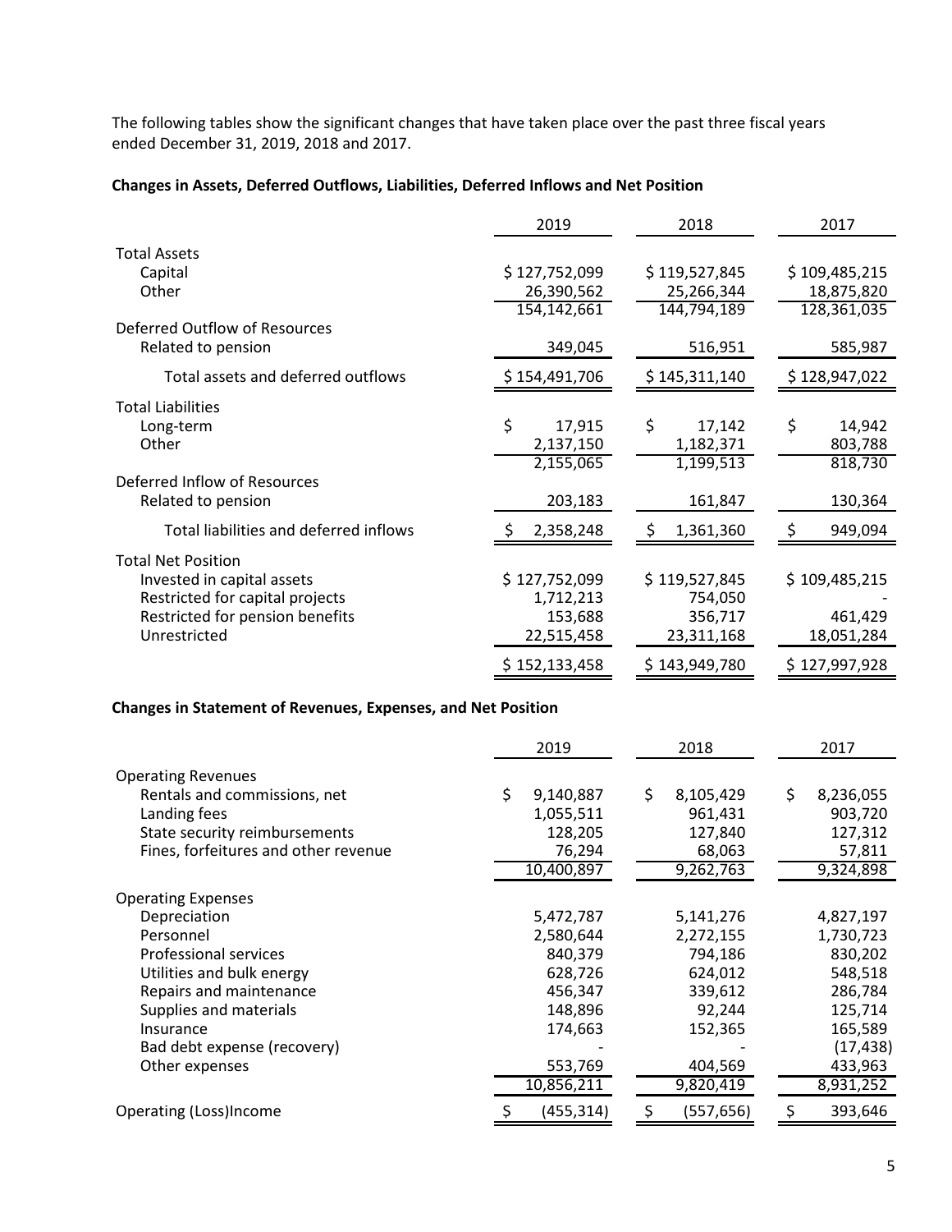The following tables show the significant changes that have taken place over the past three fiscal years ended December 31, 2019, 2018 and 2017.

**Changes in Assets, Deferred Outflows, Liabilities, Deferred Inflows and Net Position**

| | 2019 | 2018 | 2017 |
|---|---|---|---|
| Total Assets | | | |
| Capital | $ 127,752,099 | $ 119,527,845 | $ 109,485,215 |
| Other | 26,390,562 | 25,266,344 | 18,875,820 |
| | 154,142,661 | 144,794,189 | 128,361,035 |
| Deferred Outflow of Resources | | | |
| Related to pension | 349,045 | 516,951 | 585,987 |
| Total assets and deferred outflows | $ 154,491,706 | $ 145,311,140 | $ 128,947,022 |
| Total Liabilities | | | |
| Long-term | $ 17,915 | $ 17,142 | $ 14,942 |
| Other | 2,137,150 | 1,182,371 | 803,788 |
| | 2,155,065 | 1,199,513 | 818,730 |
| Deferred Inflow of Resources | | | |
| Related to pension | 203,183 | 161,847 | 130,364 |
| Total liabilities and deferred inflows | $ 2,358,248 | $ 1,361,360 | $ 949,094 |
| Total Net Position | | | |
| Invested in capital assets | $ 127,752,099 | $ 119,527,845 | $ 109,485,215 |
| Restricted for capital projects | 1,712,213 | 754,050 | - |
| Restricted for pension benefits | 153,688 | 356,717 | 461,429 |
| Unrestricted | 22,515,458 | 23,311,168 | 18,051,284 |
| | $ 152,133,458 | $ 143,949,780 | $ 127,997,928 |

**Changes in Statement of Revenues, Expenses, and Net Position**

| | 2019 | 2018 | 2017 |
|---|---|---|---|
| Operating Revenues | | | |
| Rentals and commissions, net | $ 9,140,887 | $ 8,105,429 | $ 8,236,055 |
| Landing fees | 1,055,511 | 961,431 | 903,720 |
| State security reimbursements | 128,205 | 127,840 | 127,312 |
| Fines, forfeitures and other revenue | 76,294 | 68,063 | 57,811 |
| | 10,400,897 | 9,262,763 | 9,324,898 |
| Operating Expenses | | | |
| Depreciation | 5,472,787 | 5,141,276 | 4,827,197 |
| Personnel | 2,580,644 | 2,272,155 | 1,730,723 |
| Professional services | 840,379 | 794,186 | 830,202 |
| Utilities and bulk energy | 628,726 | 624,012 | 548,518 |
| Repairs and maintenance | 456,347 | 339,612 | 286,784 |
| Supplies and materials | 148,896 | 92,244 | 125,714 |
| Insurance | 174,663 | 152,365 | 165,589 |
| Bad debt expense (recovery) | - | - | (17,438) |
| Other expenses | 553,769 | 404,569 | 433,963 |
| | 10,856,211 | 9,820,419 | 8,931,252 |
| Operating (Loss)Income | $ (455,314) | $ (557,656) | $ 393,646 |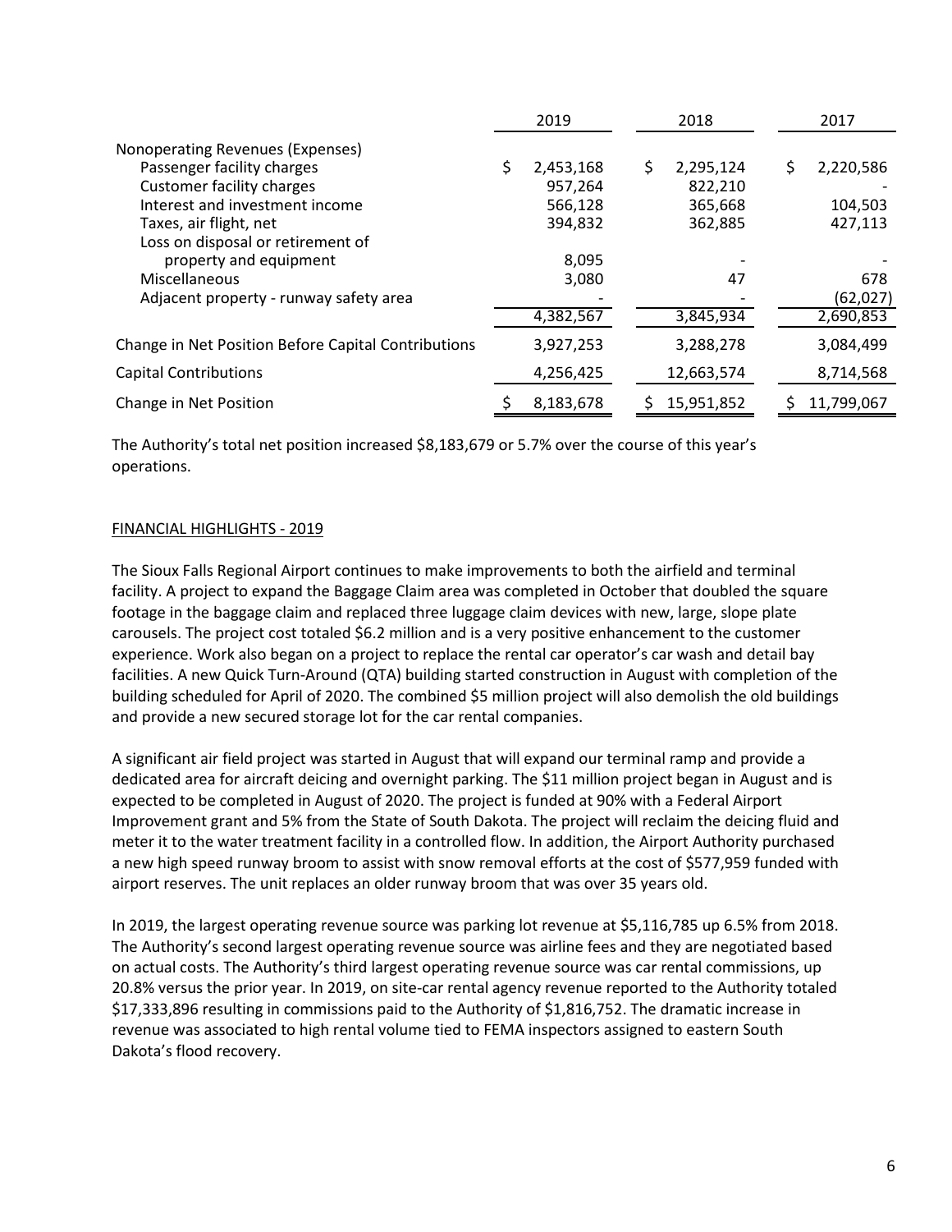| | 2019 | 2018 | 2017 |
|---|---|---|---|
| Nonoperating Revenues (Expenses) | | | |
| Passenger facility charges | $ 2,453,168 | $ 2,295,124 | $ 2,220,586 |
| Customer facility charges | 957,264 | 822,210 | - |
| Interest and investment income | 566,128 | 365,668 | 104,503 |
| Taxes, air flight, net | 394,832 | 362,885 | 427,113 |
| Loss on disposal or retirement of property and equipment | 8,095 | - | - |
| Miscellaneous | 3,080 | 47 | 678 |
| Adjacent property - runway safety area | - | - | (62,027) |
| | 4,382,567 | 3,845,934 | 2,690,853 |
| Change in Net Position Before Capital Contributions | 3,927,253 | 3,288,278 | 3,084,499 |
| Capital Contributions | 4,256,425 | 12,663,574 | 8,714,568 |
| Change in Net Position | $ 8,183,678 | $ 15,951,852 | $ 11,799,067 |

The Authority's total net position increased $8,183,679 or 5.7% over the course of this year's operations.

## FINANCIAL HIGHLIGHTS - 2019

The Sioux Falls Regional Airport continues to make improvements to both the airfield and terminal facility. A project to expand the Baggage Claim area was completed in October that doubled the square footage in the baggage claim and replaced three luggage claim devices with new, large, slope plate carousels. The project cost totaled $6.2 million and is a very positive enhancement to the customer experience. Work also began on a project to replace the rental car operator's car wash and detail bay facilities. A new Quick Turn-Around (QTA) building started construction in August with completion of the building scheduled for April of 2020. The combined $5 million project will also demolish the old buildings and provide a new secured storage lot for the car rental companies.

A significant air field project was started in August that will expand our terminal ramp and provide a dedicated area for aircraft deicing and overnight parking. The $11 million project began in August and is expected to be completed in August of 2020. The project is funded at 90% with a Federal Airport Improvement grant and 5% from the State of South Dakota. The project will reclaim the deicing fluid and meter it to the water treatment facility in a controlled flow. In addition, the Airport Authority purchased a new high speed runway broom to assist with snow removal efforts at the cost of $577,959 funded with airport reserves. The unit replaces an older runway broom that was over 35 years old.

In 2019, the largest operating revenue source was parking lot revenue at $5,116,785 up 6.5% from 2018. The Authority's second largest operating revenue source was airline fees and they are negotiated based on actual costs. The Authority's third largest operating revenue source was car rental commissions, up 20.8% versus the prior year. In 2019, on site-car rental agency revenue reported to the Authority totaled $17,333,896 resulting in commissions paid to the Authority of $1,816,752. The dramatic increase in revenue was associated to high rental volume tied to FEMA inspectors assigned to eastern South Dakota's flood recovery.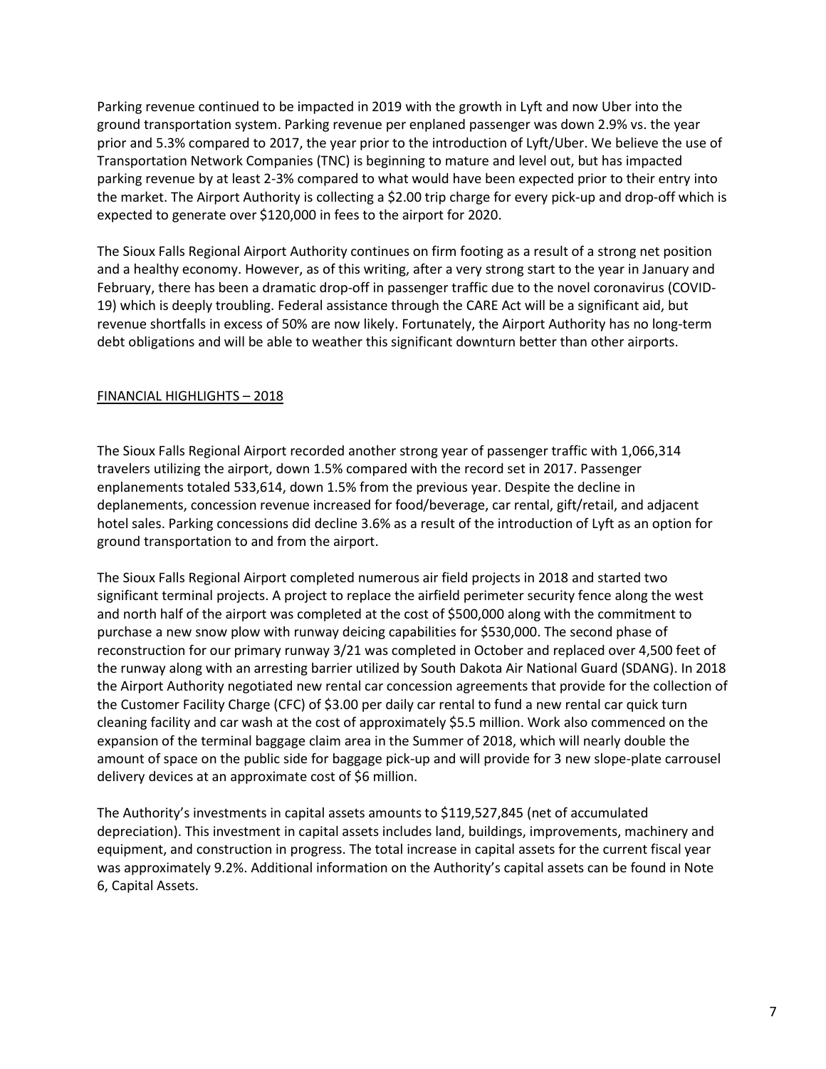Parking revenue continued to be impacted in 2019 with the growth in Lyft and now Uber into the ground transportation system. Parking revenue per enplaned passenger was down 2.9% vs. the year prior and 5.3% compared to 2017, the year prior to the introduction of Lyft/Uber. We believe the use of Transportation Network Companies (TNC) is beginning to mature and level out, but has impacted parking revenue by at least 2-3% compared to what would have been expected prior to their entry into the market. The Airport Authority is collecting a $2.00 trip charge for every pick-up and drop-off which is expected to generate over $120,000 in fees to the airport for 2020.

The Sioux Falls Regional Airport Authority continues on firm footing as a result of a strong net position and a healthy economy. However, as of this writing, after a very strong start to the year in January and February, there has been a dramatic drop-off in passenger traffic due to the novel coronavirus (COVID-19) which is deeply troubling. Federal assistance through the CARE Act will be a significant aid, but revenue shortfalls in excess of 50% are now likely. Fortunately, the Airport Authority has no long-term debt obligations and will be able to weather this significant downturn better than other airports.

## FINANCIAL HIGHLIGHTS – 2018

The Sioux Falls Regional Airport recorded another strong year of passenger traffic with 1,066,314 travelers utilizing the airport, down 1.5% compared with the record set in 2017. Passenger enplanements totaled 533,614, down 1.5% from the previous year. Despite the decline in deplanements, concession revenue increased for food/beverage, car rental, gift/retail, and adjacent hotel sales. Parking concessions did decline 3.6% as a result of the introduction of Lyft as an option for ground transportation to and from the airport.

The Sioux Falls Regional Airport completed numerous air field projects in 2018 and started two significant terminal projects. A project to replace the airfield perimeter security fence along the west and north half of the airport was completed at the cost of $500,000 along with the commitment to purchase a new snow plow with runway deicing capabilities for $530,000. The second phase of reconstruction for our primary runway 3/21 was completed in October and replaced over 4,500 feet of the runway along with an arresting barrier utilized by South Dakota Air National Guard (SDANG). In 2018 the Airport Authority negotiated new rental car concession agreements that provide for the collection of the Customer Facility Charge (CFC) of $3.00 per daily car rental to fund a new rental car quick turn cleaning facility and car wash at the cost of approximately $5.5 million. Work also commenced on the expansion of the terminal baggage claim area in the Summer of 2018, which will nearly double the amount of space on the public side for baggage pick-up and will provide for 3 new slope-plate carrousel delivery devices at an approximate cost of $6 million.

The Authority's investments in capital assets amounts to $119,527,845 (net of accumulated depreciation). This investment in capital assets includes land, buildings, improvements, machinery and equipment, and construction in progress. The total increase in capital assets for the current fiscal year was approximately 9.2%. Additional information on the Authority's capital assets can be found in Note 6, Capital Assets.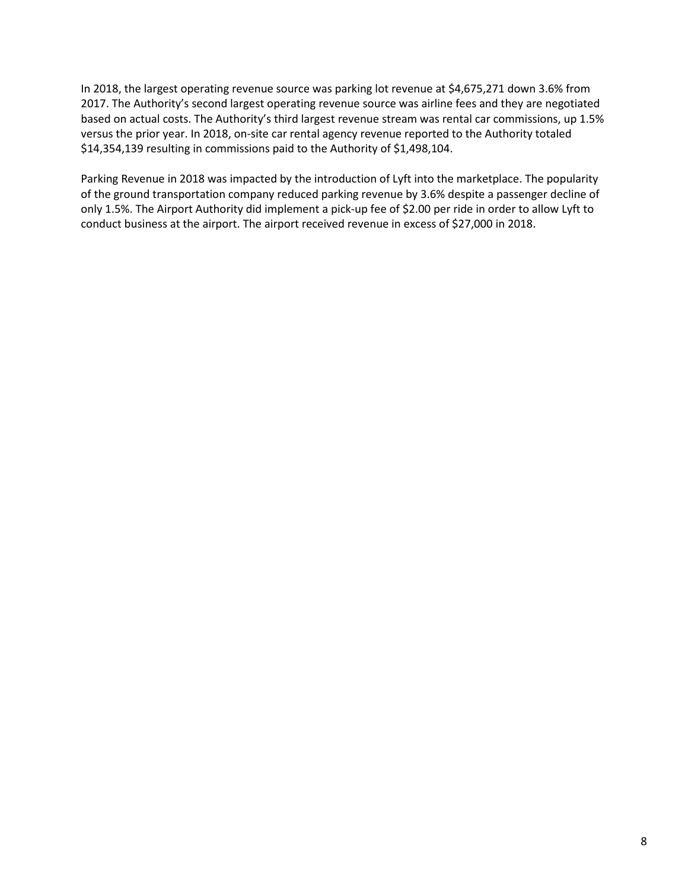In 2018, the largest operating revenue source was parking lot revenue at $4,675,271 down 3.6% from 2017. The Authority's second largest operating revenue source was airline fees and they are negotiated based on actual costs. The Authority's third largest revenue stream was rental car commissions, up 1.5% versus the prior year. In 2018, on-site car rental agency revenue reported to the Authority totaled $14,354,139 resulting in commissions paid to the Authority of $1,498,104.

Parking Revenue in 2018 was impacted by the introduction of Lyft into the marketplace. The popularity of the ground transportation company reduced parking revenue by 3.6% despite a passenger decline of only 1.5%. The Airport Authority did implement a pick-up fee of $2.00 per ride in order to allow Lyft to conduct business at the airport. The airport received revenue in excess of $27,000 in 2018.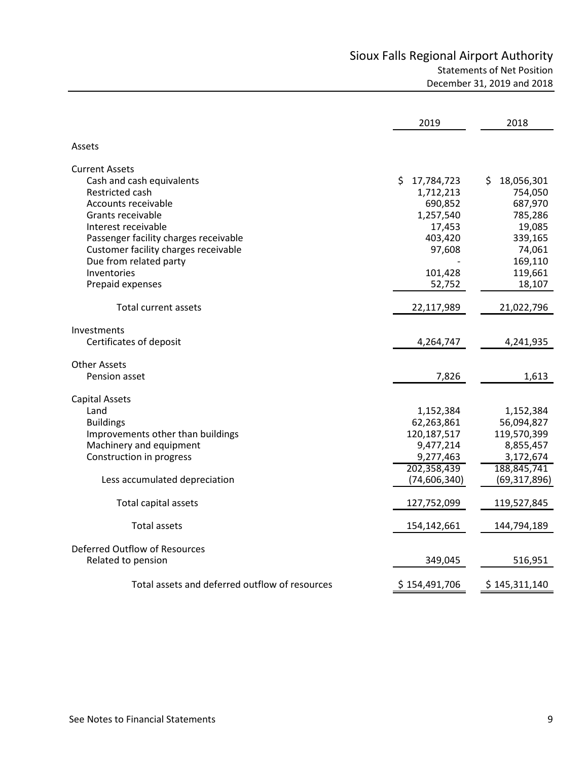# Sioux Falls Regional Airport Authority

## Statements of Net Position

### December 31, 2019 and 2018

| | 2019 | 2018 |
|---|---|---|
| **Assets** | | |
| **Current Assets** | | |
| Cash and cash equivalents | $ 17,784,723 | $ 18,056,301 |
| Restricted cash | 1,712,213 | 754,050 |
| Accounts receivable | 690,852 | 687,970 |
| Grants receivable | 1,257,540 | 785,286 |
| Interest receivable | 17,453 | 19,085 |
| Passenger facility charges receivable | 403,420 | 339,165 |
| Customer facility charges receivable | 97,608 | 74,061 |
| Due from related party | - | 169,110 |
| Inventories | 101,428 | 119,661 |
| Prepaid expenses | 52,752 | 18,107 |
| Total current assets | 22,117,989 | 21,022,796 |
| **Investments** | | |
| Certificates of deposit | 4,264,747 | 4,241,935 |
| **Other Assets** | | |
| Pension asset | 7,826 | 1,613 |
| **Capital Assets** | | |
| Land | 1,152,384 | 1,152,384 |
| Buildings | 62,263,861 | 56,094,827 |
| Improvements other than buildings | 120,187,517 | 119,570,399 |
| Machinery and equipment | 9,477,214 | 8,855,457 |
| Construction in progress | 9,277,463 | 3,172,674 |
| | 202,358,439 | 188,845,741 |
| Less accumulated depreciation | (74,606,340) | (69,317,896) |
| Total capital assets | 127,752,099 | 119,527,845 |
| Total assets | 154,142,661 | 144,794,189 |
| **Deferred Outflow of Resources** | | |
| Related to pension | 349,045 | 516,951 |
| Total assets and deferred outflow of resources | $ 154,491,706 | $ 145,311,140 |

See Notes to Financial Statements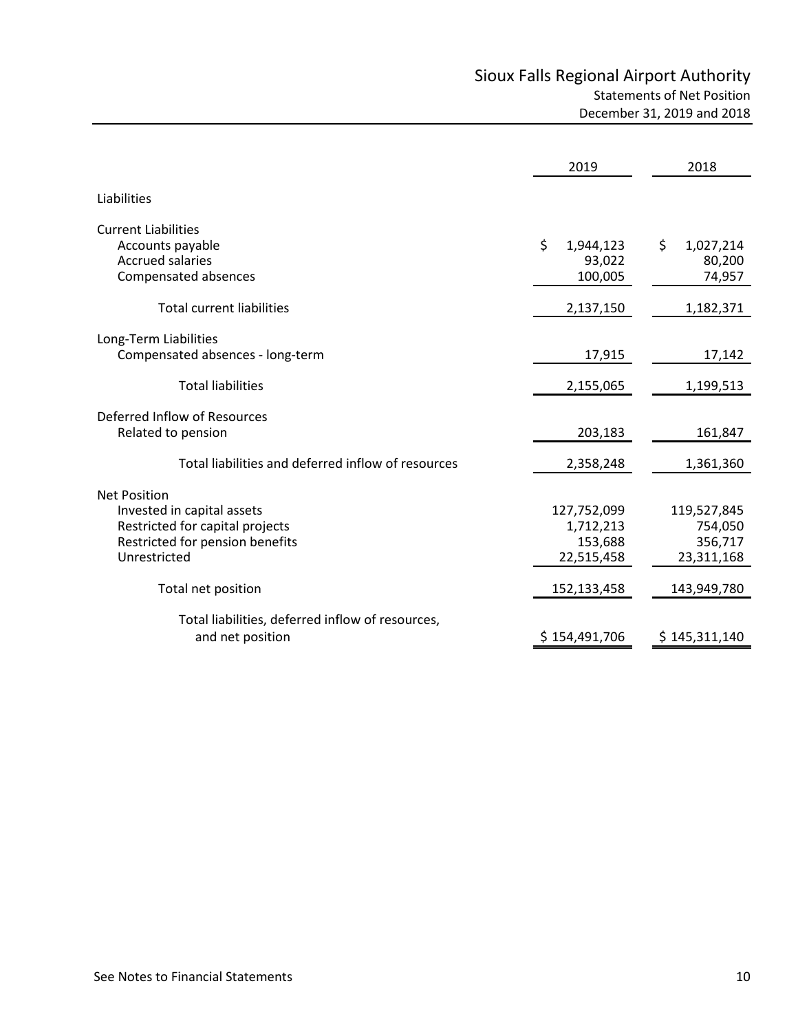# Sioux Falls Regional Airport Authority

## Statements of Net Position

December 31, 2019 and 2018

| | 2019 | 2018 |
|---|---|---|
| **Liabilities** | | |
| **Current Liabilities** | | |
| Accounts payable | $ 1,944,123 | $ 1,027,214 |
| Accrued salaries | 93,022 | 80,200 |
| Compensated absences | 100,005 | 74,957 |
| Total current liabilities | 2,137,150 | 1,182,371 |
| **Long-Term Liabilities** | | |
| Compensated absences - long-term | 17,915 | 17,142 |
| Total liabilities | 2,155,065 | 1,199,513 |
| **Deferred Inflow of Resources** | | |
| Related to pension | 203,183 | 161,847 |
| Total liabilities and deferred inflow of resources | 2,358,248 | 1,361,360 |
| **Net Position** | | |
| Invested in capital assets | 127,752,099 | 119,527,845 |
| Restricted for capital projects | 1,712,213 | 754,050 |
| Restricted for pension benefits | 153,688 | 356,717 |
| Unrestricted | 22,515,458 | 23,311,168 |
| Total net position | 152,133,458 | 143,949,780 |
| Total liabilities, deferred inflow of resources, and net position | $ 154,491,706 | $ 145,311,140 |

See Notes to Financial Statements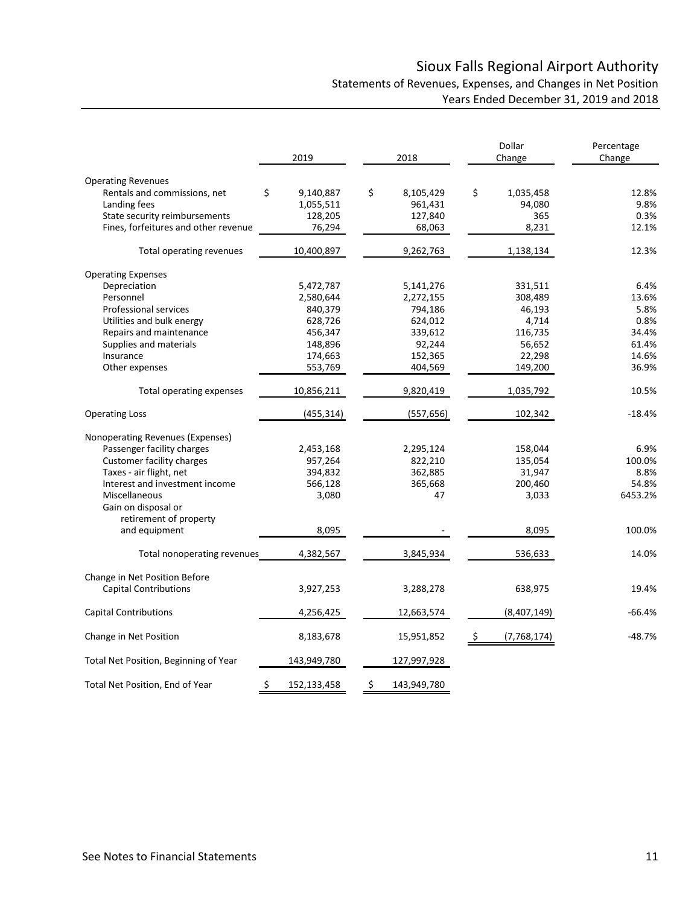# Sioux Falls Regional Airport Authority

## Statements of Revenues, Expenses, and Changes in Net Position

### Years Ended December 31, 2019 and 2018

| | 2019 | 2018 | Dollar Change | Percentage Change |
|---|---|---|---|---|
| **Operating Revenues** | | | | |
| Rentals and commissions, net | $ 9,140,887 | $ 8,105,429 | $ 1,035,458 | 12.8% |
| Landing fees | 1,055,511 | 961,431 | 94,080 | 9.8% |
| State security reimbursements | 128,205 | 127,840 | 365 | 0.3% |
| Fines, forfeitures and other revenue | 76,294 | 68,063 | 8,231 | 12.1% |
| Total operating revenues | 10,400,897 | 9,262,763 | 1,138,134 | 12.3% |
| **Operating Expenses** | | | | |
| Depreciation | 5,472,787 | 5,141,276 | 331,511 | 6.4% |
| Personnel | 2,580,644 | 2,272,155 | 308,489 | 13.6% |
| Professional services | 840,379 | 794,186 | 46,193 | 5.8% |
| Utilities and bulk energy | 628,726 | 624,012 | 4,714 | 0.8% |
| Repairs and maintenance | 456,347 | 339,612 | 116,735 | 34.4% |
| Supplies and materials | 148,896 | 92,244 | 56,652 | 61.4% |
| Insurance | 174,663 | 152,365 | 22,298 | 14.6% |
| Other expenses | 553,769 | 404,569 | 149,200 | 36.9% |
| Total operating expenses | 10,856,211 | 9,820,419 | 1,035,792 | 10.5% |
| **Operating Loss** | (455,314) | (557,656) | 102,342 | -18.4% |
| **Nonoperating Revenues (Expenses)** | | | | |
| Passenger facility charges | 2,453,168 | 2,295,124 | 158,044 | 6.9% |
| Customer facility charges | 957,264 | 822,210 | 135,054 | 100.0% |
| Taxes - air flight, net | 394,832 | 362,885 | 31,947 | 8.8% |
| Interest and investment income | 566,128 | 365,668 | 200,460 | 54.8% |
| Miscellaneous | 3,080 | 47 | 3,033 | 6453.2% |
| Gain on disposal or retirement of property and equipment | 8,095 | - | 8,095 | 100.0% |
| Total nonoperating revenues | 4,382,567 | 3,845,934 | 536,633 | 14.0% |
| **Change in Net Position Before Capital Contributions** | 3,927,253 | 3,288,278 | 638,975 | 19.4% |
| **Capital Contributions** | 4,256,425 | 12,663,574 | (8,407,149) | -66.4% |
| **Change in Net Position** | 8,183,678 | 15,951,852 | $ (7,768,174) | -48.7% |
| **Total Net Position, Beginning of Year** | 143,949,780 | 127,997,928 | | |
| **Total Net Position, End of Year** | $ 152,133,458 | $ 143,949,780 | | |

See Notes to Financial Statements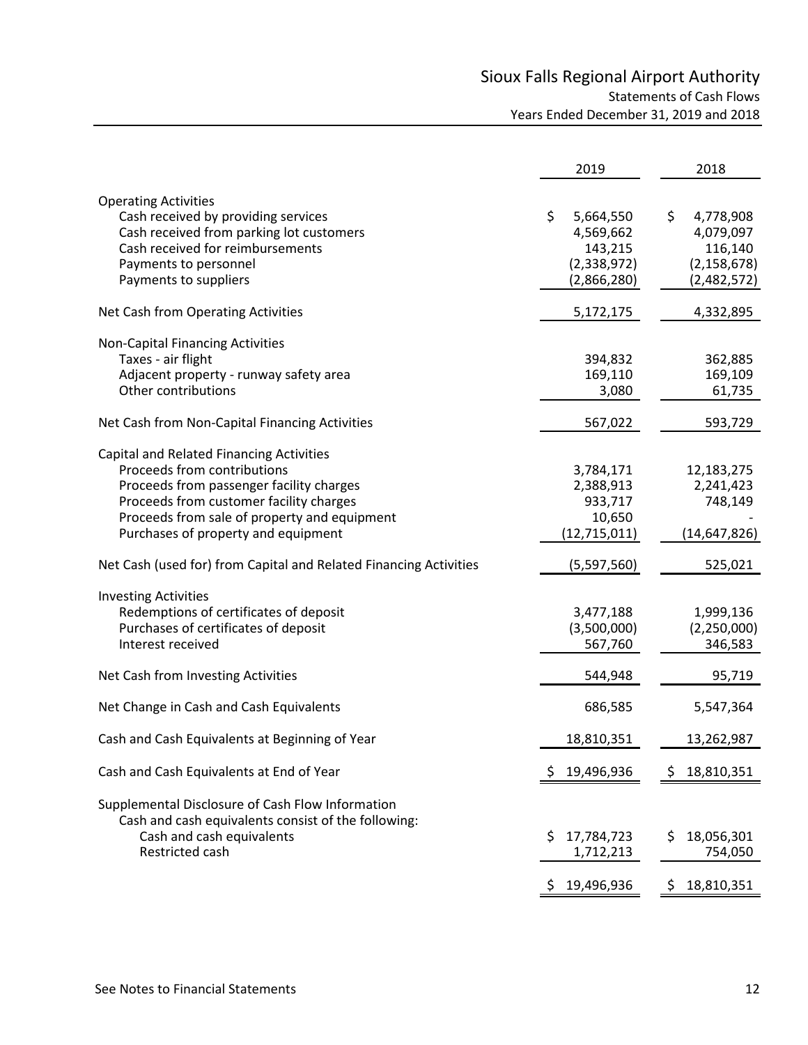# Sioux Falls Regional Airport Authority

## Statements of Cash Flows

### Years Ended December 31, 2019 and 2018

| | 2019 | 2018 |
|---|---|---|
| **Operating Activities** | | |
| Cash received by providing services | $ 5,664,550 | $ 4,778,908 |
| Cash received from parking lot customers | 4,569,662 | 4,079,097 |
| Cash received for reimbursements | 143,215 | 116,140 |
| Payments to personnel | (2,338,972) | (2,158,678) |
| Payments to suppliers | (2,866,280) | (2,482,572) |
| Net Cash from Operating Activities | 5,172,175 | 4,332,895 |
| **Non-Capital Financing Activities** | | |
| Taxes - air flight | 394,832 | 362,885 |
| Adjacent property - runway safety area | 169,110 | 169,109 |
| Other contributions | 3,080 | 61,735 |
| Net Cash from Non-Capital Financing Activities | 567,022 | 593,729 |
| **Capital and Related Financing Activities** | | |
| Proceeds from contributions | 3,784,171 | 12,183,275 |
| Proceeds from passenger facility charges | 2,388,913 | 2,241,423 |
| Proceeds from customer facility charges | 933,717 | 748,149 |
| Proceeds from sale of property and equipment | 10,650 | - |
| Purchases of property and equipment | (12,715,011) | (14,647,826) |
| Net Cash (used for) from Capital and Related Financing Activities | (5,597,560) | 525,021 |
| **Investing Activities** | | |
| Redemptions of certificates of deposit | 3,477,188 | 1,999,136 |
| Purchases of certificates of deposit | (3,500,000) | (2,250,000) |
| Interest received | 567,760 | 346,583 |
| Net Cash from Investing Activities | 544,948 | 95,719 |
| Net Change in Cash and Cash Equivalents | 686,585 | 5,547,364 |
| Cash and Cash Equivalents at Beginning of Year | 18,810,351 | 13,262,987 |
| Cash and Cash Equivalents at End of Year | $ 19,496,936 | $ 18,810,351 |
| **Supplemental Disclosure of Cash Flow Information** | | |
| Cash and cash equivalents consist of the following: | | |
| Cash and cash equivalents | $ 17,784,723 | $ 18,056,301 |
| Restricted cash | 1,712,213 | 754,050 |
| | $ 19,496,936 | $ 18,810,351 |

See Notes to Financial Statements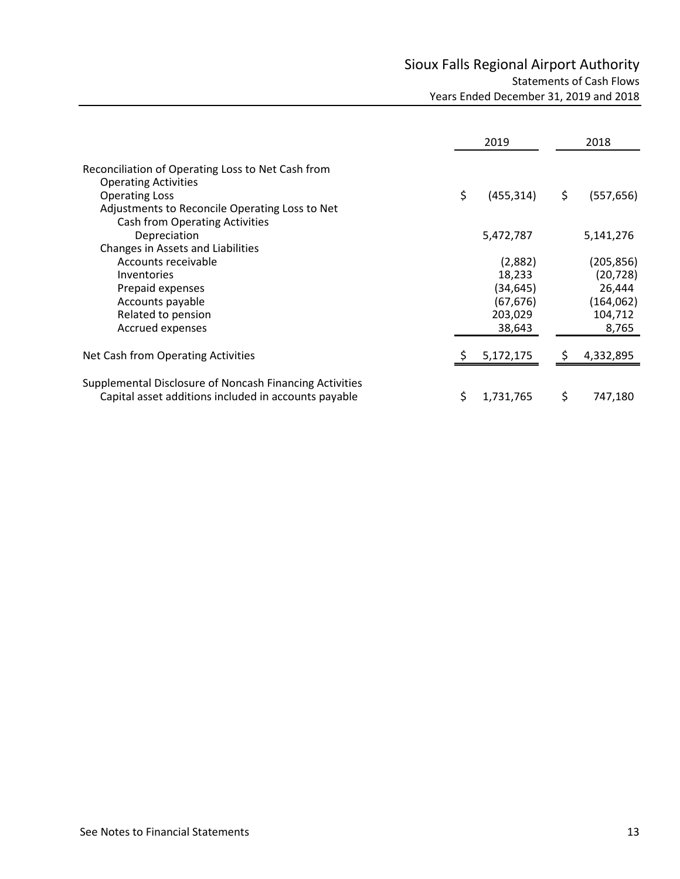# Sioux Falls Regional Airport Authority

## Statements of Cash Flows

### Years Ended December 31, 2019 and 2018

| | 2019 | 2018 |
|---|---|---|
| Reconciliation of Operating Loss to Net Cash from Operating Activities | | |
| Operating Loss | $ (455,314) | $ (557,656) |
| Adjustments to Reconcile Operating Loss to Net Cash from Operating Activities | | |
| Depreciation | 5,472,787 | 5,141,276 |
| Changes in Assets and Liabilities | | |
| Accounts receivable | (2,882) | (205,856) |
| Inventories | 18,233 | (20,728) |
| Prepaid expenses | (34,645) | 26,444 |
| Accounts payable | (67,676) | (164,062) |
| Related to pension | 203,029 | 104,712 |
| Accrued expenses | 38,643 | 8,765 |
| Net Cash from Operating Activities | $ 5,172,175 | $ 4,332,895 |
| Supplemental Disclosure of Noncash Financing Activities | | |
| Capital asset additions included in accounts payable | $ 1,731,765 | $ 747,180 |

See Notes to Financial Statements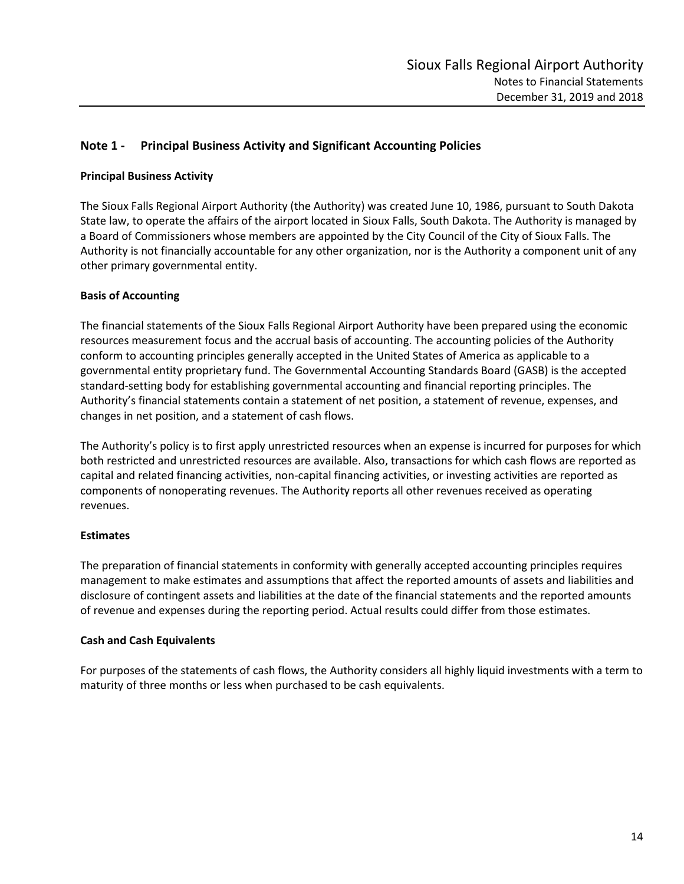## Note 1 - Principal Business Activity and Significant Accounting Policies

### Principal Business Activity

The Sioux Falls Regional Airport Authority (the Authority) was created June 10, 1986, pursuant to South Dakota State law, to operate the affairs of the airport located in Sioux Falls, South Dakota. The Authority is managed by a Board of Commissioners whose members are appointed by the City Council of the City of Sioux Falls. The Authority is not financially accountable for any other organization, nor is the Authority a component unit of any other primary governmental entity.

### Basis of Accounting

The financial statements of the Sioux Falls Regional Airport Authority have been prepared using the economic resources measurement focus and the accrual basis of accounting. The accounting policies of the Authority conform to accounting principles generally accepted in the United States of America as applicable to a governmental entity proprietary fund. The Governmental Accounting Standards Board (GASB) is the accepted standard-setting body for establishing governmental accounting and financial reporting principles. The Authority's financial statements contain a statement of net position, a statement of revenue, expenses, and changes in net position, and a statement of cash flows.

The Authority's policy is to first apply unrestricted resources when an expense is incurred for purposes for which both restricted and unrestricted resources are available. Also, transactions for which cash flows are reported as capital and related financing activities, non-capital financing activities, or investing activities are reported as components of nonoperating revenues. The Authority reports all other revenues received as operating revenues.

### Estimates

The preparation of financial statements in conformity with generally accepted accounting principles requires management to make estimates and assumptions that affect the reported amounts of assets and liabilities and disclosure of contingent assets and liabilities at the date of the financial statements and the reported amounts of revenue and expenses during the reporting period. Actual results could differ from those estimates.

### Cash and Cash Equivalents

For purposes of the statements of cash flows, the Authority considers all highly liquid investments with a term to maturity of three months or less when purchased to be cash equivalents.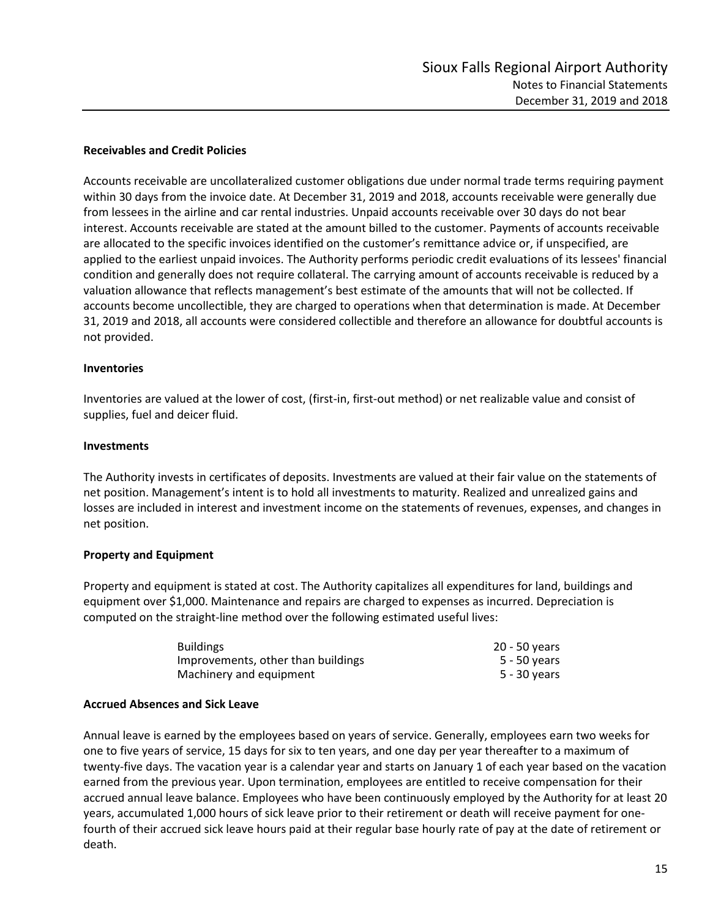### Receivables and Credit Policies

Accounts receivable are uncollateralized customer obligations due under normal trade terms requiring payment within 30 days from the invoice date. At December 31, 2019 and 2018, accounts receivable were generally due from lessees in the airline and car rental industries. Unpaid accounts receivable over 30 days do not bear interest. Accounts receivable are stated at the amount billed to the customer. Payments of accounts receivable are allocated to the specific invoices identified on the customer's remittance advice or, if unspecified, are applied to the earliest unpaid invoices. The Authority performs periodic credit evaluations of its lessees' financial condition and generally does not require collateral. The carrying amount of accounts receivable is reduced by a valuation allowance that reflects management's best estimate of the amounts that will not be collected. If accounts become uncollectible, they are charged to operations when that determination is made. At December 31, 2019 and 2018, all accounts were considered collectible and therefore an allowance for doubtful accounts is not provided.

### Inventories

Inventories are valued at the lower of cost, (first-in, first-out method) or net realizable value and consist of supplies, fuel and deicer fluid.

### Investments

The Authority invests in certificates of deposits. Investments are valued at their fair value on the statements of net position. Management's intent is to hold all investments to maturity. Realized and unrealized gains and losses are included in interest and investment income on the statements of revenues, expenses, and changes in net position.

### Property and Equipment

Property and equipment is stated at cost. The Authority capitalizes all expenditures for land, buildings and equipment over $1,000. Maintenance and repairs are charged to expenses as incurred. Depreciation is computed on the straight-line method over the following estimated useful lives:

| | |
|---|---|
| Buildings | 20 - 50 years |
| Improvements, other than buildings | 5 - 50 years |
| Machinery and equipment | 5 - 30 years |

### Accrued Absences and Sick Leave

Annual leave is earned by the employees based on years of service. Generally, employees earn two weeks for one to five years of service, 15 days for six to ten years, and one day per year thereafter to a maximum of twenty-five days. The vacation year is a calendar year and starts on January 1 of each year based on the vacation earned from the previous year. Upon termination, employees are entitled to receive compensation for their accrued annual leave balance. Employees who have been continuously employed by the Authority for at least 20 years, accumulated 1,000 hours of sick leave prior to their retirement or death will receive payment for one-fourth of their accrued sick leave hours paid at their regular base hourly rate of pay at the date of retirement or death.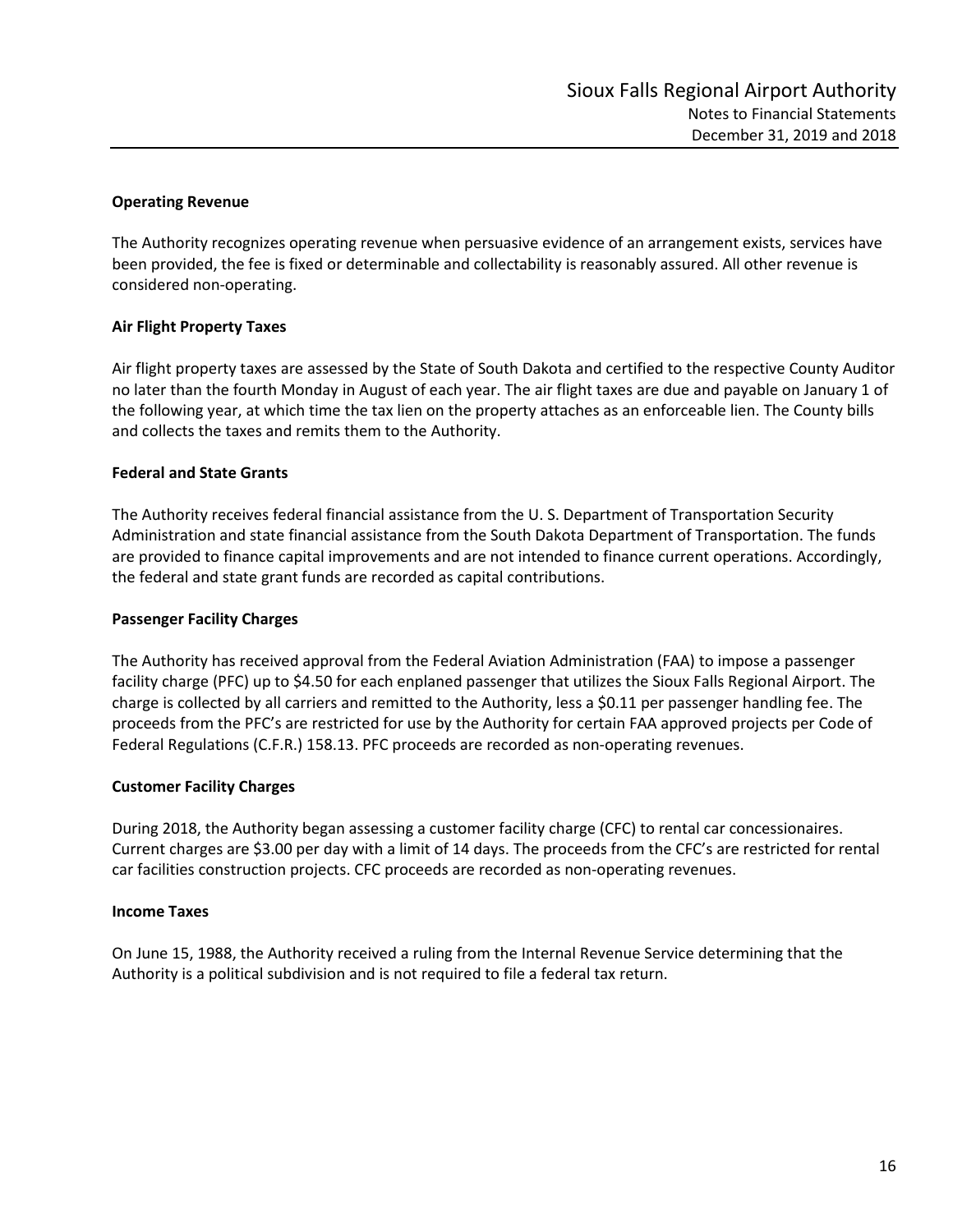### Operating Revenue

The Authority recognizes operating revenue when persuasive evidence of an arrangement exists, services have been provided, the fee is fixed or determinable and collectability is reasonably assured. All other revenue is considered non-operating.

### Air Flight Property Taxes

Air flight property taxes are assessed by the State of South Dakota and certified to the respective County Auditor no later than the fourth Monday in August of each year. The air flight taxes are due and payable on January 1 of the following year, at which time the tax lien on the property attaches as an enforceable lien. The County bills and collects the taxes and remits them to the Authority.

### Federal and State Grants

The Authority receives federal financial assistance from the U. S. Department of Transportation Security Administration and state financial assistance from the South Dakota Department of Transportation. The funds are provided to finance capital improvements and are not intended to finance current operations. Accordingly, the federal and state grant funds are recorded as capital contributions.

### Passenger Facility Charges

The Authority has received approval from the Federal Aviation Administration (FAA) to impose a passenger facility charge (PFC) up to $4.50 for each enplaned passenger that utilizes the Sioux Falls Regional Airport. The charge is collected by all carriers and remitted to the Authority, less a $0.11 per passenger handling fee. The proceeds from the PFC's are restricted for use by the Authority for certain FAA approved projects per Code of Federal Regulations (C.F.R.) 158.13. PFC proceeds are recorded as non-operating revenues.

### Customer Facility Charges

During 2018, the Authority began assessing a customer facility charge (CFC) to rental car concessionaires. Current charges are $3.00 per day with a limit of 14 days. The proceeds from the CFC's are restricted for rental car facilities construction projects. CFC proceeds are recorded as non-operating revenues.

### Income Taxes

On June 15, 1988, the Authority received a ruling from the Internal Revenue Service determining that the Authority is a political subdivision and is not required to file a federal tax return.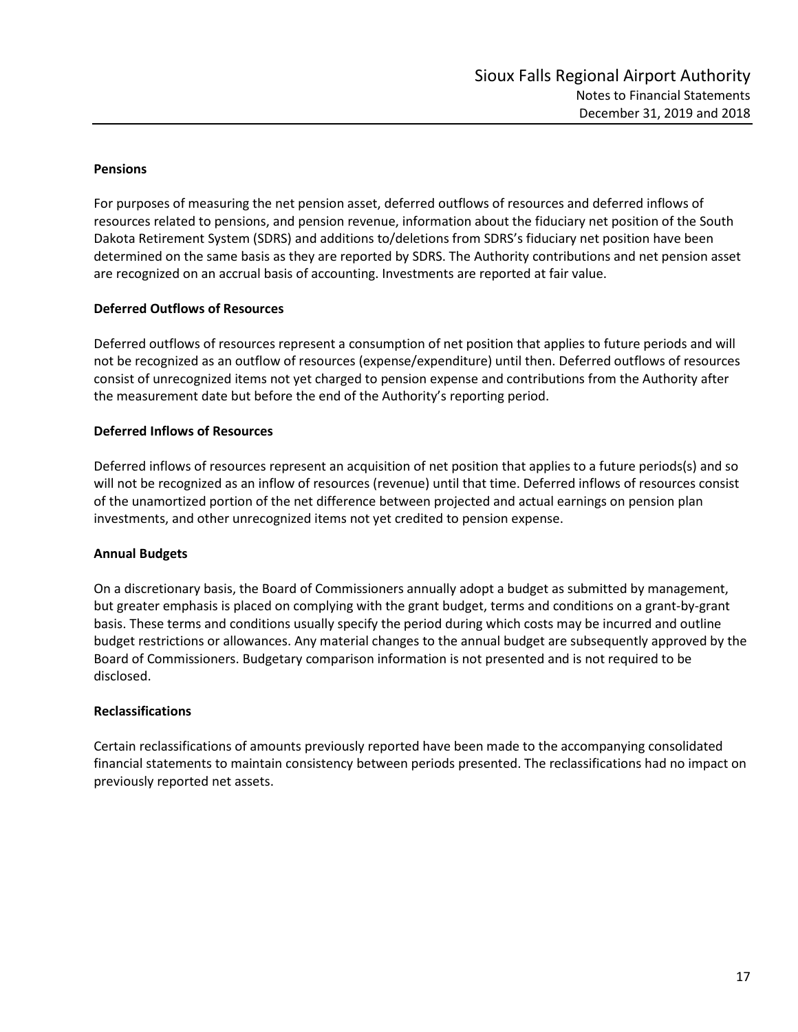**Pensions**

For purposes of measuring the net pension asset, deferred outflows of resources and deferred inflows of resources related to pensions, and pension revenue, information about the fiduciary net position of the South Dakota Retirement System (SDRS) and additions to/deletions from SDRS's fiduciary net position have been determined on the same basis as they are reported by SDRS. The Authority contributions and net pension asset are recognized on an accrual basis of accounting. Investments are reported at fair value.

**Deferred Outflows of Resources**

Deferred outflows of resources represent a consumption of net position that applies to future periods and will not be recognized as an outflow of resources (expense/expenditure) until then. Deferred outflows of resources consist of unrecognized items not yet charged to pension expense and contributions from the Authority after the measurement date but before the end of the Authority's reporting period.

**Deferred Inflows of Resources**

Deferred inflows of resources represent an acquisition of net position that applies to a future periods(s) and so will not be recognized as an inflow of resources (revenue) until that time. Deferred inflows of resources consist of the unamortized portion of the net difference between projected and actual earnings on pension plan investments, and other unrecognized items not yet credited to pension expense.

**Annual Budgets**

On a discretionary basis, the Board of Commissioners annually adopt a budget as submitted by management, but greater emphasis is placed on complying with the grant budget, terms and conditions on a grant-by-grant basis. These terms and conditions usually specify the period during which costs may be incurred and outline budget restrictions or allowances. Any material changes to the annual budget are subsequently approved by the Board of Commissioners. Budgetary comparison information is not presented and is not required to be disclosed.

**Reclassifications**

Certain reclassifications of amounts previously reported have been made to the accompanying consolidated financial statements to maintain consistency between periods presented. The reclassifications had no impact on previously reported net assets.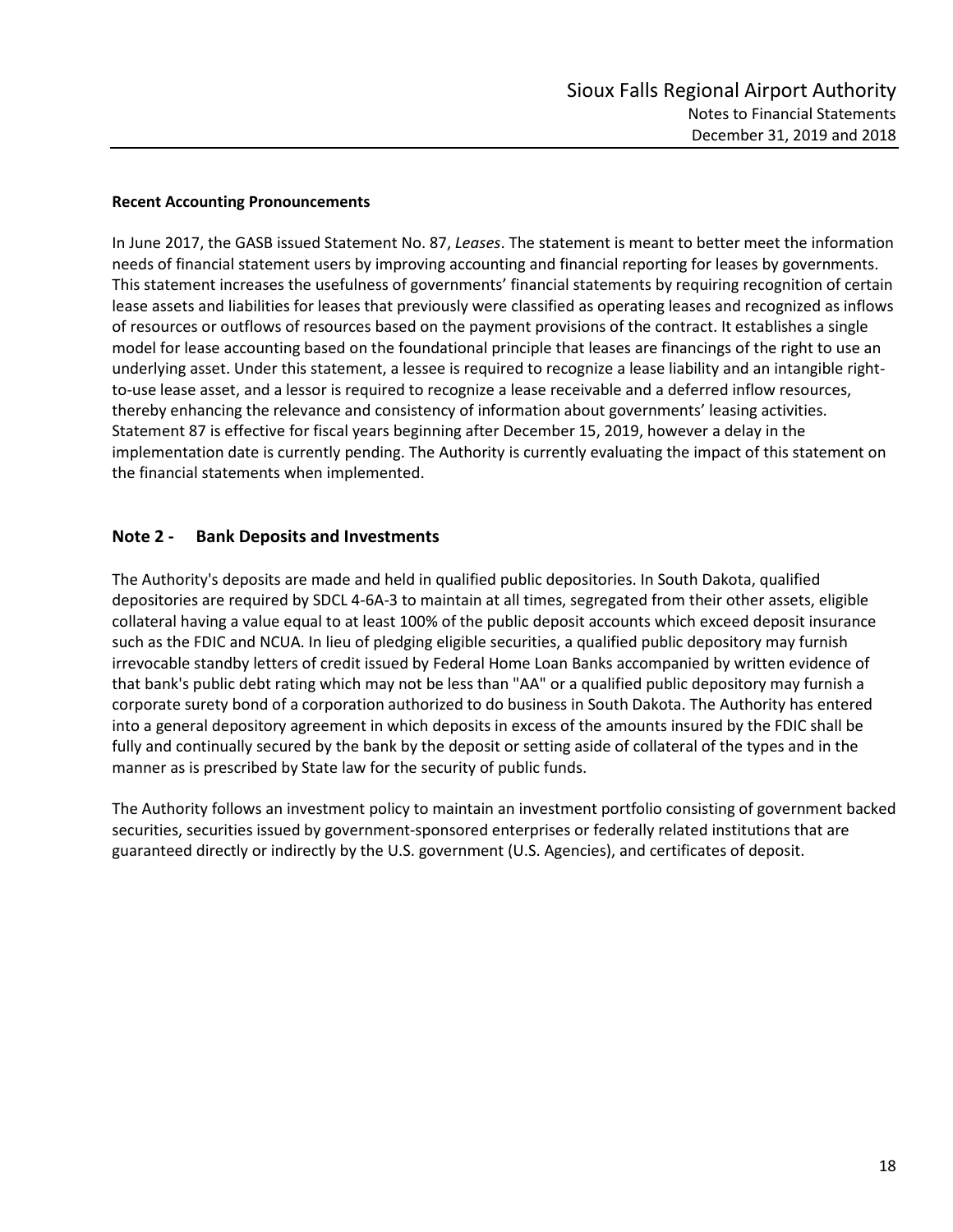**Recent Accounting Pronouncements**

In June 2017, the GASB issued Statement No. 87, *Leases*. The statement is meant to better meet the information needs of financial statement users by improving accounting and financial reporting for leases by governments. This statement increases the usefulness of governments' financial statements by requiring recognition of certain lease assets and liabilities for leases that previously were classified as operating leases and recognized as inflows of resources or outflows of resources based on the payment provisions of the contract. It establishes a single model for lease accounting based on the foundational principle that leases are financings of the right to use an underlying asset. Under this statement, a lessee is required to recognize a lease liability and an intangible right-to-use lease asset, and a lessor is required to recognize a lease receivable and a deferred inflow resources, thereby enhancing the relevance and consistency of information about governments' leasing activities. Statement 87 is effective for fiscal years beginning after December 15, 2019, however a delay in the implementation date is currently pending. The Authority is currently evaluating the impact of this statement on the financial statements when implemented.

## Note 2 - Bank Deposits and Investments

The Authority's deposits are made and held in qualified public depositories. In South Dakota, qualified depositories are required by SDCL 4-6A-3 to maintain at all times, segregated from their other assets, eligible collateral having a value equal to at least 100% of the public deposit accounts which exceed deposit insurance such as the FDIC and NCUA. In lieu of pledging eligible securities, a qualified public depository may furnish irrevocable standby letters of credit issued by Federal Home Loan Banks accompanied by written evidence of that bank's public debt rating which may not be less than "AA" or a qualified public depository may furnish a corporate surety bond of a corporation authorized to do business in South Dakota. The Authority has entered into a general depository agreement in which deposits in excess of the amounts insured by the FDIC shall be fully and continually secured by the bank by the deposit or setting aside of collateral of the types and in the manner as is prescribed by State law for the security of public funds.

The Authority follows an investment policy to maintain an investment portfolio consisting of government backed securities, securities issued by government-sponsored enterprises or federally related institutions that are guaranteed directly or indirectly by the U.S. government (U.S. Agencies), and certificates of deposit.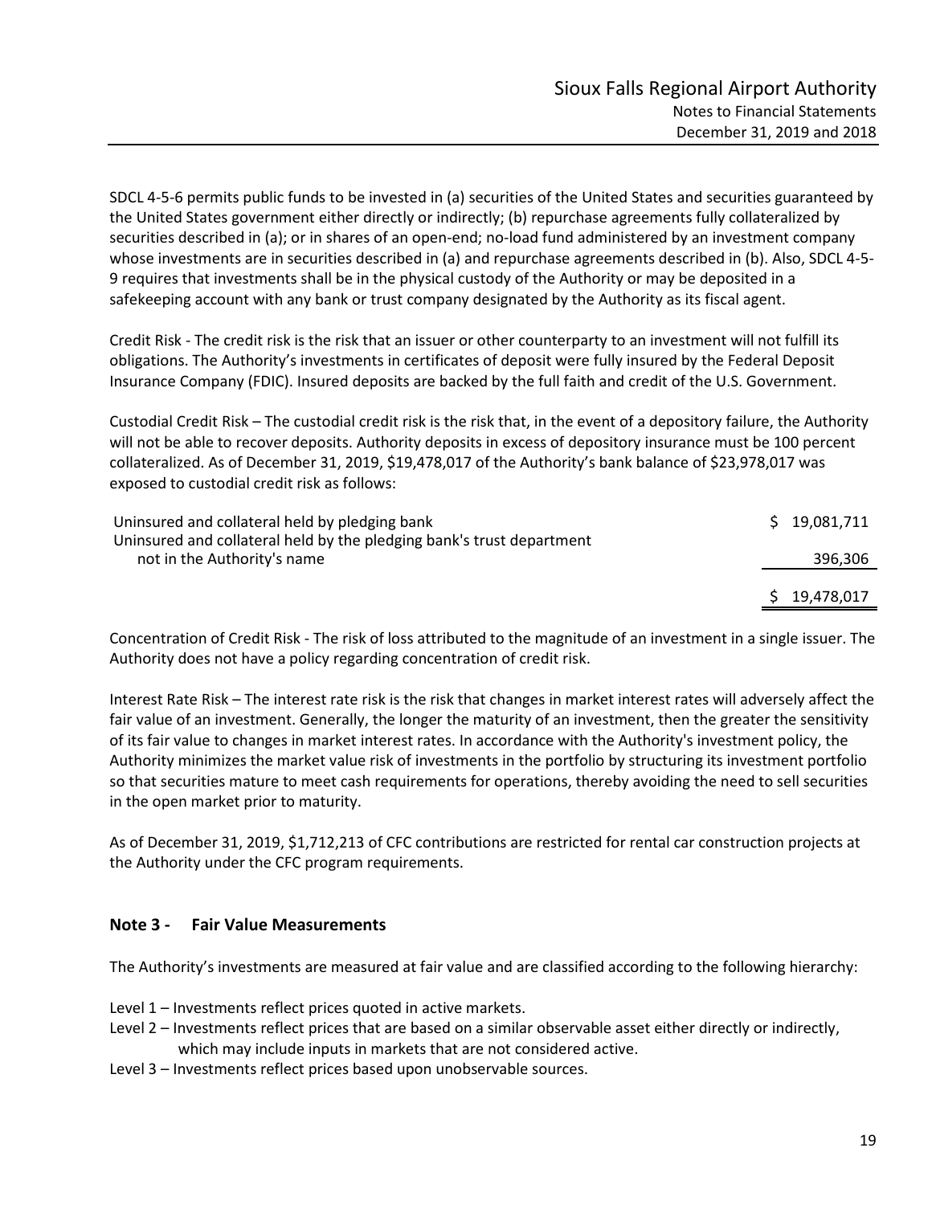SDCL 4-5-6 permits public funds to be invested in (a) securities of the United States and securities guaranteed by the United States government either directly or indirectly; (b) repurchase agreements fully collateralized by securities described in (a); or in shares of an open-end; no-load fund administered by an investment company whose investments are in securities described in (a) and repurchase agreements described in (b). Also, SDCL 4-5-9 requires that investments shall be in the physical custody of the Authority or may be deposited in a safekeeping account with any bank or trust company designated by the Authority as its fiscal agent.

Credit Risk - The credit risk is the risk that an issuer or other counterparty to an investment will not fulfill its obligations. The Authority's investments in certificates of deposit were fully insured by the Federal Deposit Insurance Company (FDIC). Insured deposits are backed by the full faith and credit of the U.S. Government.

Custodial Credit Risk – The custodial credit risk is the risk that, in the event of a depository failure, the Authority will not be able to recover deposits. Authority deposits in excess of depository insurance must be 100 percent collateralized. As of December 31, 2019, $19,478,017 of the Authority's bank balance of $23,978,017 was exposed to custodial credit risk as follows:

| | |
|---|---|
| Uninsured and collateral held by pledging bank | $ 19,081,711 |
| Uninsured and collateral held by the pledging bank's trust department not in the Authority's name | 396,306 |
| | $ 19,478,017 |

Concentration of Credit Risk - The risk of loss attributed to the magnitude of an investment in a single issuer. The Authority does not have a policy regarding concentration of credit risk.

Interest Rate Risk – The interest rate risk is the risk that changes in market interest rates will adversely affect the fair value of an investment. Generally, the longer the maturity of an investment, then the greater the sensitivity of its fair value to changes in market interest rates. In accordance with the Authority's investment policy, the Authority minimizes the market value risk of investments in the portfolio by structuring its investment portfolio so that securities mature to meet cash requirements for operations, thereby avoiding the need to sell securities in the open market prior to maturity.

As of December 31, 2019, $1,712,213 of CFC contributions are restricted for rental car construction projects at the Authority under the CFC program requirements.

## Note 3 - Fair Value Measurements

The Authority's investments are measured at fair value and are classified according to the following hierarchy:

Level 1 – Investments reflect prices quoted in active markets.

Level 2 – Investments reflect prices that are based on a similar observable asset either directly or indirectly, which may include inputs in markets that are not considered active.

Level 3 – Investments reflect prices based upon unobservable sources.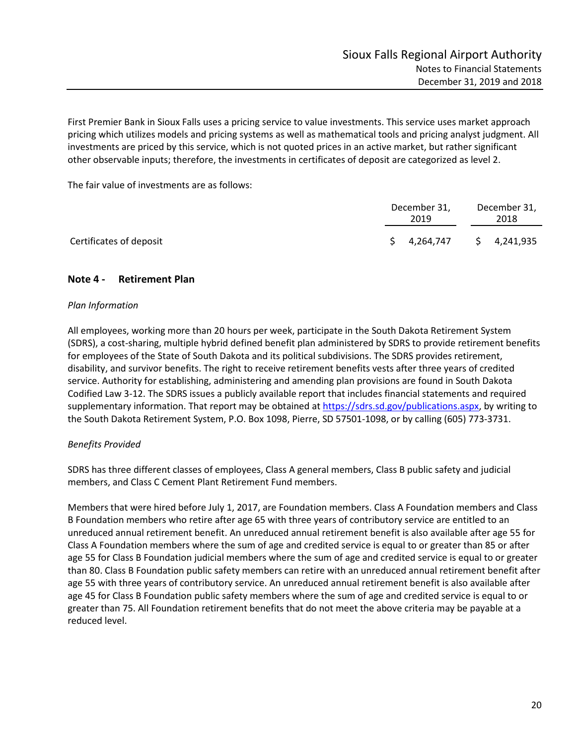First Premier Bank in Sioux Falls uses a pricing service to value investments. This service uses market approach pricing which utilizes models and pricing systems as well as mathematical tools and pricing analyst judgment. All investments are priced by this service, which is not quoted prices in an active market, but rather significant other observable inputs; therefore, the investments in certificates of deposit are categorized as level 2.

The fair value of investments are as follows:

| | December 31, 2019 | December 31, 2018 |
|---|---|---|
| Certificates of deposit | $ 4,264,747 | $ 4,241,935 |

## Note 4 - Retirement Plan

*Plan Information*

All employees, working more than 20 hours per week, participate in the South Dakota Retirement System (SDRS), a cost-sharing, multiple hybrid defined benefit plan administered by SDRS to provide retirement benefits for employees of the State of South Dakota and its political subdivisions. The SDRS provides retirement, disability, and survivor benefits. The right to receive retirement benefits vests after three years of credited service. Authority for establishing, administering and amending plan provisions are found in South Dakota Codified Law 3-12. The SDRS issues a publicly available report that includes financial statements and required supplementary information. That report may be obtained at https://sdrs.sd.gov/publications.aspx, by writing to the South Dakota Retirement System, P.O. Box 1098, Pierre, SD 57501-1098, or by calling (605) 773-3731.

*Benefits Provided*

SDRS has three different classes of employees, Class A general members, Class B public safety and judicial members, and Class C Cement Plant Retirement Fund members.

Members that were hired before July 1, 2017, are Foundation members. Class A Foundation members and Class B Foundation members who retire after age 65 with three years of contributory service are entitled to an unreduced annual retirement benefit. An unreduced annual retirement benefit is also available after age 55 for Class A Foundation members where the sum of age and credited service is equal to or greater than 85 or after age 55 for Class B Foundation judicial members where the sum of age and credited service is equal to or greater than 80. Class B Foundation public safety members can retire with an unreduced annual retirement benefit after age 55 with three years of contributory service. An unreduced annual retirement benefit is also available after age 45 for Class B Foundation public safety members where the sum of age and credited service is equal to or greater than 75. All Foundation retirement benefits that do not meet the above criteria may be payable at a reduced level.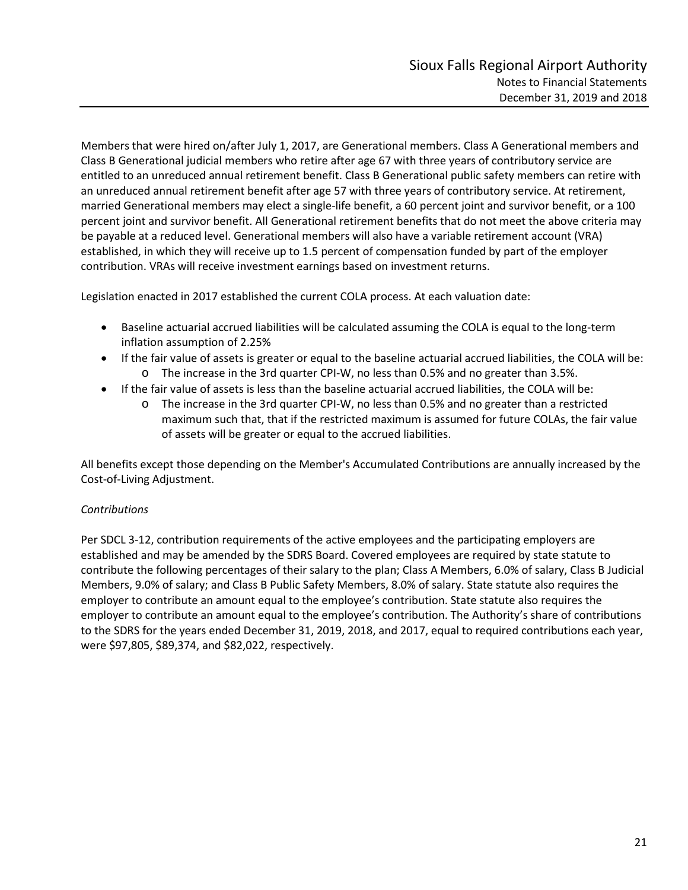Members that were hired on/after July 1, 2017, are Generational members. Class A Generational members and Class B Generational judicial members who retire after age 67 with three years of contributory service are entitled to an unreduced annual retirement benefit. Class B Generational public safety members can retire with an unreduced annual retirement benefit after age 57 with three years of contributory service. At retirement, married Generational members may elect a single-life benefit, a 60 percent joint and survivor benefit, or a 100 percent joint and survivor benefit. All Generational retirement benefits that do not meet the above criteria may be payable at a reduced level. Generational members will also have a variable retirement account (VRA) established, in which they will receive up to 1.5 percent of compensation funded by part of the employer contribution. VRAs will receive investment earnings based on investment returns.

Legislation enacted in 2017 established the current COLA process. At each valuation date:

- Baseline actuarial accrued liabilities will be calculated assuming the COLA is equal to the long-term inflation assumption of 2.25%
- If the fair value of assets is greater or equal to the baseline actuarial accrued liabilities, the COLA will be:
  - The increase in the 3rd quarter CPI-W, no less than 0.5% and no greater than 3.5%.
- If the fair value of assets is less than the baseline actuarial accrued liabilities, the COLA will be:
  - The increase in the 3rd quarter CPI-W, no less than 0.5% and no greater than a restricted maximum such that, that if the restricted maximum is assumed for future COLAs, the fair value of assets will be greater or equal to the accrued liabilities.

All benefits except those depending on the Member's Accumulated Contributions are annually increased by the Cost-of-Living Adjustment.

*Contributions*

Per SDCL 3-12, contribution requirements of the active employees and the participating employers are established and may be amended by the SDRS Board. Covered employees are required by state statute to contribute the following percentages of their salary to the plan; Class A Members, 6.0% of salary, Class B Judicial Members, 9.0% of salary; and Class B Public Safety Members, 8.0% of salary. State statute also requires the employer to contribute an amount equal to the employee's contribution. State statute also requires the employer to contribute an amount equal to the employee's contribution. The Authority's share of contributions to the SDRS for the years ended December 31, 2019, 2018, and 2017, equal to required contributions each year, were $97,805, $89,374, and $82,022, respectively.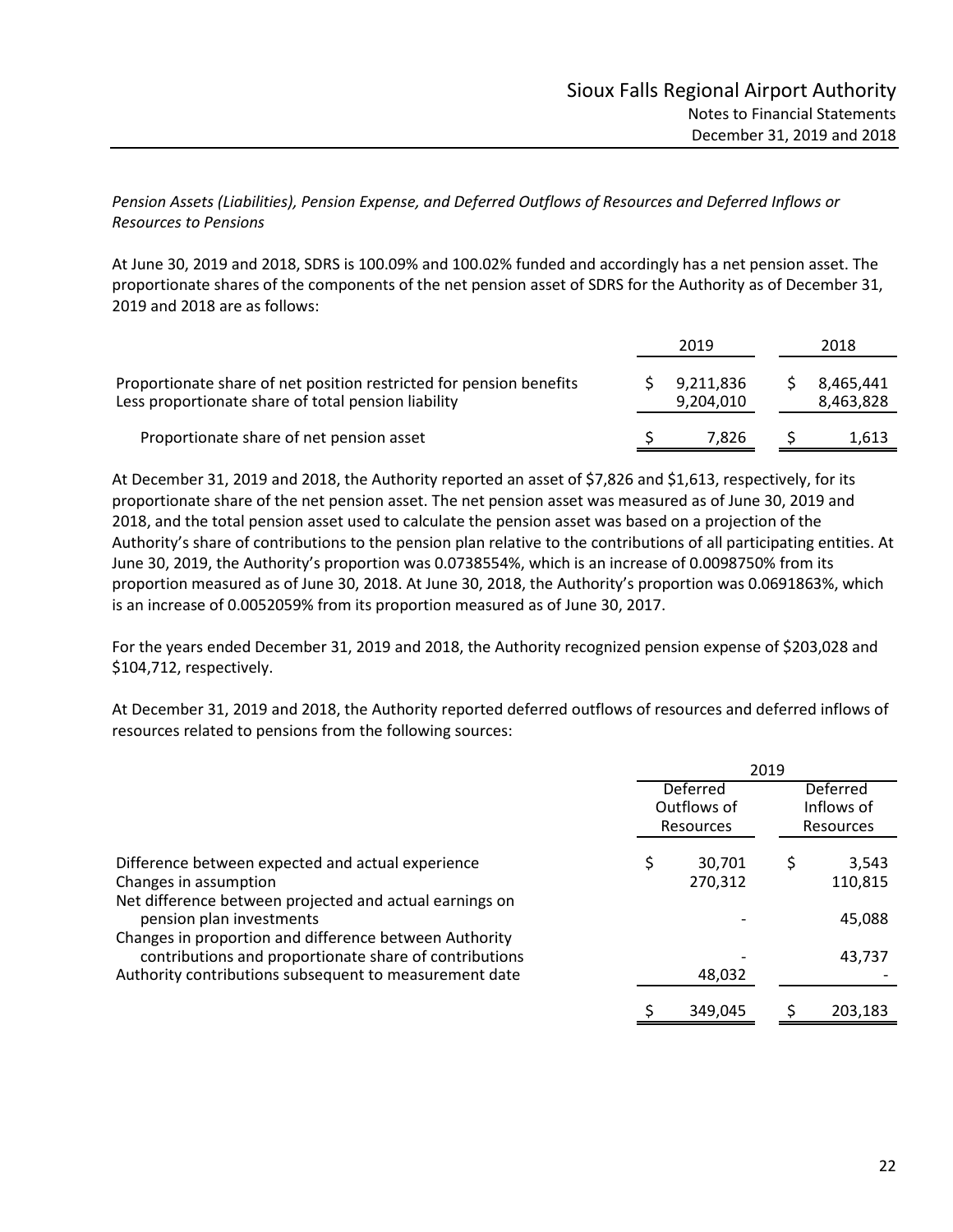*Pension Assets (Liabilities), Pension Expense, and Deferred Outflows of Resources and Deferred Inflows or Resources to Pensions*

At June 30, 2019 and 2018, SDRS is 100.09% and 100.02% funded and accordingly has a net pension asset. The proportionate shares of the components of the net pension asset of SDRS for the Authority as of December 31, 2019 and 2018 are as follows:

| | 2019 | 2018 |
|---|---|---|
| Proportionate share of net position restricted for pension benefits | $ 9,211,836 | $ 8,465,441 |
| Less proportionate share of total pension liability | 9,204,010 | 8,463,828 |
| Proportionate share of net pension asset | $ 7,826 | $ 1,613 |

At December 31, 2019 and 2018, the Authority reported an asset of $7,826 and $1,613, respectively, for its proportionate share of the net pension asset. The net pension asset was measured as of June 30, 2019 and 2018, and the total pension asset used to calculate the pension asset was based on a projection of the Authority's share of contributions to the pension plan relative to the contributions of all participating entities. At June 30, 2019, the Authority's proportion was 0.0738554%, which is an increase of 0.0098750% from its proportion measured as of June 30, 2018. At June 30, 2018, the Authority's proportion was 0.0691863%, which is an increase of 0.0052059% from its proportion measured as of June 30, 2017.

For the years ended December 31, 2019 and 2018, the Authority recognized pension expense of $203,028 and $104,712, respectively.

At December 31, 2019 and 2018, the Authority reported deferred outflows of resources and deferred inflows of resources related to pensions from the following sources:

| | 2019 | |
|---|---|---|
| | Deferred Outflows of Resources | Deferred Inflows of Resources |
| Difference between expected and actual experience | $ 30,701 | $ 3,543 |
| Changes in assumption | 270,312 | 110,815 |
| Net difference between projected and actual earnings on pension plan investments | - | 45,088 |
| Changes in proportion and difference between Authority contributions and proportionate share of contributions | - | 43,737 |
| Authority contributions subsequent to measurement date | 48,032 | - |
| | $ 349,045 | $ 203,183 |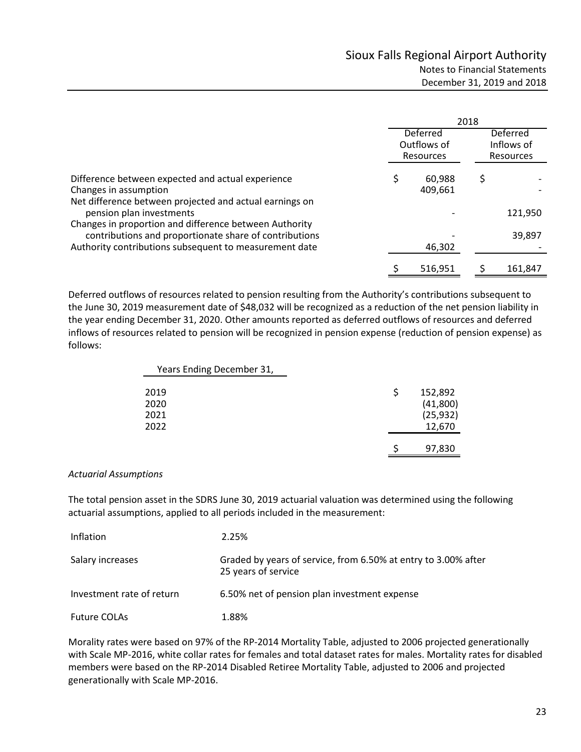| | 2018 | |
|---|---|---|
| | Deferred Outflows of Resources | Deferred Inflows of Resources |
| Difference between expected and actual experience | $ 60,988 | $ - |
| Changes in assumption | 409,661 | - |
| Net difference between projected and actual earnings on pension plan investments | - | 121,950 |
| Changes in proportion and difference between Authority contributions and proportionate share of contributions | - | 39,897 |
| Authority contributions subsequent to measurement date | 46,302 | - |
| | $ 516,951 | $ 161,847 |

Deferred outflows of resources related to pension resulting from the Authority's contributions subsequent to the June 30, 2019 measurement date of $48,032 will be recognized as a reduction of the net pension liability in the year ending December 31, 2020. Other amounts reported as deferred outflows of resources and deferred inflows of resources related to pension will be recognized in pension expense (reduction of pension expense) as follows:

| Years Ending December 31, | |
|---|---|
| 2019 | $ 152,892 |
| 2020 | (41,800) |
| 2021 | (25,932) |
| 2022 | 12,670 |
| | $ 97,830 |

*Actuarial Assumptions*

The total pension asset in the SDRS June 30, 2019 actuarial valuation was determined using the following actuarial assumptions, applied to all periods included in the measurement:

| | |
|---|---|
| Inflation | 2.25% |
| Salary increases | Graded by years of service, from 6.50% at entry to 3.00% after 25 years of service |
| Investment rate of return | 6.50% net of pension plan investment expense |
| Future COLAs | 1.88% |

Morality rates were based on 97% of the RP-2014 Mortality Table, adjusted to 2006 projected generationally with Scale MP-2016, white collar rates for females and total dataset rates for males. Mortality rates for disabled members were based on the RP-2014 Disabled Retiree Mortality Table, adjusted to 2006 and projected generationally with Scale MP-2016.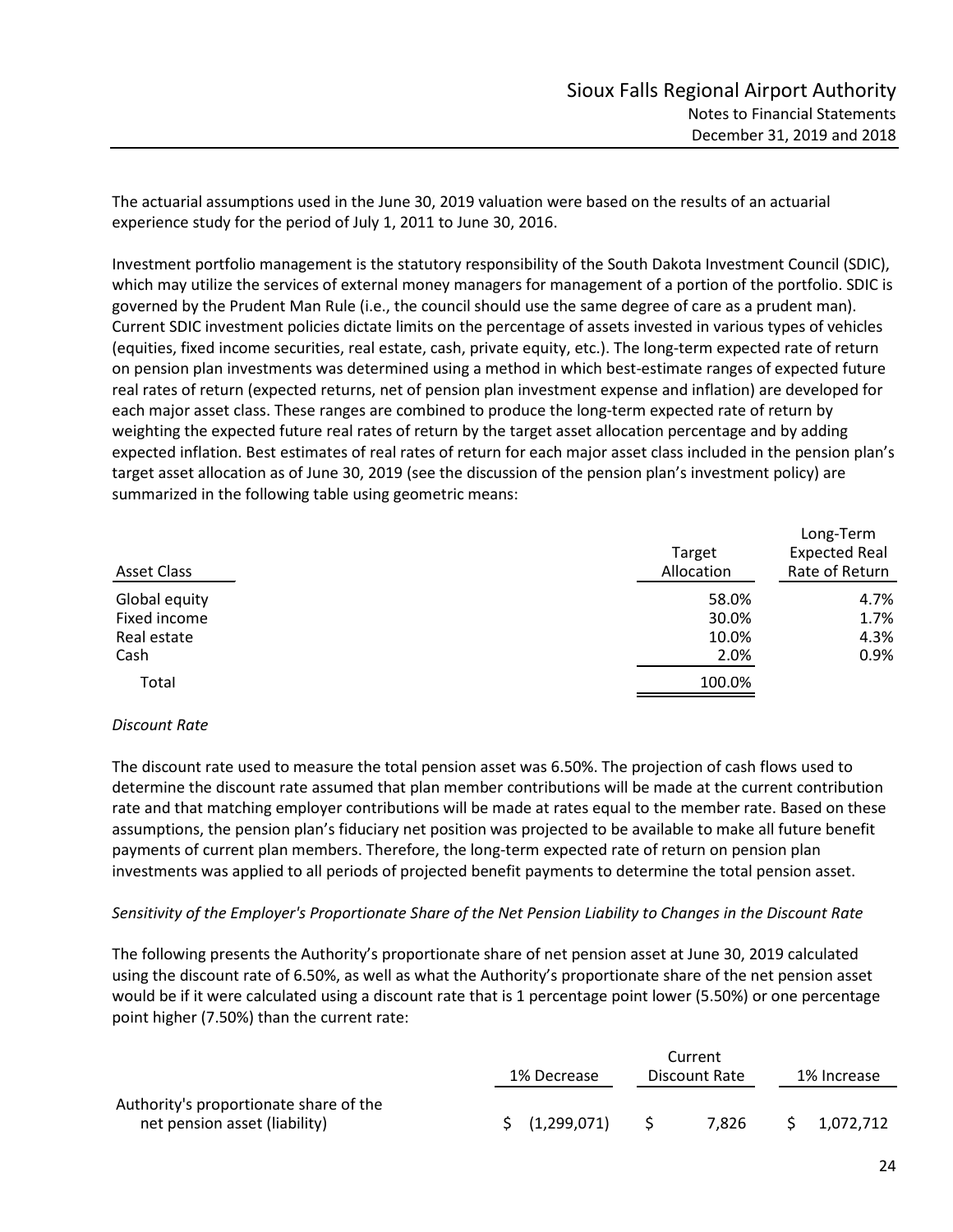The actuarial assumptions used in the June 30, 2019 valuation were based on the results of an actuarial experience study for the period of July 1, 2011 to June 30, 2016.

Investment portfolio management is the statutory responsibility of the South Dakota Investment Council (SDIC), which may utilize the services of external money managers for management of a portion of the portfolio. SDIC is governed by the Prudent Man Rule (i.e., the council should use the same degree of care as a prudent man). Current SDIC investment policies dictate limits on the percentage of assets invested in various types of vehicles (equities, fixed income securities, real estate, cash, private equity, etc.). The long-term expected rate of return on pension plan investments was determined using a method in which best-estimate ranges of expected future real rates of return (expected returns, net of pension plan investment expense and inflation) are developed for each major asset class. These ranges are combined to produce the long-term expected rate of return by weighting the expected future real rates of return by the target asset allocation percentage and by adding expected inflation. Best estimates of real rates of return for each major asset class included in the pension plan's target asset allocation as of June 30, 2019 (see the discussion of the pension plan's investment policy) are summarized in the following table using geometric means:

| Asset Class | Target Allocation | Long-Term Expected Real Rate of Return |
|---|---|---|
| Global equity | 58.0% | 4.7% |
| Fixed income | 30.0% | 1.7% |
| Real estate | 10.0% | 4.3% |
| Cash | 2.0% | 0.9% |
| Total | 100.0% | |

*Discount Rate*

The discount rate used to measure the total pension asset was 6.50%. The projection of cash flows used to determine the discount rate assumed that plan member contributions will be made at the current contribution rate and that matching employer contributions will be made at rates equal to the member rate. Based on these assumptions, the pension plan's fiduciary net position was projected to be available to make all future benefit payments of current plan members. Therefore, the long-term expected rate of return on pension plan investments was applied to all periods of projected benefit payments to determine the total pension asset.

*Sensitivity of the Employer's Proportionate Share of the Net Pension Liability to Changes in the Discount Rate*

The following presents the Authority's proportionate share of net pension asset at June 30, 2019 calculated using the discount rate of 6.50%, as well as what the Authority's proportionate share of the net pension asset would be if it were calculated using a discount rate that is 1 percentage point lower (5.50%) or one percentage point higher (7.50%) than the current rate:

| | 1% Decrease | Current Discount Rate | 1% Increase |
|---|---|---|---|
| Authority's proportionate share of the net pension asset (liability) | $ (1,299,071) | $ 7,826 | $ 1,072,712 |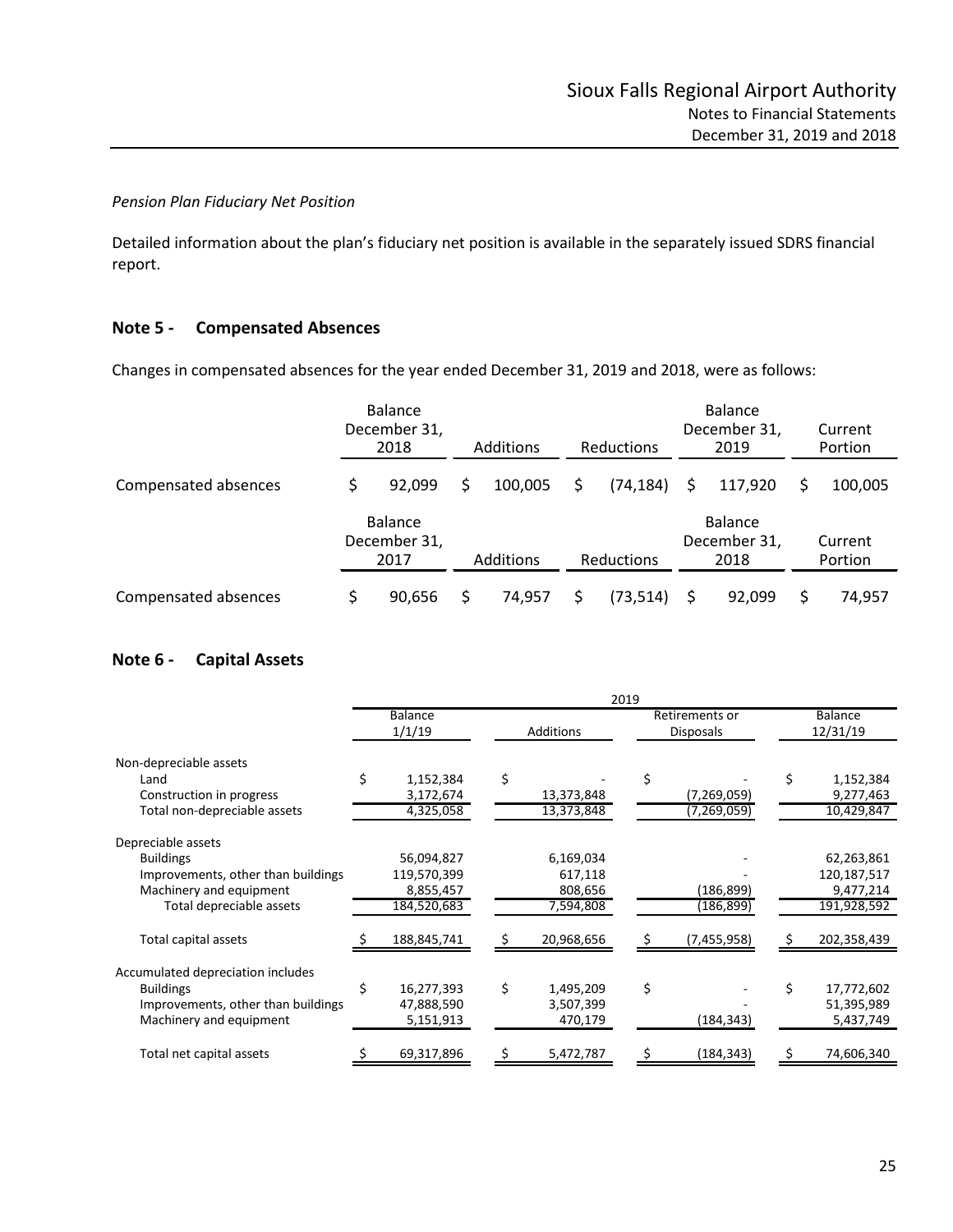*Pension Plan Fiduciary Net Position*

Detailed information about the plan's fiduciary net position is available in the separately issued SDRS financial report.

## Note 5 - Compensated Absences

Changes in compensated absences for the year ended December 31, 2019 and 2018, were as follows:

| | Balance December 31, 2018 | Additions | Reductions | Balance December 31, 2019 | Current Portion |
|---|---|---|---|---|---|
| Compensated absences | $ 92,099 | $ 100,005 | $ (74,184) | $ 117,920 | $ 100,005 |

| | Balance December 31, 2017 | Additions | Reductions | Balance December 31, 2018 | Current Portion |
|---|---|---|---|---|---|
| Compensated absences | $ 90,656 | $ 74,957 | $ (73,514) | $ 92,099 | $ 74,957 |

## Note 6 - Capital Assets

| | 2019 | | | |
|---|---|---|---|---|
| | Balance 1/1/19 | Additions | Retirements or Disposals | Balance 12/31/19 |
| Non-depreciable assets | | | | |
| Land | $ 1,152,384 | $ - | $ - | $ 1,152,384 |
| Construction in progress | 3,172,674 | 13,373,848 | (7,269,059) | 9,277,463 |
| Total non-depreciable assets | 4,325,058 | 13,373,848 | (7,269,059) | 10,429,847 |
| Depreciable assets | | | | |
| Buildings | 56,094,827 | 6,169,034 | - | 62,263,861 |
| Improvements, other than buildings | 119,570,399 | 617,118 | - | 120,187,517 |
| Machinery and equipment | 8,855,457 | 808,656 | (186,899) | 9,477,214 |
| Total depreciable assets | 184,520,683 | 7,594,808 | (186,899) | 191,928,592 |
| Total capital assets | $ 188,845,741 | $ 20,968,656 | $ (7,455,958) | $ 202,358,439 |
| Accumulated depreciation includes | | | | |
| Buildings | $ 16,277,393 | $ 1,495,209 | $ - | $ 17,772,602 |
| Improvements, other than buildings | 47,888,590 | 3,507,399 | - | 51,395,989 |
| Machinery and equipment | 5,151,913 | 470,179 | (184,343) | 5,437,749 |
| Total net capital assets | $ 69,317,896 | $ 5,472,787 | $ (184,343) | $ 74,606,340 |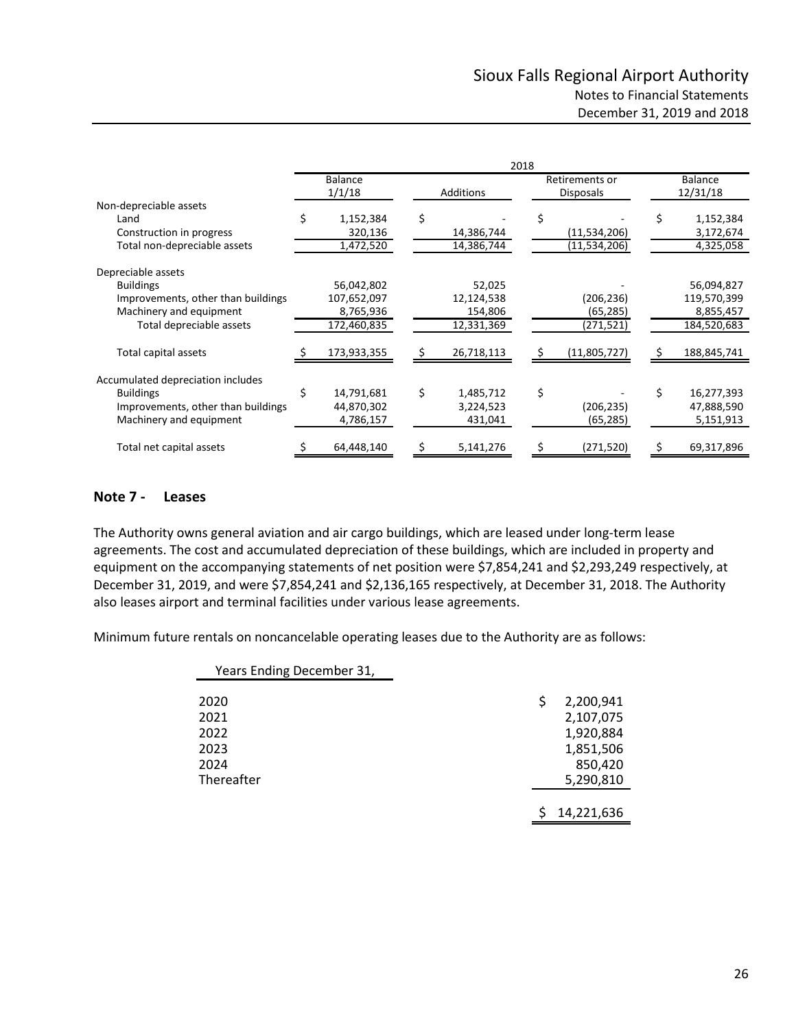| | 2018 | | | |
|---|---|---|---|---|
| | Balance 1/1/18 | Additions | Retirements or Disposals | Balance 12/31/18 |
| Non-depreciable assets | | | | |
| Land | $ 1,152,384 | $ - | $ - | $ 1,152,384 |
| Construction in progress | 320,136 | 14,386,744 | (11,534,206) | 3,172,674 |
| Total non-depreciable assets | 1,472,520 | 14,386,744 | (11,534,206) | 4,325,058 |
| Depreciable assets | | | | |
| Buildings | 56,042,802 | 52,025 | - | 56,094,827 |
| Improvements, other than buildings | 107,652,097 | 12,124,538 | (206,236) | 119,570,399 |
| Machinery and equipment | 8,765,936 | 154,806 | (65,285) | 8,855,457 |
| Total depreciable assets | 172,460,835 | 12,331,369 | (271,521) | 184,520,683 |
| Total capital assets | $ 173,933,355 | $ 26,718,113 | $ (11,805,727) | $ 188,845,741 |
| Accumulated depreciation includes | | | | |
| Buildings | $ 14,791,681 | $ 1,485,712 | $ - | $ 16,277,393 |
| Improvements, other than buildings | 44,870,302 | 3,224,523 | (206,235) | 47,888,590 |
| Machinery and equipment | 4,786,157 | 431,041 | (65,285) | 5,151,913 |
| Total net capital assets | $ 64,448,140 | $ 5,141,276 | $ (271,520) | $ 69,317,896 |

## Note 7 - Leases

The Authority owns general aviation and air cargo buildings, which are leased under long-term lease agreements. The cost and accumulated depreciation of these buildings, which are included in property and equipment on the accompanying statements of net position were $7,854,241 and $2,293,249 respectively, at December 31, 2019, and were $7,854,241 and $2,136,165 respectively, at December 31, 2018. The Authority also leases airport and terminal facilities under various lease agreements.

Minimum future rentals on noncancelable operating leases due to the Authority are as follows:

| Years Ending December 31, | |
|---|---|
| 2020 | $ 2,200,941 |
| 2021 | 2,107,075 |
| 2022 | 1,920,884 |
| 2023 | 1,851,506 |
| 2024 | 850,420 |
| Thereafter | 5,290,810 |
| | $ 14,221,636 |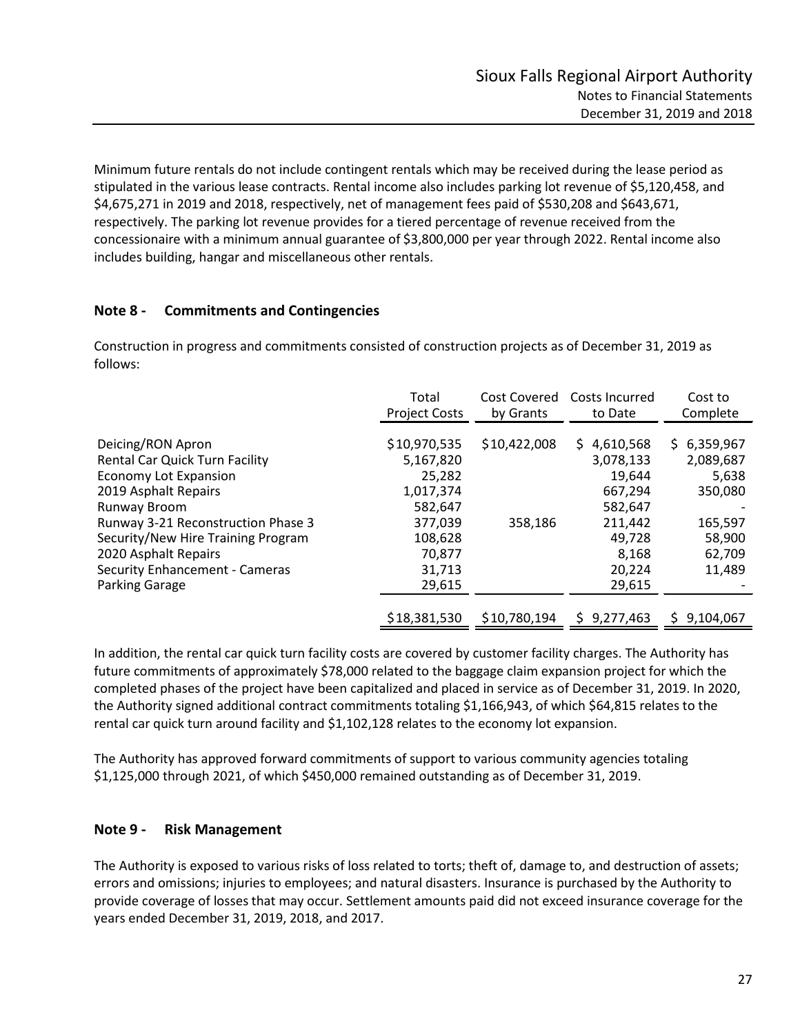Minimum future rentals do not include contingent rentals which may be received during the lease period as stipulated in the various lease contracts. Rental income also includes parking lot revenue of $5,120,458, and $4,675,271 in 2019 and 2018, respectively, net of management fees paid of $530,208 and $643,671, respectively. The parking lot revenue provides for a tiered percentage of revenue received from the concessionaire with a minimum annual guarantee of $3,800,000 per year through 2022. Rental income also includes building, hangar and miscellaneous other rentals.

## Note 8 - Commitments and Contingencies

Construction in progress and commitments consisted of construction projects as of December 31, 2019 as follows:

| | Total Project Costs | Cost Covered by Grants | Costs Incurred to Date | Cost to Complete |
|---|---|---|---|---|
| Deicing/RON Apron | $10,970,535 | $10,422,008 | $ 4,610,568 | $ 6,359,967 |
| Rental Car Quick Turn Facility | 5,167,820 | | 3,078,133 | 2,089,687 |
| Economy Lot Expansion | 25,282 | | 19,644 | 5,638 |
| 2019 Asphalt Repairs | 1,017,374 | | 667,294 | 350,080 |
| Runway Broom | 582,647 | | 582,647 | - |
| Runway 3-21 Reconstruction Phase 3 | 377,039 | 358,186 | 211,442 | 165,597 |
| Security/New Hire Training Program | 108,628 | | 49,728 | 58,900 |
| 2020 Asphalt Repairs | 70,877 | | 8,168 | 62,709 |
| Security Enhancement - Cameras | 31,713 | | 20,224 | 11,489 |
| Parking Garage | 29,615 | | 29,615 | - |
| | $18,381,530 | $10,780,194 | $ 9,277,463 | $ 9,104,067 |

In addition, the rental car quick turn facility costs are covered by customer facility charges. The Authority has future commitments of approximately $78,000 related to the baggage claim expansion project for which the completed phases of the project have been capitalized and placed in service as of December 31, 2019. In 2020, the Authority signed additional contract commitments totaling $1,166,943, of which $64,815 relates to the rental car quick turn around facility and $1,102,128 relates to the economy lot expansion.

The Authority has approved forward commitments of support to various community agencies totaling $1,125,000 through 2021, of which $450,000 remained outstanding as of December 31, 2019.

## Note 9 - Risk Management

The Authority is exposed to various risks of loss related to torts; theft of, damage to, and destruction of assets; errors and omissions; injuries to employees; and natural disasters. Insurance is purchased by the Authority to provide coverage of losses that may occur. Settlement amounts paid did not exceed insurance coverage for the years ended December 31, 2019, 2018, and 2017.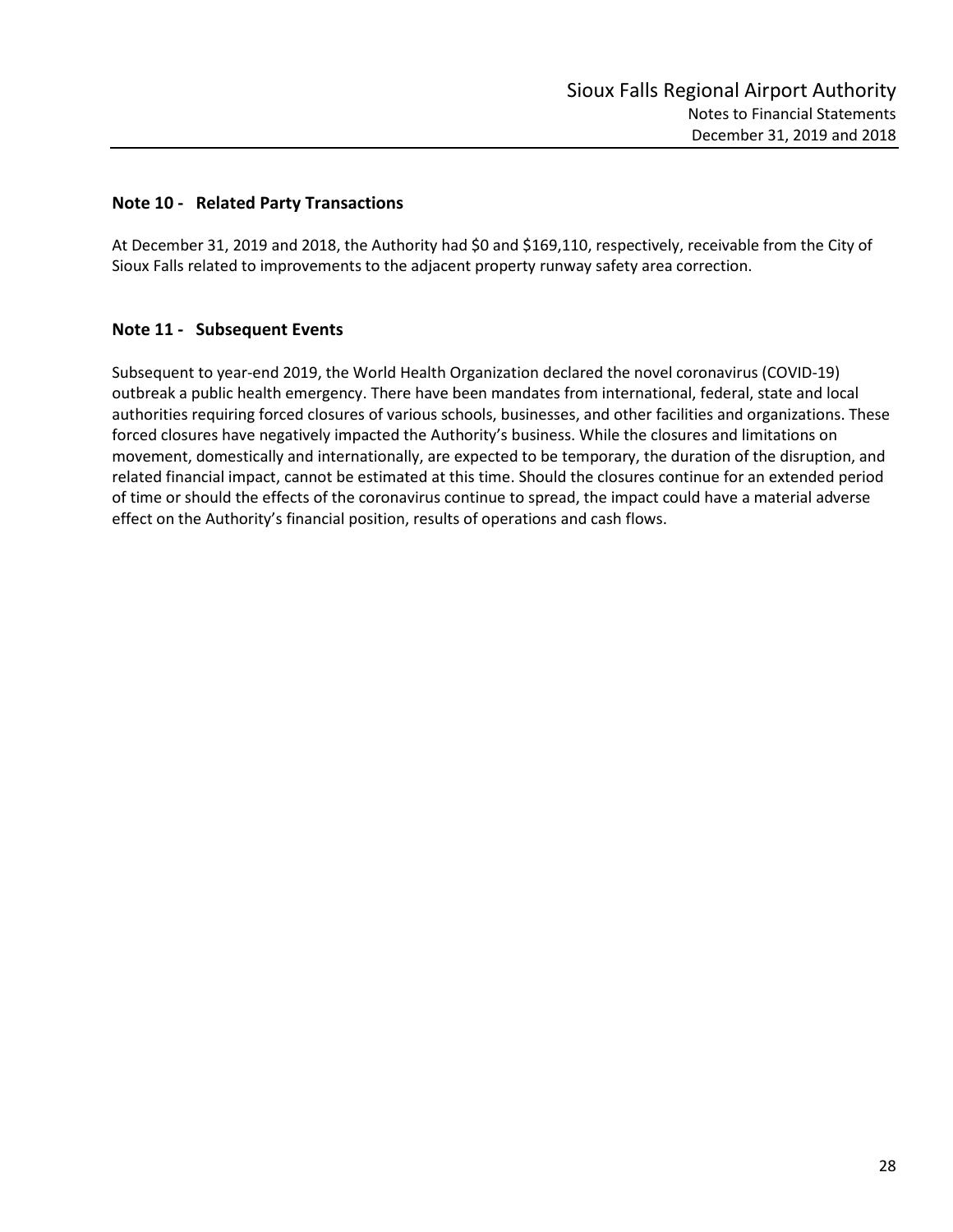## Note 10 - Related Party Transactions

At December 31, 2019 and 2018, the Authority had $0 and $169,110, respectively, receivable from the City of Sioux Falls related to improvements to the adjacent property runway safety area correction.

## Note 11 - Subsequent Events

Subsequent to year-end 2019, the World Health Organization declared the novel coronavirus (COVID-19) outbreak a public health emergency. There have been mandates from international, federal, state and local authorities requiring forced closures of various schools, businesses, and other facilities and organizations. These forced closures have negatively impacted the Authority's business. While the closures and limitations on movement, domestically and internationally, are expected to be temporary, the duration of the disruption, and related financial impact, cannot be estimated at this time. Should the closures continue for an extended period of time or should the effects of the coronavirus continue to spread, the impact could have a material adverse effect on the Authority's financial position, results of operations and cash flows.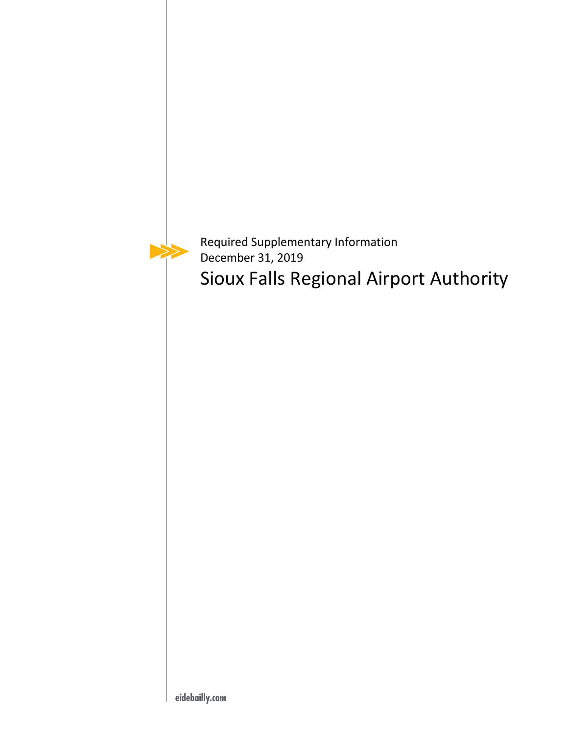Required Supplementary Information

December 31, 2019

# Sioux Falls Regional Airport Authority

eidebailly.com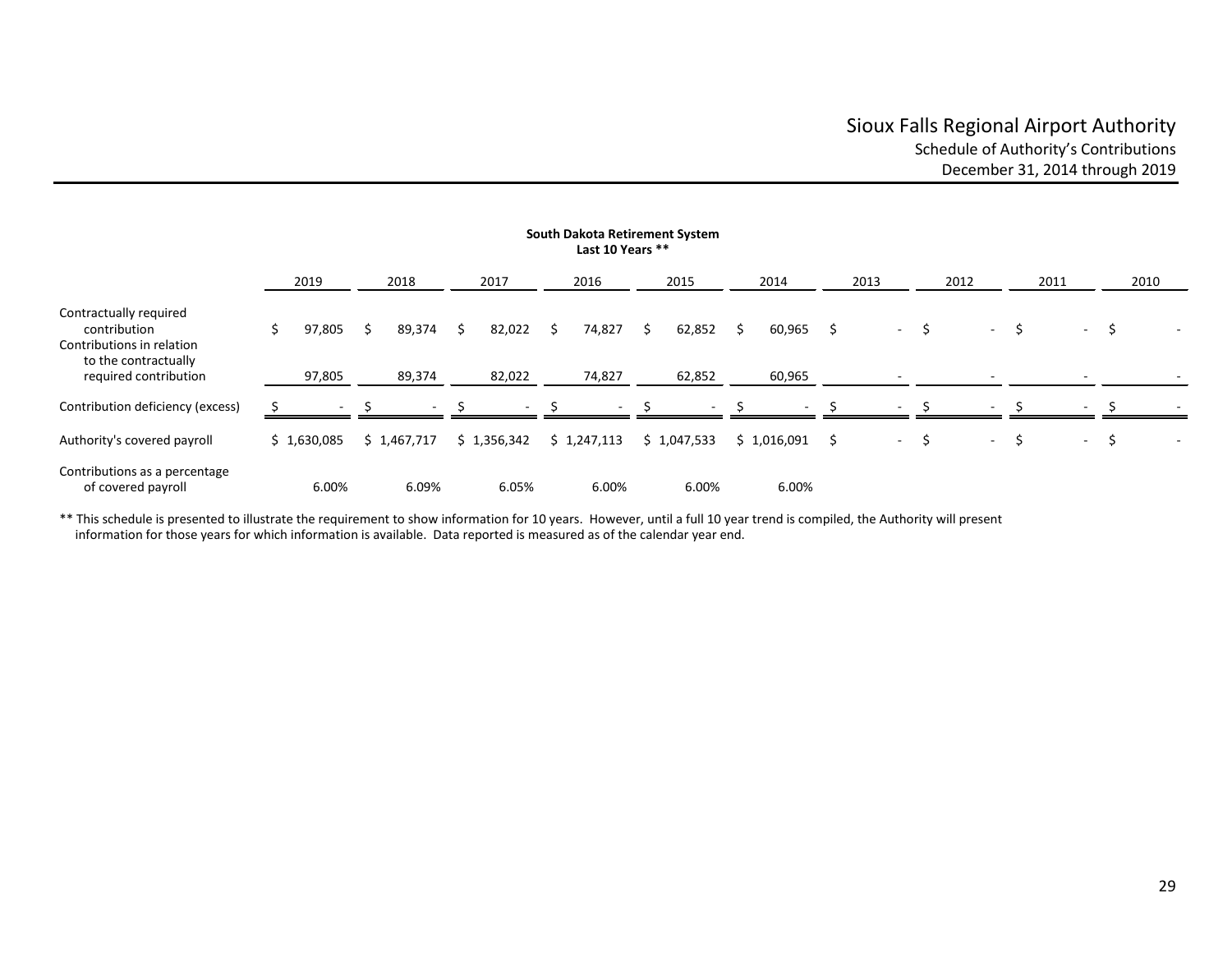# Sioux Falls Regional Airport Authority

## Schedule of Authority's Contributions

### December 31, 2014 through 2019

**South Dakota Retirement System**
**Last 10 Years ****

| | 2019 | 2018 | 2017 | 2016 | 2015 | 2014 | 2013 | 2012 | 2011 | 2010 |
|---|---|---|---|---|---|---|---|---|---|---|
| Contractually required contribution | $ 97,805 | $ 89,374 | $ 82,022 | $ 74,827 | $ 62,852 | $ 60,965 | $ - | $ - | $ - | $ - |
| Contributions in relation to the contractually required contribution | 97,805 | 89,374 | 82,022 | 74,827 | 62,852 | 60,965 | - | - | - | - |
| Contribution deficiency (excess) | $ - | $ - | $ - | $ - | $ - | $ - | $ - | $ - | $ - | $ - |
| Authority's covered payroll | $ 1,630,085 | $ 1,467,717 | $ 1,356,342 | $ 1,247,113 | $ 1,047,533 | $ 1,016,091 | $ - | $ - | $ - | $ - |
| Contributions as a percentage of covered payroll | 6.00% | 6.09% | 6.05% | 6.00% | 6.00% | 6.00% | | | | |

** This schedule is presented to illustrate the requirement to show information for 10 years. However, until a full 10 year trend is compiled, the Authority will present information for those years for which information is available. Data reported is measured as of the calendar year end.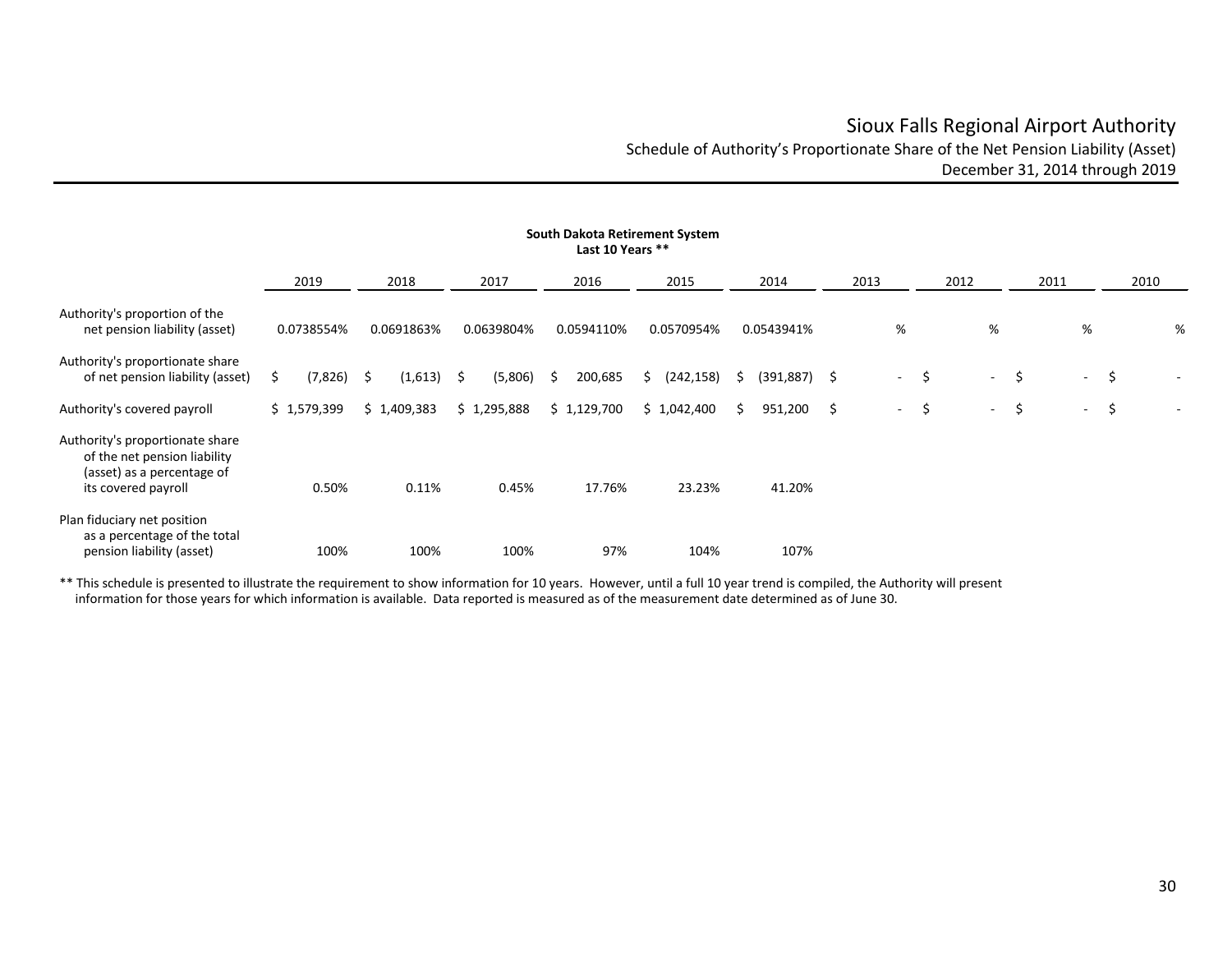# Sioux Falls Regional Airport Authority

## Schedule of Authority's Proportionate Share of the Net Pension Liability (Asset)

### December 31, 2014 through 2019

**South Dakota Retirement System**
**Last 10 Years \*\***

| | 2019 | 2018 | 2017 | 2016 | 2015 | 2014 | 2013 | 2012 | 2011 | 2010 |
|---|---|---|---|---|---|---|---|---|---|---|
| Authority's proportion of the net pension liability (asset) | 0.0738554% | 0.0691863% | 0.0639804% | 0.0594110% | 0.0570954% | 0.0543941% | % | % | % | % |
| Authority's proportionate share of net pension liability (asset) | $ (7,826) | $ (1,613) | $ (5,806) | $ 200,685 | $ (242,158) | $ (391,887) | $ - | $ - | $ - | $ - |
| Authority's covered payroll | $ 1,579,399 | $ 1,409,383 | $ 1,295,888 | $ 1,129,700 | $ 1,042,400 | $ 951,200 | $ - | $ - | $ - | $ - |
| Authority's proportionate share of the net pension liability (asset) as a percentage of its covered payroll | 0.50% | 0.11% | 0.45% | 17.76% | 23.23% | 41.20% | | | | |
| Plan fiduciary net position as a percentage of the total pension liability (asset) | 100% | 100% | 100% | 97% | 104% | 107% | | | | |

\*\* This schedule is presented to illustrate the requirement to show information for 10 years. However, until a full 10 year trend is compiled, the Authority will present information for those years for which information is available. Data reported is measured as of the measurement date determined as of June 30.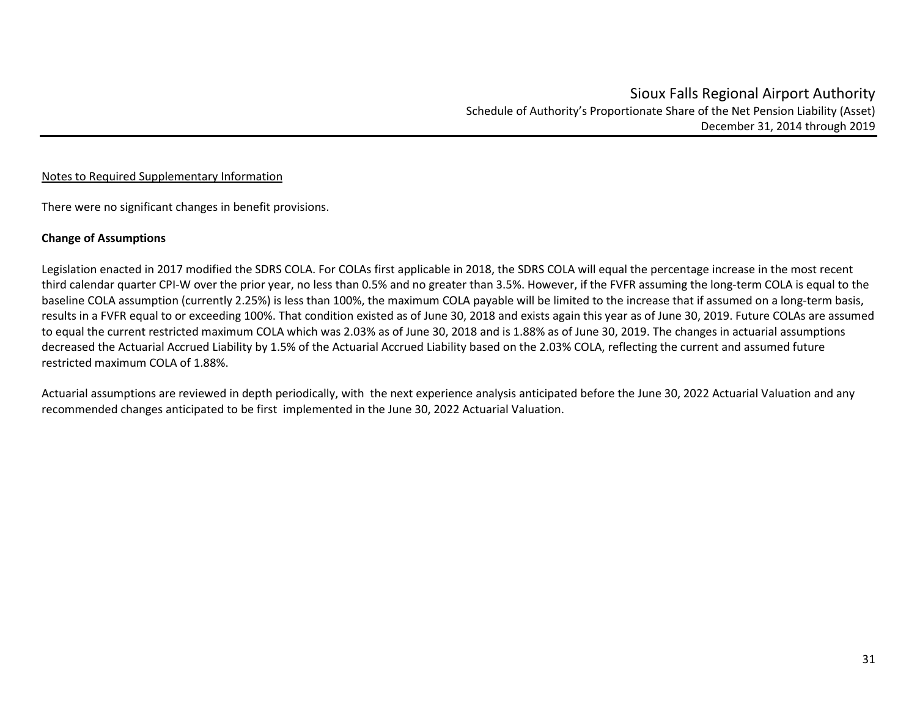# Sioux Falls Regional Airport Authority

## Schedule of Authority's Proportionate Share of the Net Pension Liability (Asset)

## December 31, 2014 through 2019

Notes to Required Supplementary Information

There were no significant changes in benefit provisions.

**Change of Assumptions**

Legislation enacted in 2017 modified the SDRS COLA. For COLAs first applicable in 2018, the SDRS COLA will equal the percentage increase in the most recent third calendar quarter CPI-W over the prior year, no less than 0.5% and no greater than 3.5%. However, if the FVFR assuming the long-term COLA is equal to the baseline COLA assumption (currently 2.25%) is less than 100%, the maximum COLA payable will be limited to the increase that if assumed on a long-term basis, results in a FVFR equal to or exceeding 100%. That condition existed as of June 30, 2018 and exists again this year as of June 30, 2019. Future COLAs are assumed to equal the current restricted maximum COLA which was 2.03% as of June 30, 2018 and is 1.88% as of June 30, 2019. The changes in actuarial assumptions decreased the Actuarial Accrued Liability by 1.5% of the Actuarial Accrued Liability based on the 2.03% COLA, reflecting the current and assumed future restricted maximum COLA of 1.88%.

Actuarial assumptions are reviewed in depth periodically, with the next experience analysis anticipated before the June 30, 2022 Actuarial Valuation and any recommended changes anticipated to be first implemented in the June 30, 2022 Actuarial Valuation.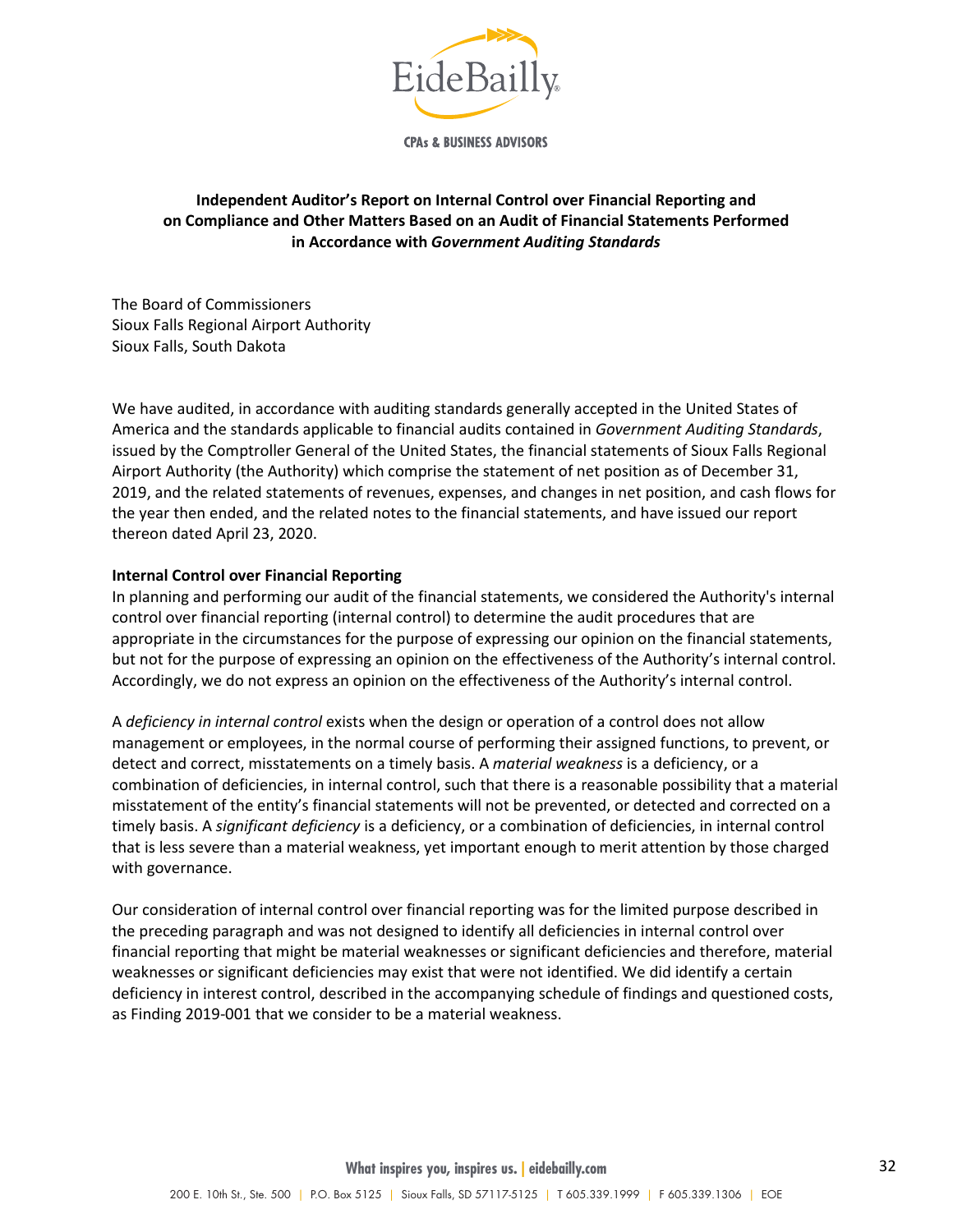EideBailly

CPAs & BUSINESS ADVISORS

## Independent Auditor's Report on Internal Control over Financial Reporting and on Compliance and Other Matters Based on an Audit of Financial Statements Performed in Accordance with *Government Auditing Standards*

The Board of Commissioners
Sioux Falls Regional Airport Authority
Sioux Falls, South Dakota

We have audited, in accordance with auditing standards generally accepted in the United States of America and the standards applicable to financial audits contained in *Government Auditing Standards*, issued by the Comptroller General of the United States, the financial statements of Sioux Falls Regional Airport Authority (the Authority) which comprise the statement of net position as of December 31, 2019, and the related statements of revenues, expenses, and changes in net position, and cash flows for the year then ended, and the related notes to the financial statements, and have issued our report thereon dated April 23, 2020.

**Internal Control over Financial Reporting**

In planning and performing our audit of the financial statements, we considered the Authority's internal control over financial reporting (internal control) to determine the audit procedures that are appropriate in the circumstances for the purpose of expressing our opinion on the financial statements, but not for the purpose of expressing an opinion on the effectiveness of the Authority's internal control. Accordingly, we do not express an opinion on the effectiveness of the Authority's internal control.

A *deficiency in internal control* exists when the design or operation of a control does not allow management or employees, in the normal course of performing their assigned functions, to prevent, or detect and correct, misstatements on a timely basis. A *material weakness* is a deficiency, or a combination of deficiencies, in internal control, such that there is a reasonable possibility that a material misstatement of the entity's financial statements will not be prevented, or detected and corrected on a timely basis. A *significant deficiency* is a deficiency, or a combination of deficiencies, in internal control that is less severe than a material weakness, yet important enough to merit attention by those charged with governance.

Our consideration of internal control over financial reporting was for the limited purpose described in the preceding paragraph and was not designed to identify all deficiencies in internal control over financial reporting that might be material weaknesses or significant deficiencies and therefore, material weaknesses or significant deficiencies may exist that were not identified. We did identify a certain deficiency in interest control, described in the accompanying schedule of findings and questioned costs, as Finding 2019-001 that we consider to be a material weakness.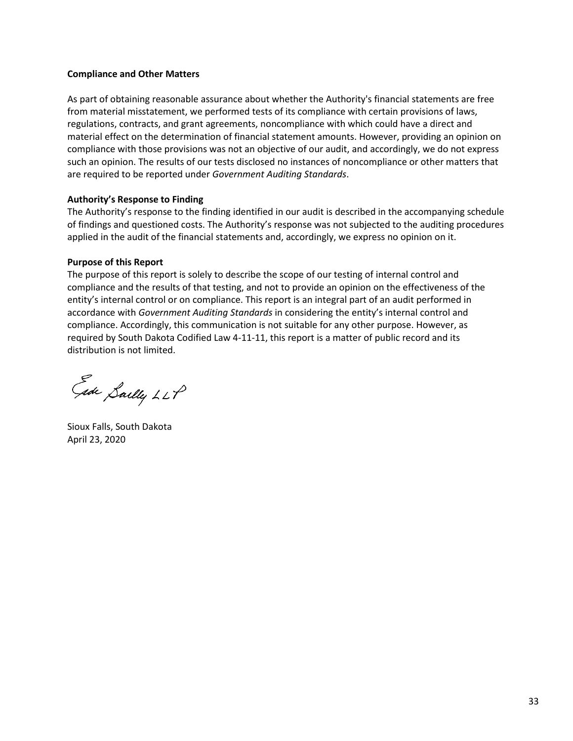**Compliance and Other Matters**

As part of obtaining reasonable assurance about whether the Authority's financial statements are free from material misstatement, we performed tests of its compliance with certain provisions of laws, regulations, contracts, and grant agreements, noncompliance with which could have a direct and material effect on the determination of financial statement amounts. However, providing an opinion on compliance with those provisions was not an objective of our audit, and accordingly, we do not express such an opinion. The results of our tests disclosed no instances of noncompliance or other matters that are required to be reported under *Government Auditing Standards*.

**Authority's Response to Finding**

The Authority's response to the finding identified in our audit is described in the accompanying schedule of findings and questioned costs. The Authority's response was not subjected to the auditing procedures applied in the audit of the financial statements and, accordingly, we express no opinion on it.

**Purpose of this Report**

The purpose of this report is solely to describe the scope of our testing of internal control and compliance and the results of that testing, and not to provide an opinion on the effectiveness of the entity's internal control or on compliance. This report is an integral part of an audit performed in accordance with *Government Auditing Standards* in considering the entity's internal control and compliance. Accordingly, this communication is not suitable for any other purpose. However, as required by South Dakota Codified Law 4-11-11, this report is a matter of public record and its distribution is not limited.

Eide Bailly LLP

Sioux Falls, South Dakota
April 23, 2020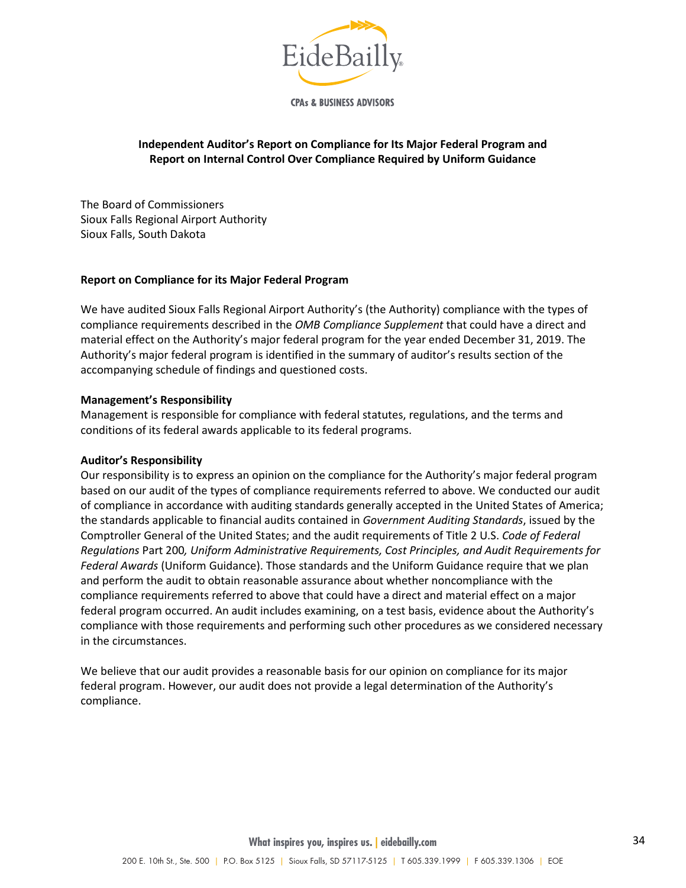# Independent Auditor's Report on Compliance for Its Major Federal Program and Report on Internal Control Over Compliance Required by Uniform Guidance

The Board of Commissioners
Sioux Falls Regional Airport Authority
Sioux Falls, South Dakota

## Report on Compliance for its Major Federal Program

We have audited Sioux Falls Regional Airport Authority's (the Authority) compliance with the types of compliance requirements described in the *OMB Compliance Supplement* that could have a direct and material effect on the Authority's major federal program for the year ended December 31, 2019. The Authority's major federal program is identified in the summary of auditor's results section of the accompanying schedule of findings and questioned costs.

### Management's Responsibility

Management is responsible for compliance with federal statutes, regulations, and the terms and conditions of its federal awards applicable to its federal programs.

### Auditor's Responsibility

Our responsibility is to express an opinion on the compliance for the Authority's major federal program based on our audit of the types of compliance requirements referred to above. We conducted our audit of compliance in accordance with auditing standards generally accepted in the United States of America; the standards applicable to financial audits contained in *Government Auditing Standards*, issued by the Comptroller General of the United States; and the audit requirements of Title 2 U.S. *Code of Federal Regulations* Part 200*, Uniform Administrative Requirements, Cost Principles, and Audit Requirements for Federal Awards* (Uniform Guidance). Those standards and the Uniform Guidance require that we plan and perform the audit to obtain reasonable assurance about whether noncompliance with the compliance requirements referred to above that could have a direct and material effect on a major federal program occurred. An audit includes examining, on a test basis, evidence about the Authority's compliance with those requirements and performing such other procedures as we considered necessary in the circumstances.

We believe that our audit provides a reasonable basis for our opinion on compliance for its major federal program. However, our audit does not provide a legal determination of the Authority's compliance.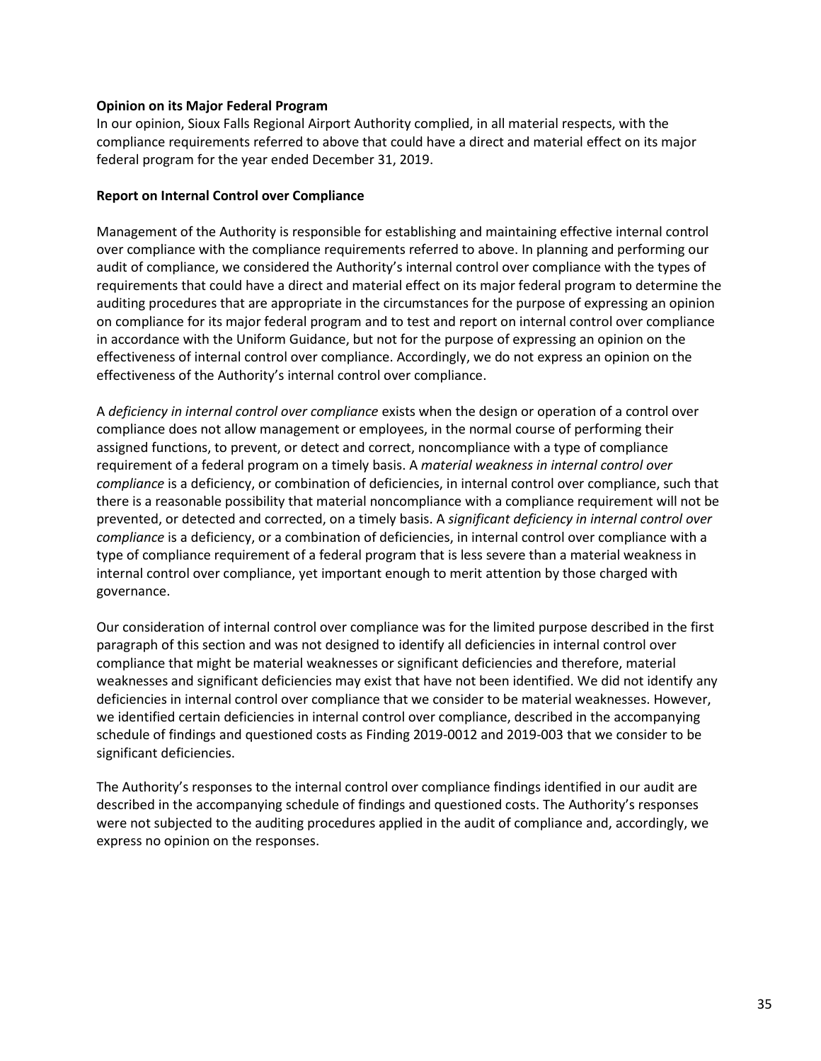**Opinion on its Major Federal Program**

In our opinion, Sioux Falls Regional Airport Authority complied, in all material respects, with the compliance requirements referred to above that could have a direct and material effect on its major federal program for the year ended December 31, 2019.

**Report on Internal Control over Compliance**

Management of the Authority is responsible for establishing and maintaining effective internal control over compliance with the compliance requirements referred to above. In planning and performing our audit of compliance, we considered the Authority's internal control over compliance with the types of requirements that could have a direct and material effect on its major federal program to determine the auditing procedures that are appropriate in the circumstances for the purpose of expressing an opinion on compliance for its major federal program and to test and report on internal control over compliance in accordance with the Uniform Guidance, but not for the purpose of expressing an opinion on the effectiveness of internal control over compliance. Accordingly, we do not express an opinion on the effectiveness of the Authority's internal control over compliance.

A *deficiency in internal control over compliance* exists when the design or operation of a control over compliance does not allow management or employees, in the normal course of performing their assigned functions, to prevent, or detect and correct, noncompliance with a type of compliance requirement of a federal program on a timely basis. A *material weakness in internal control over compliance* is a deficiency, or combination of deficiencies, in internal control over compliance, such that there is a reasonable possibility that material noncompliance with a compliance requirement will not be prevented, or detected and corrected, on a timely basis. A *significant deficiency in internal control over compliance* is a deficiency, or a combination of deficiencies, in internal control over compliance with a type of compliance requirement of a federal program that is less severe than a material weakness in internal control over compliance, yet important enough to merit attention by those charged with governance.

Our consideration of internal control over compliance was for the limited purpose described in the first paragraph of this section and was not designed to identify all deficiencies in internal control over compliance that might be material weaknesses or significant deficiencies and therefore, material weaknesses and significant deficiencies may exist that have not been identified. We did not identify any deficiencies in internal control over compliance that we consider to be material weaknesses. However, we identified certain deficiencies in internal control over compliance, described in the accompanying schedule of findings and questioned costs as Finding 2019-0012 and 2019-003 that we consider to be significant deficiencies.

The Authority's responses to the internal control over compliance findings identified in our audit are described in the accompanying schedule of findings and questioned costs. The Authority's responses were not subjected to the auditing procedures applied in the audit of compliance and, accordingly, we express no opinion on the responses.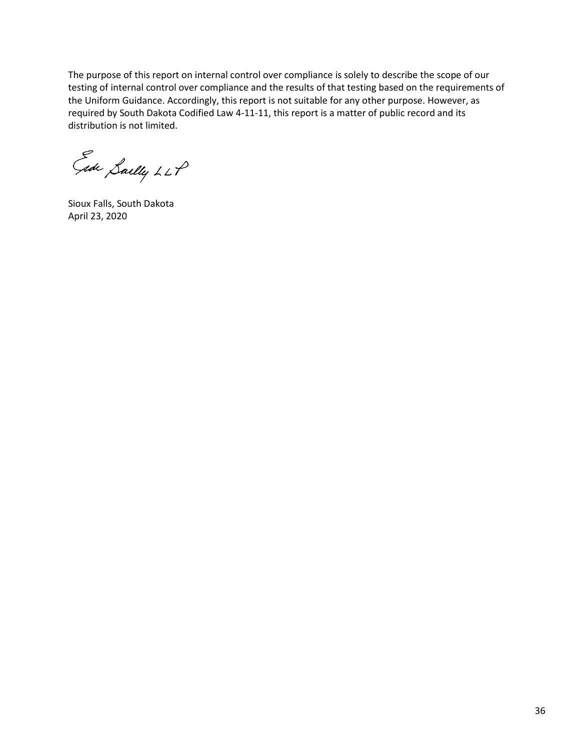The purpose of this report on internal control over compliance is solely to describe the scope of our testing of internal control over compliance and the results of that testing based on the requirements of the Uniform Guidance. Accordingly, this report is not suitable for any other purpose. However, as required by South Dakota Codified Law 4-11-11, this report is a matter of public record and its distribution is not limited.

Eide Bailly LLP

Sioux Falls, South Dakota
April 23, 2020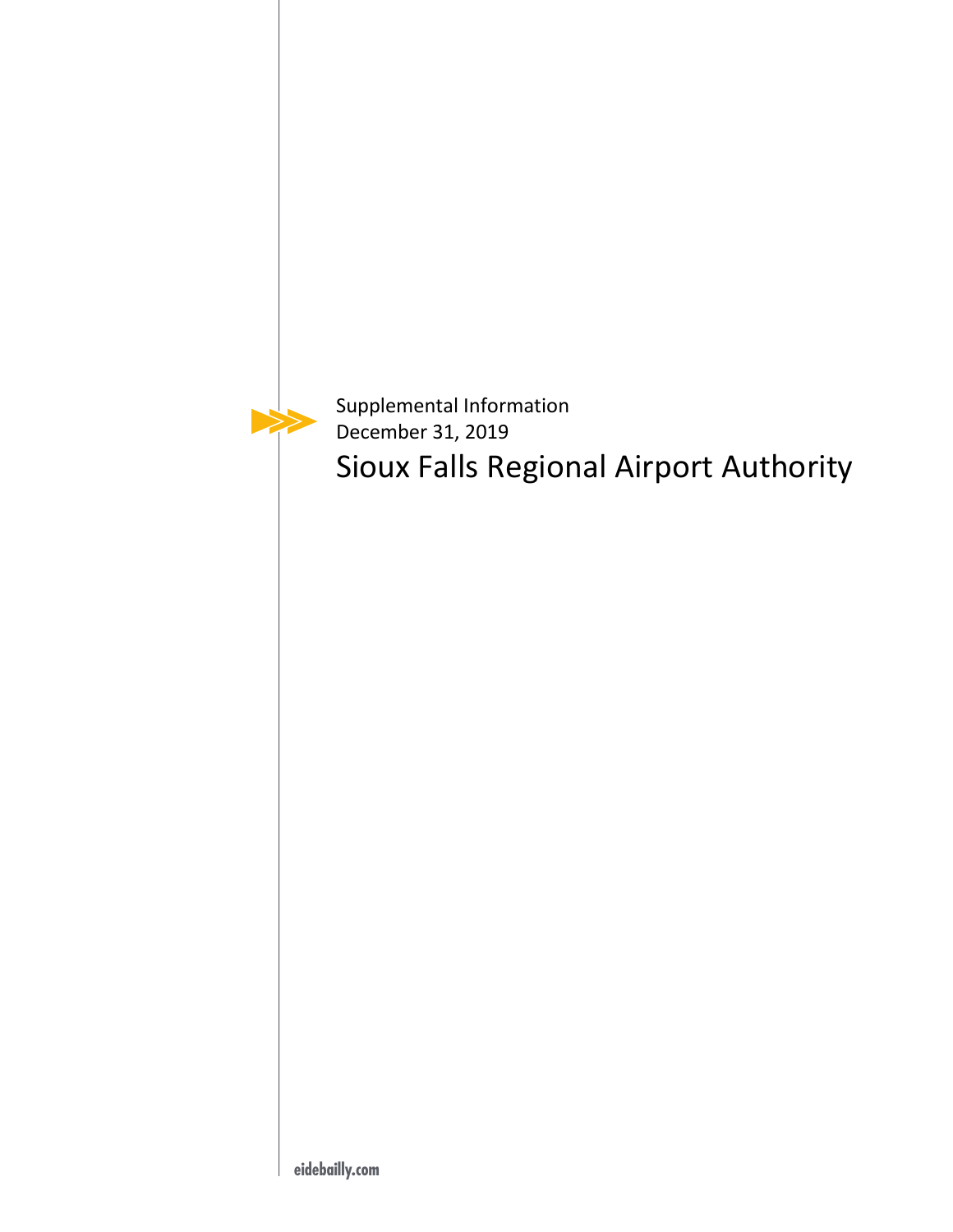Supplemental Information

December 31, 2019

# Sioux Falls Regional Airport Authority

eidebailly.com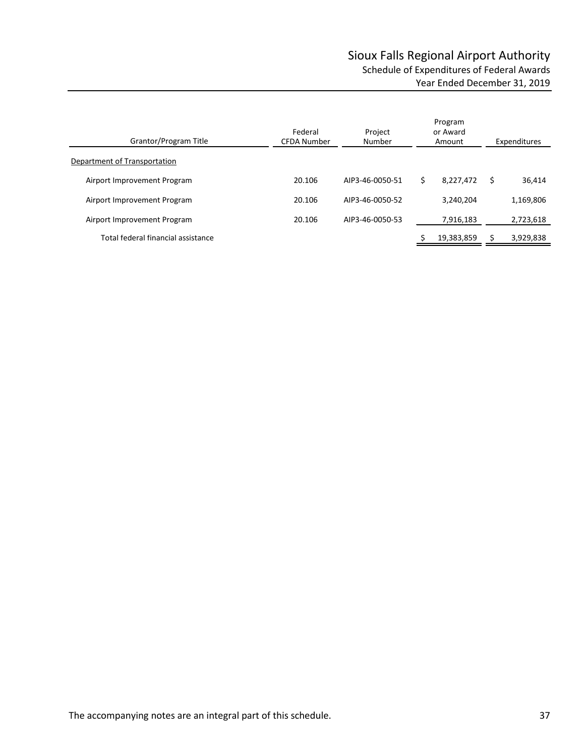# Sioux Falls Regional Airport Authority

## Schedule of Expenditures of Federal Awards

### Year Ended December 31, 2019

| Grantor/Program Title | Federal CFDA Number | Project Number | Program or Award Amount | Expenditures |
|---|---|---|---|---|
| Department of Transportation | | | | |
| Airport Improvement Program | 20.106 | AIP3-46-0050-51 | $ 8,227,472 | $ 36,414 |
| Airport Improvement Program | 20.106 | AIP3-46-0050-52 | 3,240,204 | 1,169,806 |
| Airport Improvement Program | 20.106 | AIP3-46-0050-53 | 7,916,183 | 2,723,618 |
| Total federal financial assistance | | | $ 19,383,859 | $ 3,929,838 |

The accompanying notes are an integral part of this schedule.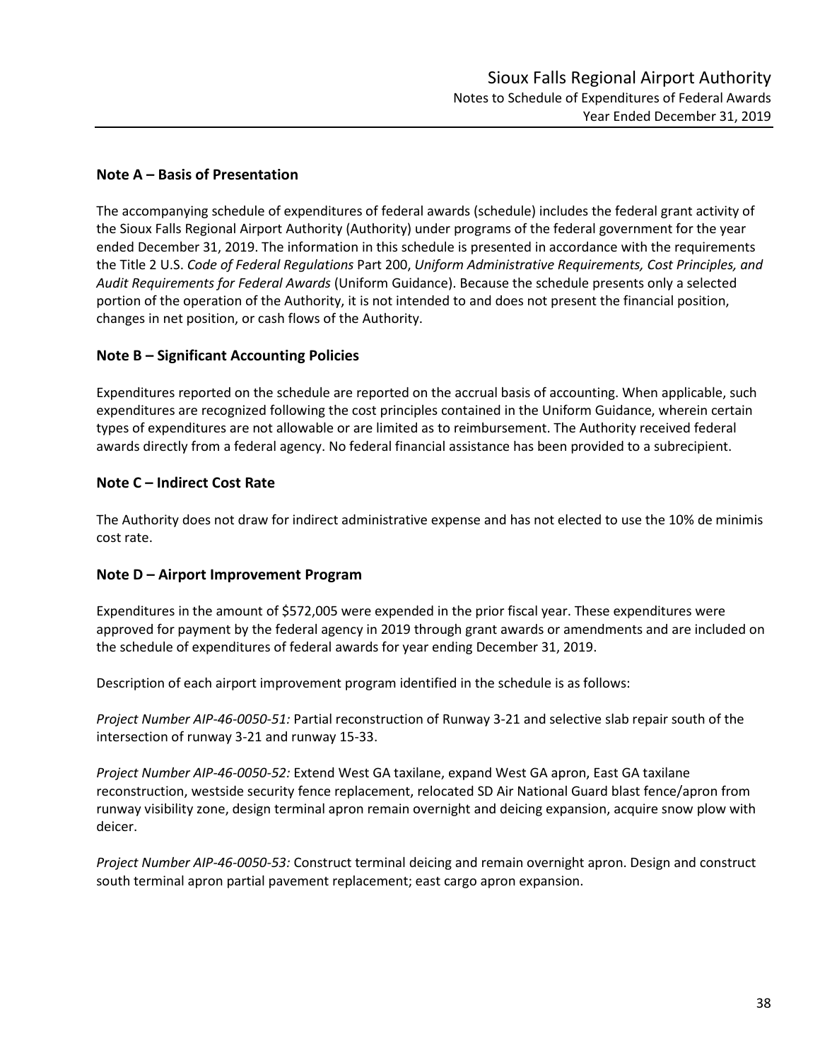## Note A – Basis of Presentation

The accompanying schedule of expenditures of federal awards (schedule) includes the federal grant activity of the Sioux Falls Regional Airport Authority (Authority) under programs of the federal government for the year ended December 31, 2019. The information in this schedule is presented in accordance with the requirements the Title 2 U.S. *Code of Federal Regulations* Part 200, *Uniform Administrative Requirements, Cost Principles, and Audit Requirements for Federal Awards* (Uniform Guidance). Because the schedule presents only a selected portion of the operation of the Authority, it is not intended to and does not present the financial position, changes in net position, or cash flows of the Authority.

## Note B – Significant Accounting Policies

Expenditures reported on the schedule are reported on the accrual basis of accounting. When applicable, such expenditures are recognized following the cost principles contained in the Uniform Guidance, wherein certain types of expenditures are not allowable or are limited as to reimbursement. The Authority received federal awards directly from a federal agency. No federal financial assistance has been provided to a subrecipient.

## Note C – Indirect Cost Rate

The Authority does not draw for indirect administrative expense and has not elected to use the 10% de minimis cost rate.

## Note D – Airport Improvement Program

Expenditures in the amount of $572,005 were expended in the prior fiscal year. These expenditures were approved for payment by the federal agency in 2019 through grant awards or amendments and are included on the schedule of expenditures of federal awards for year ending December 31, 2019.

Description of each airport improvement program identified in the schedule is as follows:

*Project Number AIP-46-0050-51:* Partial reconstruction of Runway 3-21 and selective slab repair south of the intersection of runway 3-21 and runway 15-33.

*Project Number AIP-46-0050-52:* Extend West GA taxilane, expand West GA apron, East GA taxilane reconstruction, westside security fence replacement, relocated SD Air National Guard blast fence/apron from runway visibility zone, design terminal apron remain overnight and deicing expansion, acquire snow plow with deicer.

*Project Number AIP-46-0050-53:* Construct terminal deicing and remain overnight apron. Design and construct south terminal apron partial pavement replacement; east cargo apron expansion.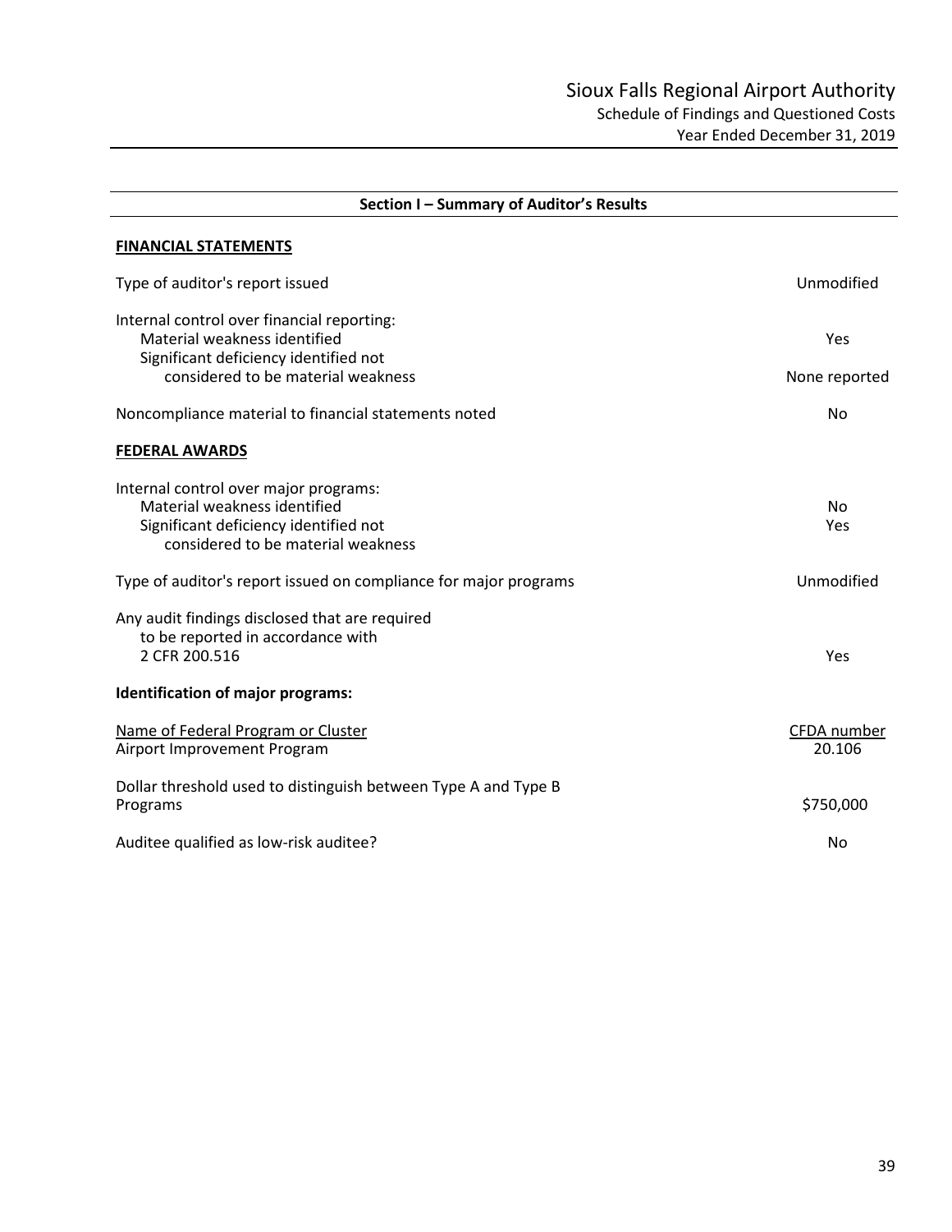# Sioux Falls Regional Airport Authority

## Schedule of Findings and Questioned Costs

Year Ended December 31, 2019

### Section I – Summary of Auditor's Results

**FINANCIAL STATEMENTS**

| | |
|---|---|
| Type of auditor's report issued | Unmodified |
| Internal control over financial reporting: | |
| Material weakness identified | Yes |
| Significant deficiency identified not considered to be material weakness | None reported |
| Noncompliance material to financial statements noted | No |

**FEDERAL AWARDS**

| | |
|---|---|
| Internal control over major programs: | |
| Material weakness identified | No |
| Significant deficiency identified not considered to be material weakness | Yes |
| Type of auditor's report issued on compliance for major programs | Unmodified |
| Any audit findings disclosed that are required to be reported in accordance with 2 CFR 200.516 | Yes |

**Identification of major programs:**

| Name of Federal Program or Cluster | CFDA number |
|---|---|
| Airport Improvement Program | 20.106 |

| | |
|---|---|
| Dollar threshold used to distinguish between Type A and Type B Programs | $750,000 |
| Auditee qualified as low-risk auditee? | No |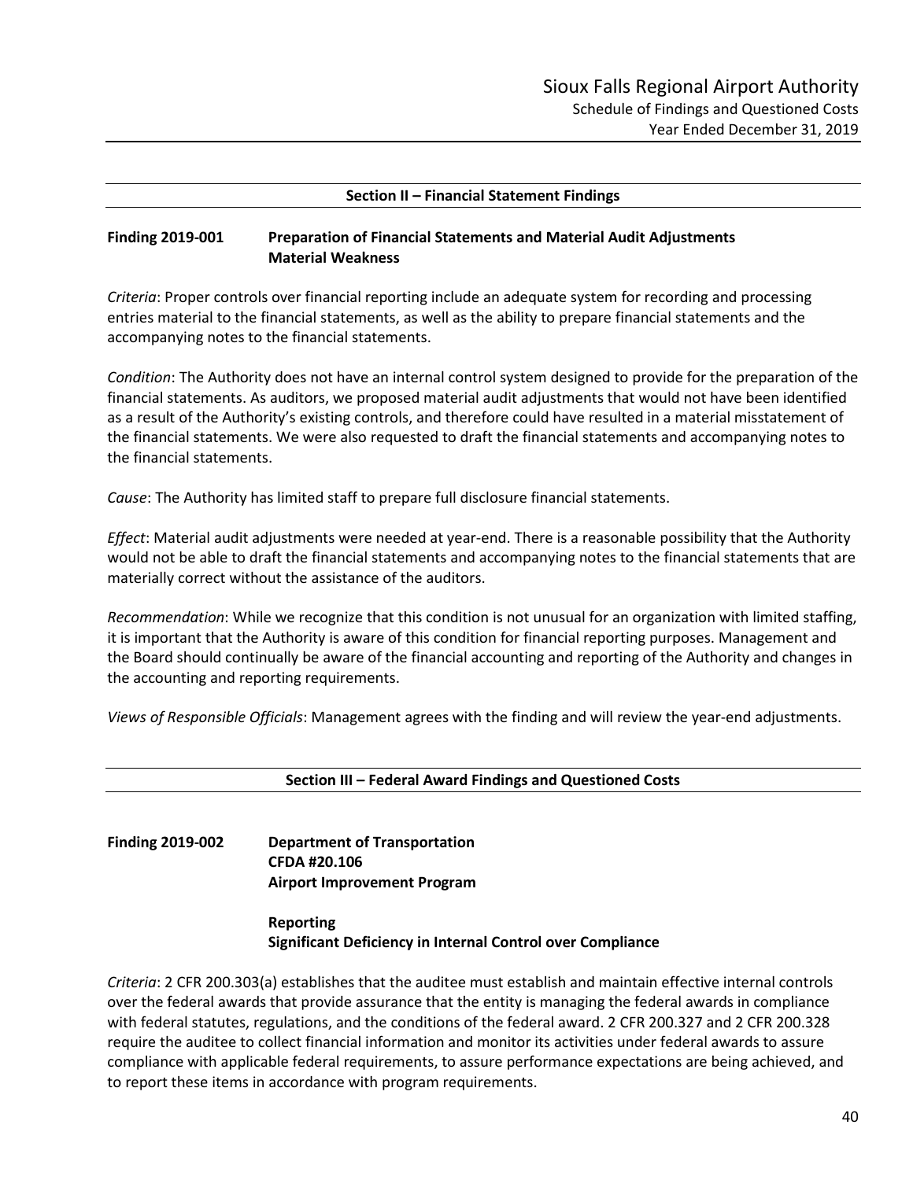## Section II – Financial Statement Findings

**Finding 2019-001 Preparation of Financial Statements and Material Audit Adjustments**
**Material Weakness**

*Criteria*: Proper controls over financial reporting include an adequate system for recording and processing entries material to the financial statements, as well as the ability to prepare financial statements and the accompanying notes to the financial statements.

*Condition*: The Authority does not have an internal control system designed to provide for the preparation of the financial statements. As auditors, we proposed material audit adjustments that would not have been identified as a result of the Authority's existing controls, and therefore could have resulted in a material misstatement of the financial statements. We were also requested to draft the financial statements and accompanying notes to the financial statements.

*Cause*: The Authority has limited staff to prepare full disclosure financial statements.

*Effect*: Material audit adjustments were needed at year-end. There is a reasonable possibility that the Authority would not be able to draft the financial statements and accompanying notes to the financial statements that are materially correct without the assistance of the auditors.

*Recommendation*: While we recognize that this condition is not unusual for an organization with limited staffing, it is important that the Authority is aware of this condition for financial reporting purposes. Management and the Board should continually be aware of the financial accounting and reporting of the Authority and changes in the accounting and reporting requirements.

*Views of Responsible Officials*: Management agrees with the finding and will review the year-end adjustments.

## Section III – Federal Award Findings and Questioned Costs

**Finding 2019-002 Department of Transportation**
**CFDA #20.106**
**Airport Improvement Program**

**Reporting**
**Significant Deficiency in Internal Control over Compliance**

*Criteria*: 2 CFR 200.303(a) establishes that the auditee must establish and maintain effective internal controls over the federal awards that provide assurance that the entity is managing the federal awards in compliance with federal statutes, regulations, and the conditions of the federal award. 2 CFR 200.327 and 2 CFR 200.328 require the auditee to collect financial information and monitor its activities under federal awards to assure compliance with applicable federal requirements, to assure performance expectations are being achieved, and to report these items in accordance with program requirements.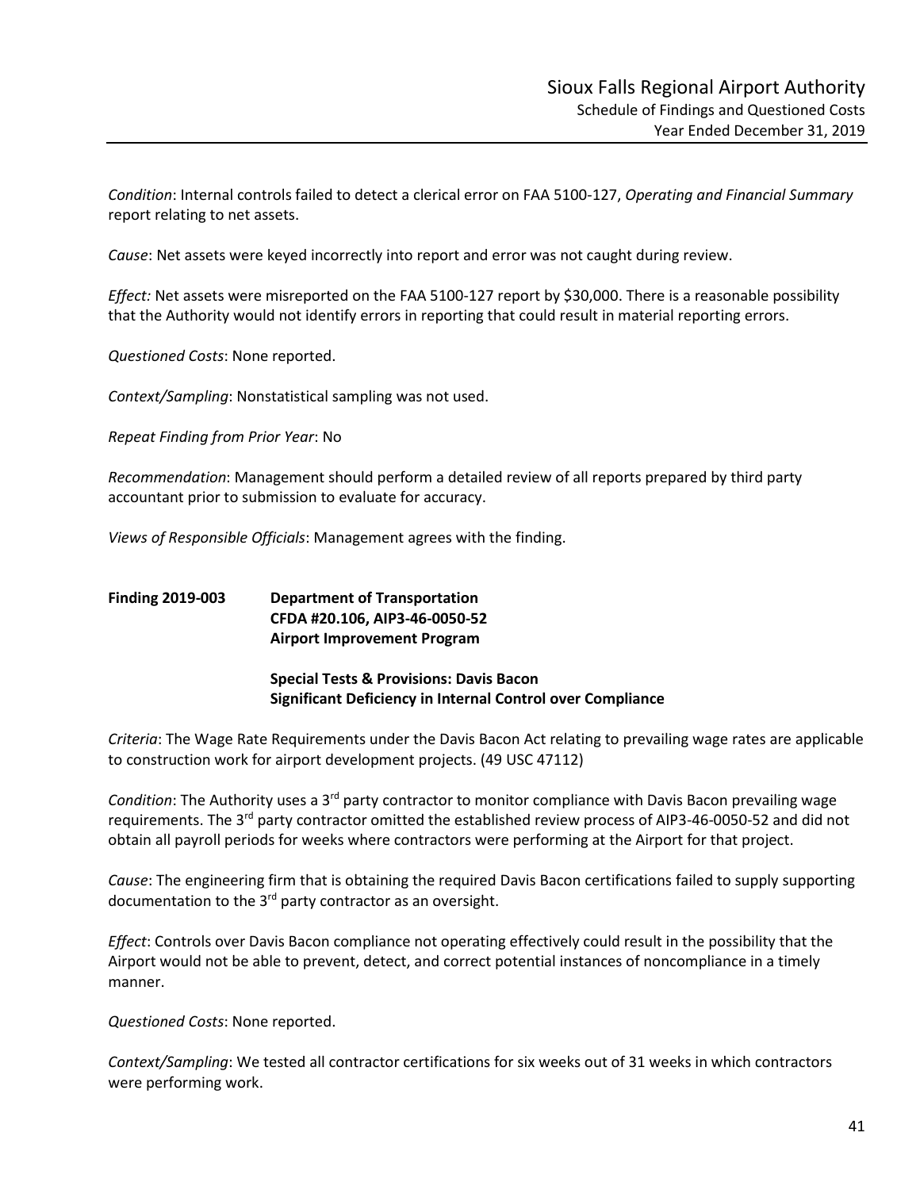*Condition*: Internal controls failed to detect a clerical error on FAA 5100-127, *Operating and Financial Summary* report relating to net assets.

*Cause*: Net assets were keyed incorrectly into report and error was not caught during review.

*Effect:* Net assets were misreported on the FAA 5100-127 report by $30,000. There is a reasonable possibility that the Authority would not identify errors in reporting that could result in material reporting errors.

*Questioned Costs*: None reported.

*Context/Sampling*: Nonstatistical sampling was not used.

*Repeat Finding from Prior Year*: No

*Recommendation*: Management should perform a detailed review of all reports prepared by third party accountant prior to submission to evaluate for accuracy.

*Views of Responsible Officials*: Management agrees with the finding.

**Finding 2019-003 Department of Transportation**
**CFDA #20.106, AIP3-46-0050-52**
**Airport Improvement Program**

**Special Tests & Provisions: Davis Bacon**
**Significant Deficiency in Internal Control over Compliance**

*Criteria*: The Wage Rate Requirements under the Davis Bacon Act relating to prevailing wage rates are applicable to construction work for airport development projects. (49 USC 47112)

*Condition*: The Authority uses a 3rd party contractor to monitor compliance with Davis Bacon prevailing wage requirements. The 3rd party contractor omitted the established review process of AIP3-46-0050-52 and did not obtain all payroll periods for weeks where contractors were performing at the Airport for that project.

*Cause*: The engineering firm that is obtaining the required Davis Bacon certifications failed to supply supporting documentation to the 3rd party contractor as an oversight.

*Effect*: Controls over Davis Bacon compliance not operating effectively could result in the possibility that the Airport would not be able to prevent, detect, and correct potential instances of noncompliance in a timely manner.

*Questioned Costs*: None reported.

*Context/Sampling*: We tested all contractor certifications for six weeks out of 31 weeks in which contractors were performing work.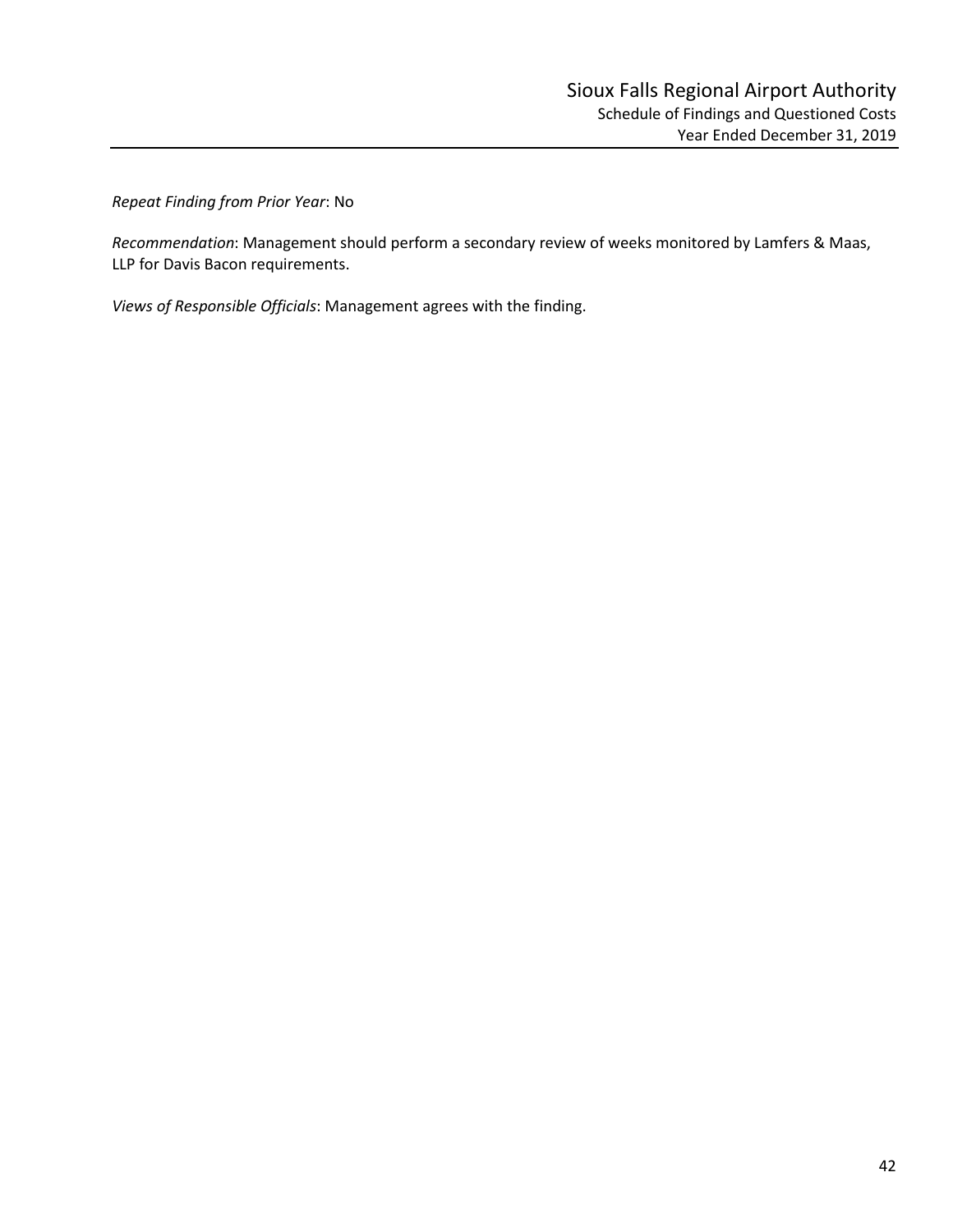*Repeat Finding from Prior Year*: No

*Recommendation*: Management should perform a secondary review of weeks monitored by Lamfers & Maas, LLP for Davis Bacon requirements.

*Views of Responsible Officials*: Management agrees with the finding.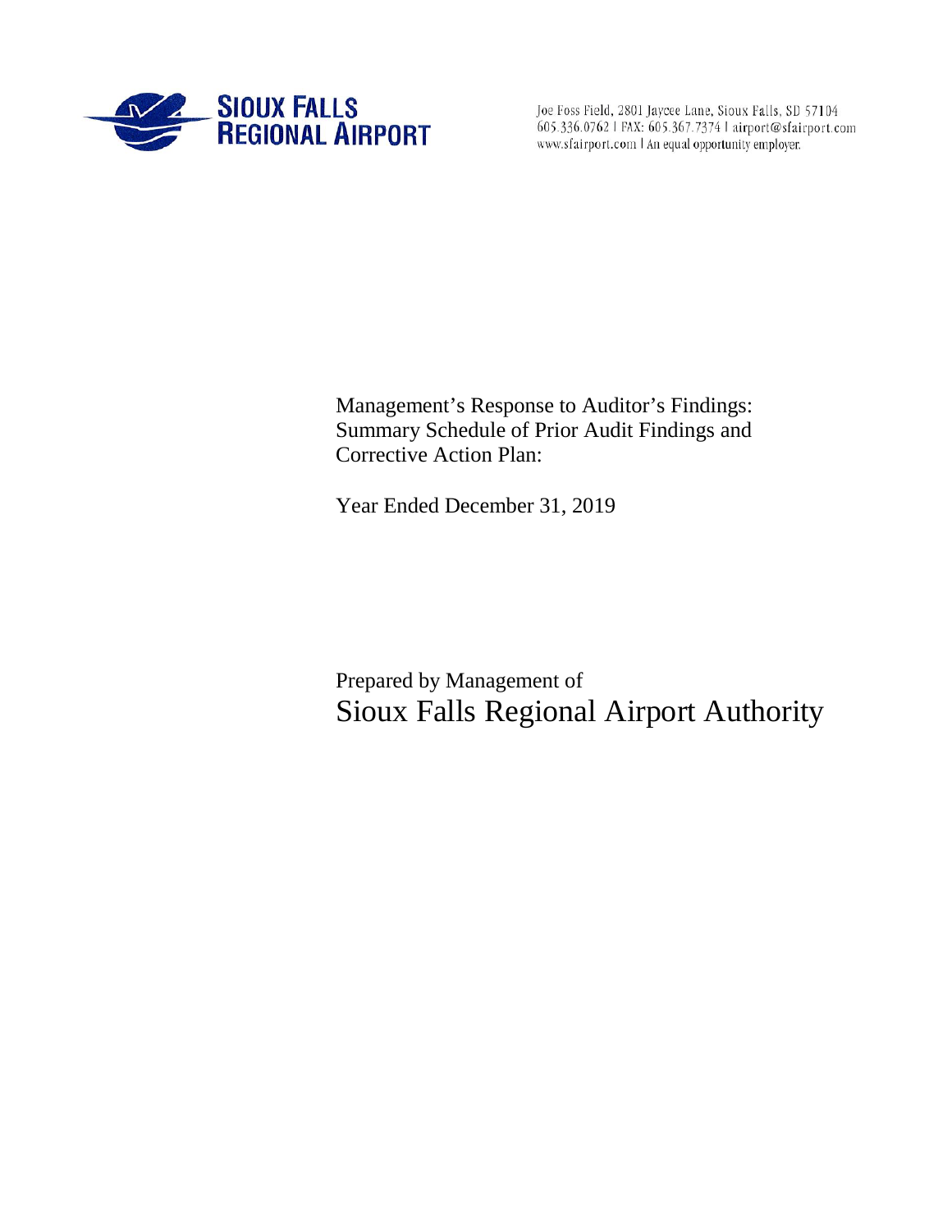**SIOUX FALLS REGIONAL AIRPORT**

Joe Foss Field, 2801 Jaycee Lane, Sioux Falls, SD 57104
605.336.0762 | FAX: 605.367.7374 | airport@sfairport.com
www.sfairport.com | An equal opportunity employer.

Management's Response to Auditor's Findings:
Summary Schedule of Prior Audit Findings and
Corrective Action Plan:

Year Ended December 31, 2019

Prepared by Management of

# Sioux Falls Regional Airport Authority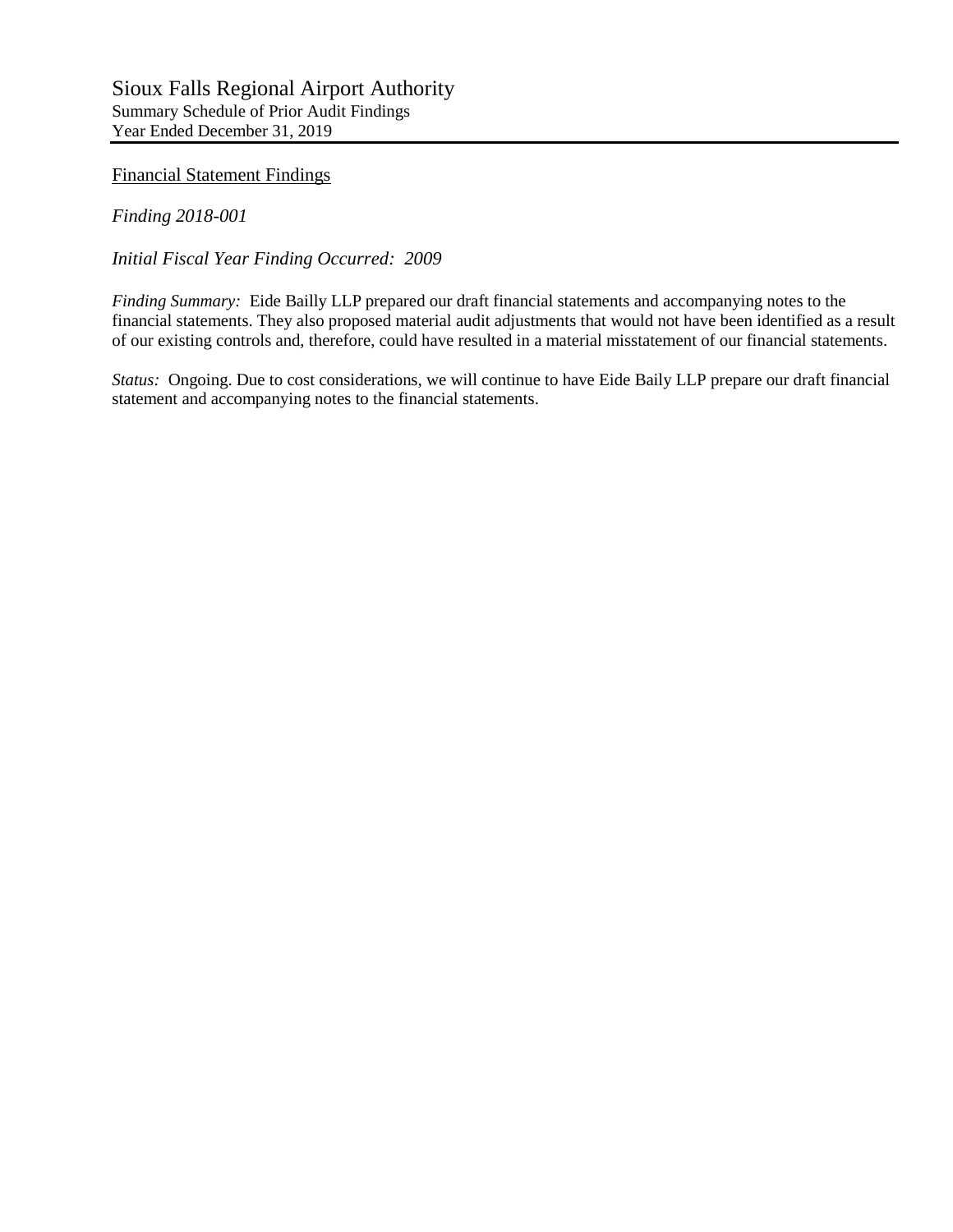# Sioux Falls Regional Airport Authority

Summary Schedule of Prior Audit Findings
Year Ended December 31, 2019

## Financial Statement Findings

*Finding 2018-001*

*Initial Fiscal Year Finding Occurred: 2009*

*Finding Summary:* Eide Bailly LLP prepared our draft financial statements and accompanying notes to the financial statements. They also proposed material audit adjustments that would not have been identified as a result of our existing controls and, therefore, could have resulted in a material misstatement of our financial statements.

*Status:* Ongoing. Due to cost considerations, we will continue to have Eide Baily LLP prepare our draft financial statement and accompanying notes to the financial statements.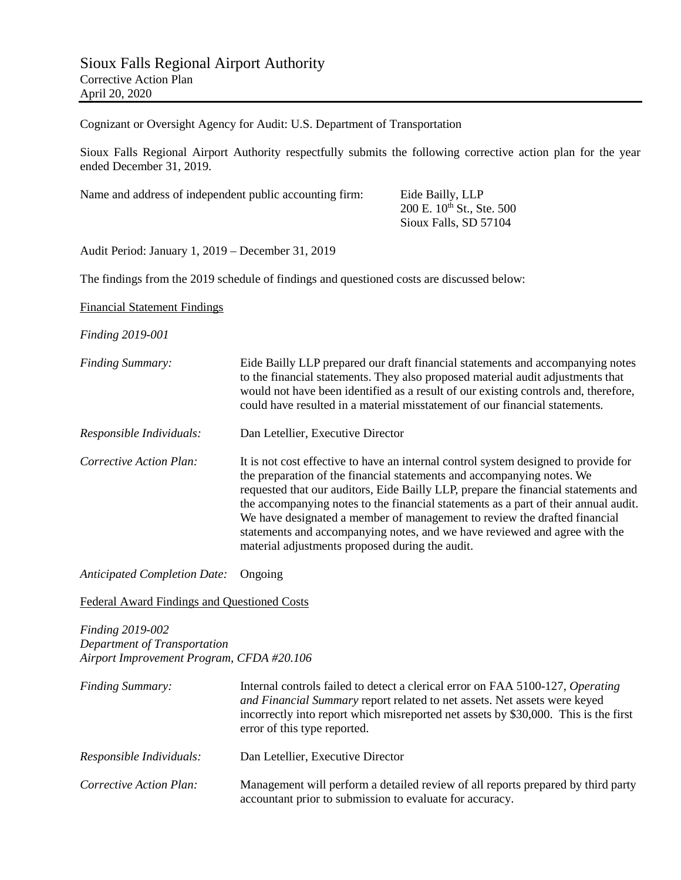# Sioux Falls Regional Airport Authority

Corrective Action Plan
April 20, 2020

Cognizant or Oversight Agency for Audit: U.S. Department of Transportation

Sioux Falls Regional Airport Authority respectfully submits the following corrective action plan for the year ended December 31, 2019.

Name and address of independent public accounting firm: Eide Bailly, LLP
200 E. 10th St., Ste. 500
Sioux Falls, SD 57104

Audit Period: January 1, 2019 – December 31, 2019

The findings from the 2019 schedule of findings and questioned costs are discussed below:

<u>Financial Statement Findings</u>

*Finding 2019-001*

*Finding Summary:* Eide Bailly LLP prepared our draft financial statements and accompanying notes to the financial statements. They also proposed material audit adjustments that would not have been identified as a result of our existing controls and, therefore, could have resulted in a material misstatement of our financial statements.

*Responsible Individuals:* Dan Letellier, Executive Director

*Corrective Action Plan:* It is not cost effective to have an internal control system designed to provide for the preparation of the financial statements and accompanying notes. We requested that our auditors, Eide Bailly LLP, prepare the financial statements and the accompanying notes to the financial statements as a part of their annual audit. We have designated a member of management to review the drafted financial statements and accompanying notes, and we have reviewed and agree with the material adjustments proposed during the audit.

*Anticipated Completion Date:* Ongoing

<u>Federal Award Findings and Questioned Costs</u>

*Finding 2019-002*
*Department of Transportation*
*Airport Improvement Program, CFDA #20.106*

*Finding Summary:* Internal controls failed to detect a clerical error on FAA 5100-127, *Operating and Financial Summary* report related to net assets. Net assets were keyed incorrectly into report which misreported net assets by $30,000. This is the first error of this type reported.

*Responsible Individuals:* Dan Letellier, Executive Director

*Corrective Action Plan:* Management will perform a detailed review of all reports prepared by third party accountant prior to submission to evaluate for accuracy.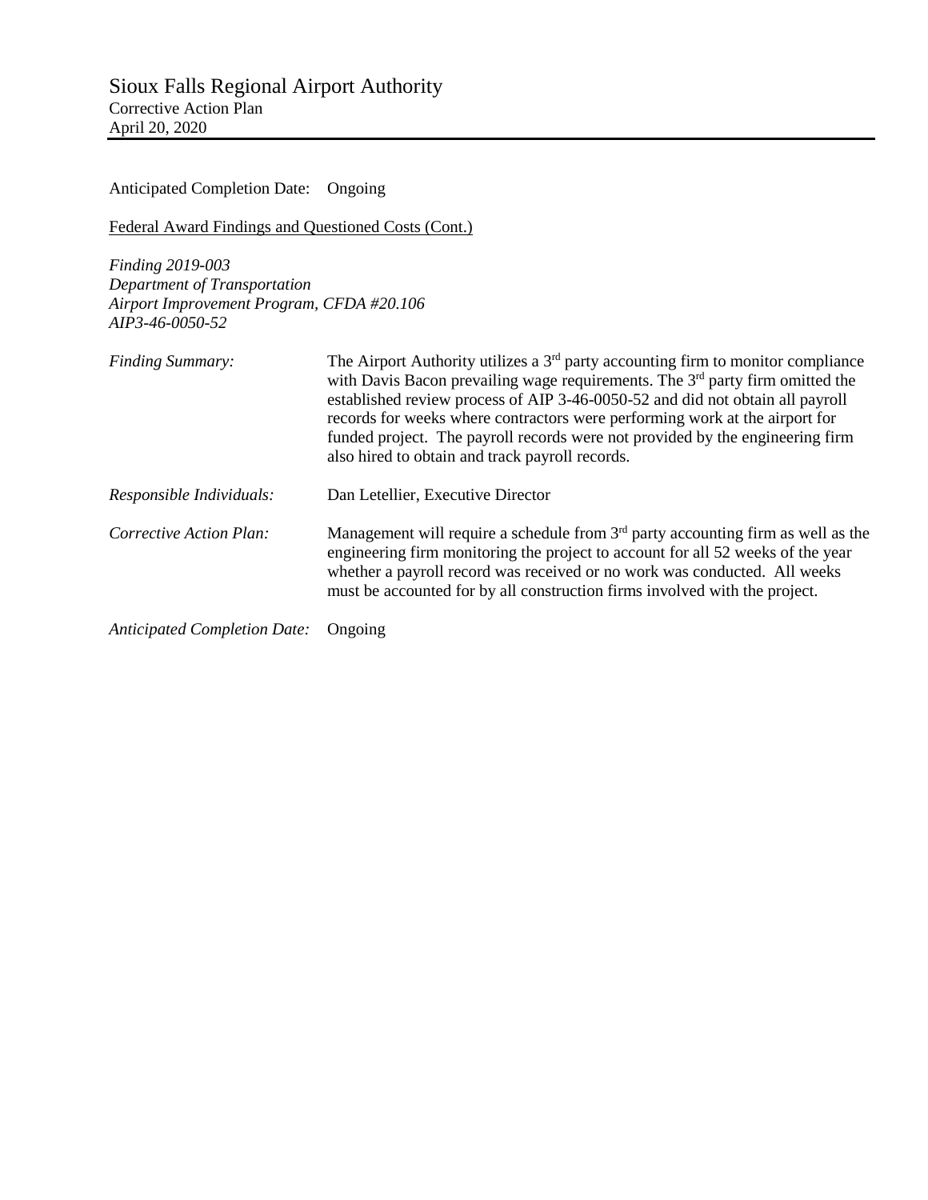Anticipated Completion Date: Ongoing

Federal Award Findings and Questioned Costs (Cont.)

*Finding 2019-003*
*Department of Transportation*
*Airport Improvement Program, CFDA #20.106*
*AIP3-46-0050-52*

*Finding Summary:* The Airport Authority utilizes a 3rd party accounting firm to monitor compliance with Davis Bacon prevailing wage requirements. The 3rd party firm omitted the established review process of AIP 3-46-0050-52 and did not obtain all payroll records for weeks where contractors were performing work at the airport for funded project. The payroll records were not provided by the engineering firm also hired to obtain and track payroll records.

*Responsible Individuals:* Dan Letellier, Executive Director

*Corrective Action Plan:* Management will require a schedule from 3rd party accounting firm as well as the engineering firm monitoring the project to account for all 52 weeks of the year whether a payroll record was received or no work was conducted. All weeks must be accounted for by all construction firms involved with the project.

*Anticipated Completion Date:* Ongoing